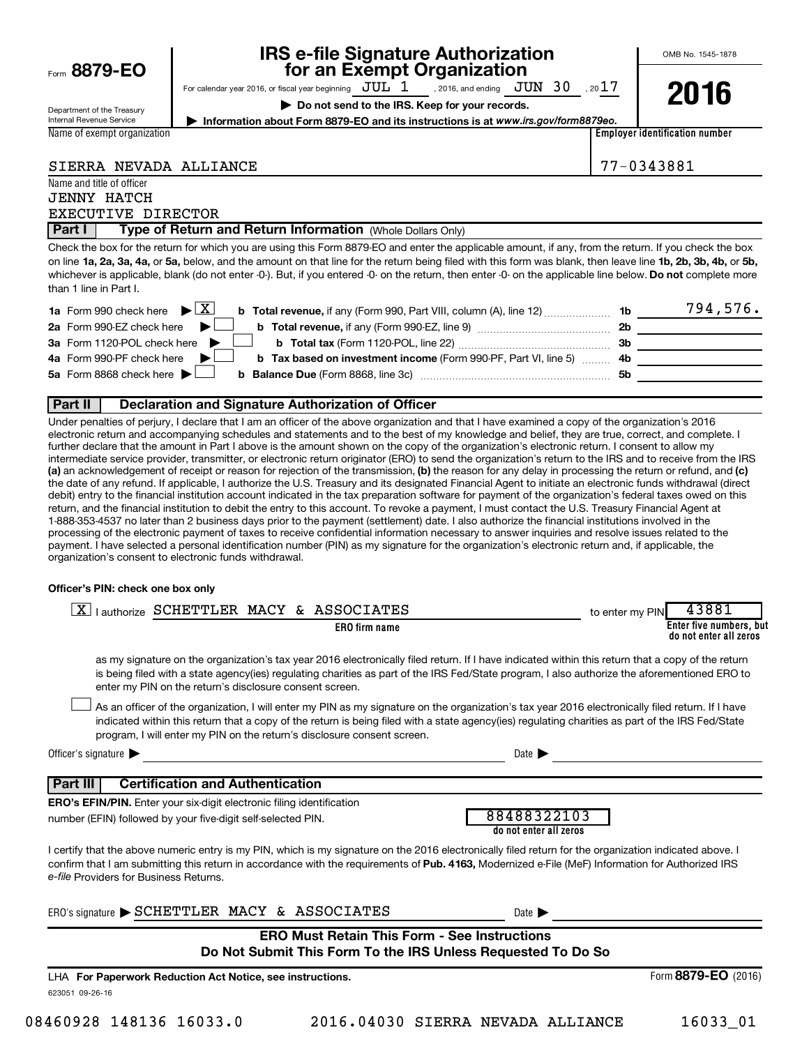Form **8879-EO**

Department of the Treasury
Internal Revenue Service

# IRS e-file Signature Authorization for an Exempt Organization

For calendar year 2016, or fiscal year beginning JUL 1 , 2016, and ending JUN 30 , 2017

▶ **Do not send to the IRS. Keep for your records.**

▶ **Information about Form 8879-EO and its instructions is at *www.irs.gov/form8879eo.***

OMB No. 1545-1878

**2016**

Name of exempt organization: SIERRA NEVADA ALLIANCE

Employer identification number: 77-0343881

Name and title of officer:
JENNY HATCH
EXECUTIVE DIRECTOR

## Part I — Type of Return and Return Information (Whole Dollars Only)

Check the box for the return for which you are using this Form 8879-EO and enter the applicable amount, if any, from the return. If you check the box on line **1a, 2a, 3a, 4a,** or **5a,** below, and the amount on that line for the return being filed with this form was blank, then leave line **1b, 2b, 3b, 4b,** or **5b,** whichever is applicable, blank (do not enter -0-). But, if you entered -0- on the return, then enter -0- on the applicable line below. **Do not** complete more than 1 line in Part I.

| | | | |
|---|---|---|---|
| **1a** Form 990 check here ▶ [X] | **b Total revenue,** if any (Form 990, Part VIII, column (A), line 12) | 1b | 794,576. |
| **2a** Form 990-EZ check here ▶ [ ] | **b Total revenue,** if any (Form 990-EZ, line 9) | 2b | |
| **3a** Form 1120-POL check here ▶ [ ] | **b Total tax** (Form 1120-POL, line 22) | 3b | |
| **4a** Form 990-PF check here ▶ [ ] | **b Tax based on investment income** (Form 990-PF, Part VI, line 5) | 4b | |
| **5a** Form 8868 check here ▶ [ ] | **b Balance Due** (Form 8868, line 3c) | 5b | |

## Part II — Declaration and Signature Authorization of Officer

Under penalties of perjury, I declare that I am an officer of the above organization and that I have examined a copy of the organization's 2016 electronic return and accompanying schedules and statements and to the best of my knowledge and belief, they are true, correct, and complete. I further declare that the amount in Part I above is the amount shown on the copy of the organization's electronic return. I consent to allow my intermediate service provider, transmitter, or electronic return originator (ERO) to send the organization's return to the IRS and to receive from the IRS **(a)** an acknowledgement of receipt or reason for rejection of the transmission, **(b)** the reason for any delay in processing the return or refund, and **(c)** the date of any refund. If applicable, I authorize the U.S. Treasury and its designated Financial Agent to initiate an electronic funds withdrawal (direct debit) entry to the financial institution account indicated in the tax preparation software for payment of the organization's federal taxes owed on this return, and the financial institution to debit the entry to this account. To revoke a payment, I must contact the U.S. Treasury Financial Agent at 1-888-353-4537 no later than 2 business days prior to the payment (settlement) date. I also authorize the financial institutions involved in the processing of the electronic payment of taxes to receive confidential information necessary to answer inquiries and resolve issues related to the payment. I have selected a personal identification number (PIN) as my signature for the organization's electronic return and, if applicable, the organization's consent to electronic funds withdrawal.

**Officer's PIN: check one box only**

[X] I authorize SCHETTLER MACY & ASSOCIATES (**ERO firm name**) to enter my PIN 43881 (**Enter five numbers, but do not enter all zeros**)

as my signature on the organization's tax year 2016 electronically filed return. If I have indicated within this return that a copy of the return is being filed with a state agency(ies) regulating charities as part of the IRS Fed/State program, I also authorize the aforementioned ERO to enter my PIN on the return's disclosure consent screen.

[ ] As an officer of the organization, I will enter my PIN as my signature on the organization's tax year 2016 electronically filed return. If I have indicated within this return that a copy of the return is being filed with a state agency(ies) regulating charities as part of the IRS Fed/State program, I will enter my PIN on the return's disclosure consent screen.

Officer's signature ▶ ______________________ Date ▶ ______________

## Part III — Certification and Authentication

**ERO's EFIN/PIN.** Enter your six-digit electronic filing identification number (EFIN) followed by your five-digit self-selected PIN.

88488322103
**do not enter all zeros**

I certify that the above numeric entry is my PIN, which is my signature on the 2016 electronically filed return for the organization indicated above. I confirm that I am submitting this return in accordance with the requirements of **Pub. 4163,** Modernized e-File (MeF) Information for Authorized IRS *e-file* Providers for Business Returns.

ERO's signature ▶ SCHETTLER MACY & ASSOCIATES Date ▶ ______________

**ERO Must Retain This Form - See Instructions**
**Do Not Submit This Form To the IRS Unless Requested To Do So**

LHA **For Paperwork Reduction Act Notice, see instructions.**

623051 09-26-16

Form **8879-EO** (2016)

08460928 148136 16033.0 2016.04030 SIERRA NEVADA ALLIANCE 16033_01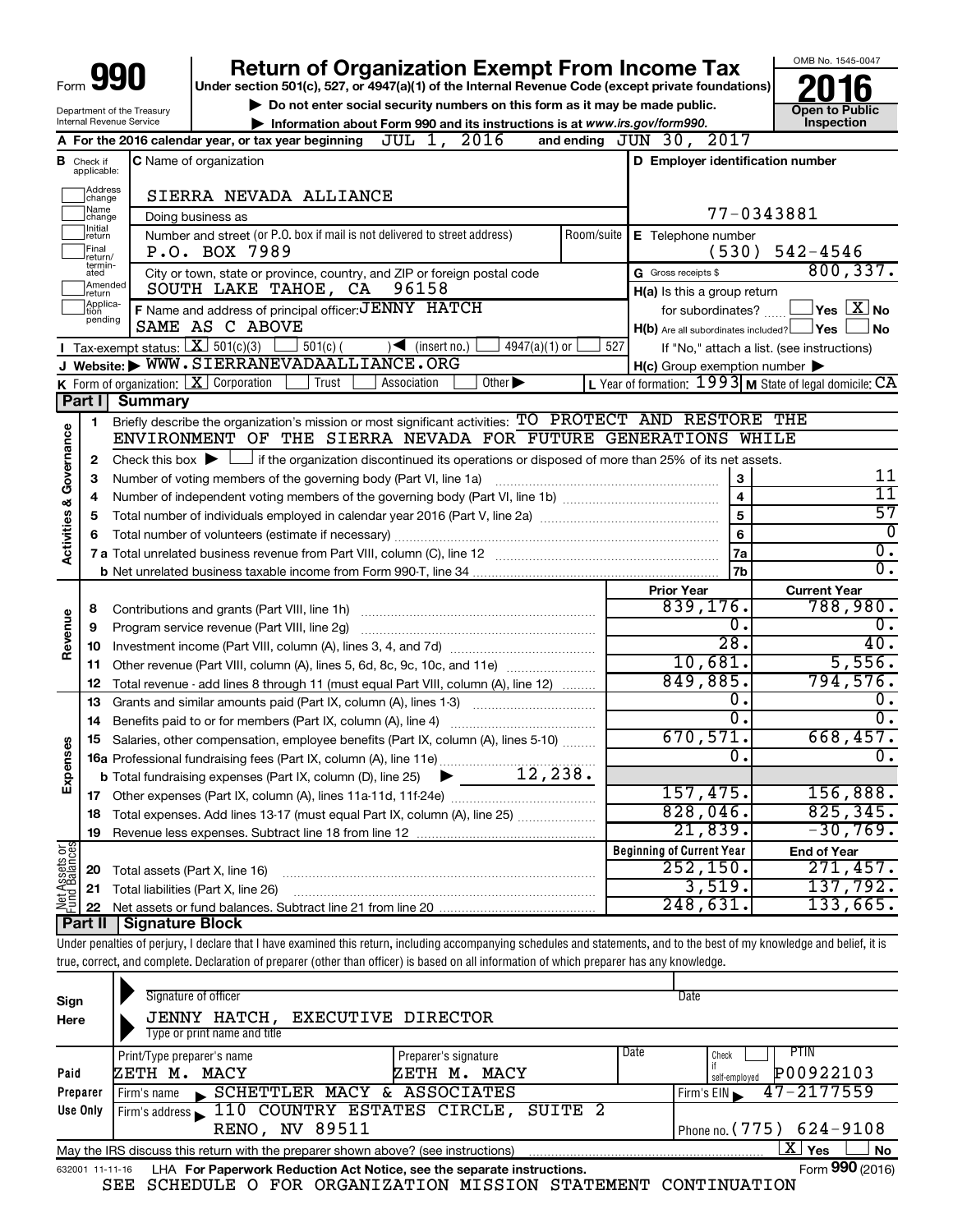Form **990**

# Return of Organization Exempt From Income Tax

Under section 501(c), 527, or 4947(a)(1) of the Internal Revenue Code (except private foundations)

▶ Do not enter social security numbers on this form as it may be made public.

▶ Information about Form 990 and its instructions is at www.irs.gov/form990.

Department of the Treasury
Internal Revenue Service

OMB No. 1545-0047

**2016**

**Open to Public Inspection**

**A** For the 2016 calendar year, or tax year beginning JUL 1, 2016 and ending JUN 30, 2017

**B** Check if applicable: Address change, Name change, Initial return, Final return/terminated, Amended return, Application pending

**C** Name of organization: SIERRA NEVADA ALLIANCE

Doing business as

Number and street (or P.O. box if mail is not delivered to street address): P.O. BOX 7989 | Room/suite

City or town, state or province, country, and ZIP or foreign postal code: SOUTH LAKE TAHOE, CA 96158

**D** Employer identification number: 77-0343881

**E** Telephone number: (530) 542-4546

**G** Gross receipts $ 800,337.

**F** Name and address of principal officer: JENNY HATCH
SAME AS C ABOVE

**H(a)** Is this a group return for subordinates? ☐ Yes ☒ No

**H(b)** Are all subordinates included? ☐ Yes ☐ No
If "No," attach a list. (see instructions)

**H(c)** Group exemption number ▶

**I** Tax-exempt status: ☒ 501(c)(3) ☐ 501(c) ( ) ◀ (insert no.) ☐ 4947(a)(1) or ☐ 527

**J** Website: ▶ WWW.SIERRANEVADAALLIANCE.ORG

**K** Form of organization: ☒ Corporation ☐ Trust ☐ Association ☐ Other ▶

**L** Year of formation: 1993 **M** State of legal domicile: CA

## Part I Summary

**Activities & Governance**

1 Briefly describe the organization's mission or most significant activities: TO PROTECT AND RESTORE THE ENVIRONMENT OF THE SIERRA NEVADA FOR FUTURE GENERATIONS WHILE

2 Check this box ▶ ☐ if the organization discontinued its operations or disposed of more than 25% of its net assets.

| | | | |
|---|---|---|---|
| 3 | Number of voting members of the governing body (Part VI, line 1a) | 3 | 11 |
| 4 | Number of independent voting members of the governing body (Part VI, line 1b) | 4 | 11 |
| 5 | Total number of individuals employed in calendar year 2016 (Part V, line 2a) | 5 | 57 |
| 6 | Total number of volunteers (estimate if necessary) | 6 | 0 |
| 7a | Total unrelated business revenue from Part VIII, column (C), line 12 | 7a | 0. |
| b | Net unrelated business taxable income from Form 990-T, line 34 | 7b | 0. |

| | | | Prior Year | Current Year |
|---|---|---|---|---|
| **Revenue** | 8 | Contributions and grants (Part VIII, line 1h) | 839,176. | 788,980. |
| | 9 | Program service revenue (Part VIII, line 2g) | 0. | 0. |
| | 10 | Investment income (Part VIII, column (A), lines 3, 4, and 7d) | 28. | 40. |
| | 11 | Other revenue (Part VIII, column (A), lines 5, 6d, 8c, 9c, 10c, and 11e) | 10,681. | 5,556. |
| | 12 | Total revenue - add lines 8 through 11 (must equal Part VIII, column (A), line 12) | 849,885. | 794,576. |
| **Expenses** | 13 | Grants and similar amounts paid (Part IX, column (A), lines 1-3) | 0. | 0. |
| | 14 | Benefits paid to or for members (Part IX, column (A), line 4) | 0. | 0. |
| | 15 | Salaries, other compensation, employee benefits (Part IX, column (A), lines 5-10) | 670,571. | 668,457. |
| | 16a | Professional fundraising fees (Part IX, column (A), line 11e) | 0. | 0. |
| | b | Total fundraising expenses (Part IX, column (D), line 25) ▶ 12,238. | | |
| | 17 | Other expenses (Part IX, column (A), lines 11a-11d, 11f-24e) | 157,475. | 156,888. |
| | 18 | Total expenses. Add lines 13-17 (must equal Part IX, column (A), line 25) | 828,046. | 825,345. |
| | 19 | Revenue less expenses. Subtract line 18 from line 12 | 21,839. | -30,769. |
| | | | **Beginning of Current Year** | **End of Year** |
| **Net Assets or Fund Balances** | 20 | Total assets (Part X, line 16) | 252,150. | 271,457. |
| | 21 | Total liabilities (Part X, line 26) | 3,519. | 137,792. |
| | 22 | Net assets or fund balances. Subtract line 21 from line 20 | 248,631. | 133,665. |

## Part II Signature Block

Under penalties of perjury, I declare that I have examined this return, including accompanying schedules and statements, and to the best of my knowledge and belief, it is true, correct, and complete. Declaration of preparer (other than officer) is based on all information of which preparer has any knowledge.

**Sign Here**

Signature of officer | Date

JENNY HATCH, EXECUTIVE DIRECTOR
Type or print name and title

**Paid Preparer Use Only**

| Print/Type preparer's name | Preparer's signature | Date | Check ☐ if self-employed | PTIN |
|---|---|---|---|---|
| ZETH M. MACY | ZETH M. MACY | | | P00922103 |

Firm's name ▶ SCHETTLER MACY & ASSOCIATES | Firm's EIN ▶ 47-2177559

Firm's address ▶ 110 COUNTRY ESTATES CIRCLE, SUITE 2, RENO, NV 89511 | Phone no. (775) 624-9108

May the IRS discuss this return with the preparer shown above? (see instructions) ☒ Yes ☐ No

632001 11-11-16 LHA For Paperwork Reduction Act Notice, see the separate instructions. Form **990** (2016)

SEE SCHEDULE O FOR ORGANIZATION MISSION STATEMENT CONTINUATION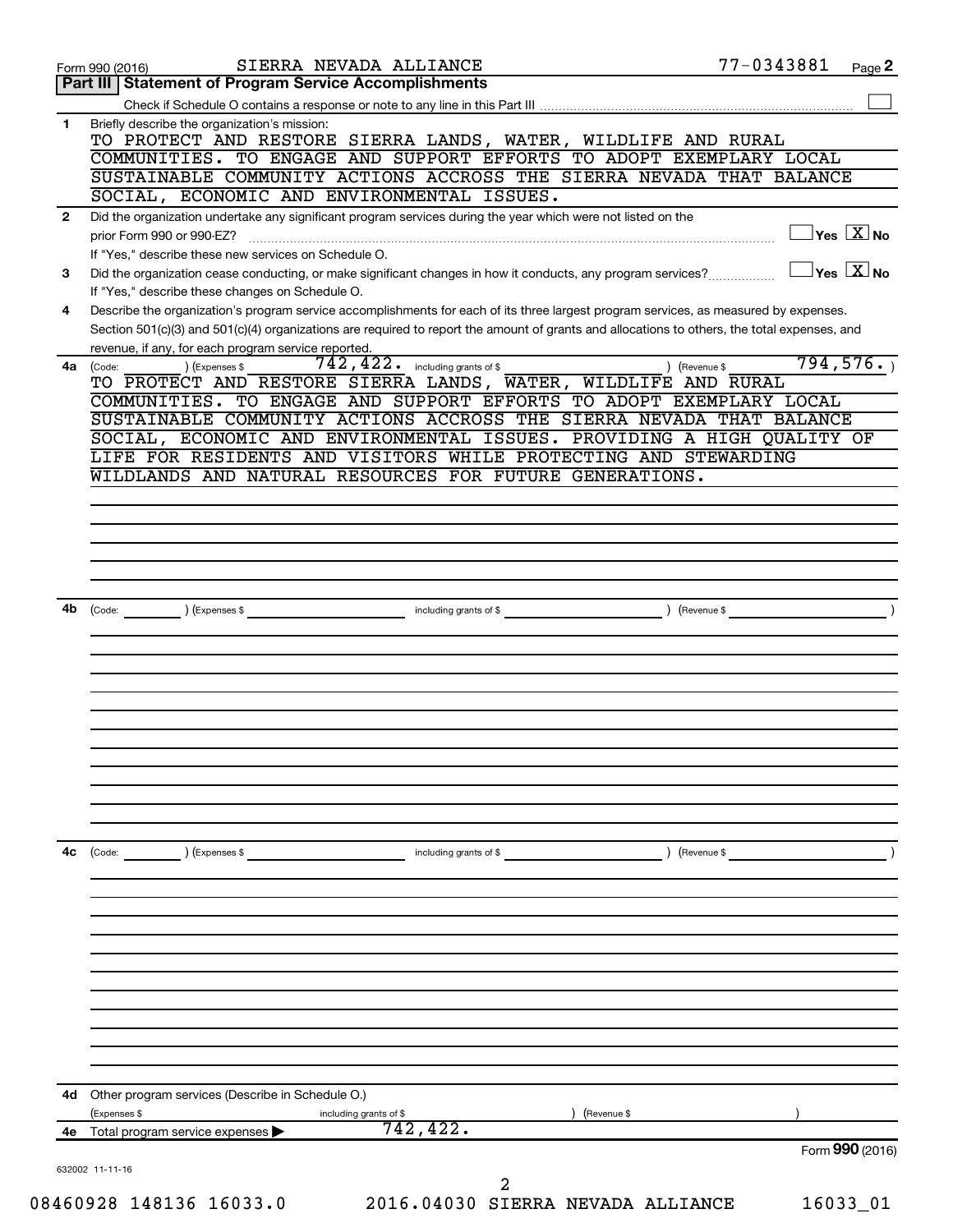Form 990 (2016) SIERRA NEVADA ALLIANCE 77-0343881 Page **2**

## Part III | Statement of Program Service Accomplishments

Check if Schedule O contains a response or note to any line in this Part III [ ]

**1** Briefly describe the organization's mission:

TO PROTECT AND RESTORE SIERRA LANDS, WATER, WILDLIFE AND RURAL COMMUNITIES. TO ENGAGE AND SUPPORT EFFORTS TO ADOPT EXEMPLARY LOCAL SUSTAINABLE COMMUNITY ACTIONS ACCROSS THE SIERRA NEVADA THAT BALANCE SOCIAL, ECONOMIC AND ENVIRONMENTAL ISSUES.

**2** Did the organization undertake any significant program services during the year which were not listed on the prior Form 990 or 990-EZ? [ ] Yes [X] No

If "Yes," describe these new services on Schedule O.

**3** Did the organization cease conducting, or make significant changes in how it conducts, any program services? [ ] Yes [X] No

If "Yes," describe these changes on Schedule O.

**4** Describe the organization's program service accomplishments for each of its three largest program services, as measured by expenses. Section 501(c)(3) and 501(c)(4) organizations are required to report the amount of grants and allocations to others, the total expenses, and revenue, if any, for each program service reported.

**4a** (Code: ) (Expenses $ 742,422. including grants of $ ) (Revenue $ 794,576. )

TO PROTECT AND RESTORE SIERRA LANDS, WATER, WILDLIFE AND RURAL COMMUNITIES. TO ENGAGE AND SUPPORT EFFORTS TO ADOPT EXEMPLARY LOCAL SUSTAINABLE COMMUNITY ACTIONS ACCROSS THE SIERRA NEVADA THAT BALANCE SOCIAL, ECONOMIC AND ENVIRONMENTAL ISSUES. PROVIDING A HIGH QUALITY OF LIFE FOR RESIDENTS AND VISITORS WHILE PROTECTING AND STEWARDING WILDLANDS AND NATURAL RESOURCES FOR FUTURE GENERATIONS.

**4b** (Code: ) (Expenses $ including grants of $ ) (Revenue $ )

**4c** (Code: ) (Expenses $ including grants of $ ) (Revenue $ )

**4d** Other program services (Describe in Schedule O.)

(Expenses $ including grants of $ ) (Revenue $ )

**4e** Total program services expenses ▶ 742,422.

Form **990** (2016)

632002 11-11-16

08460928 148136 16033.0 2016.04030 SIERRA NEVADA ALLIANCE 16033_01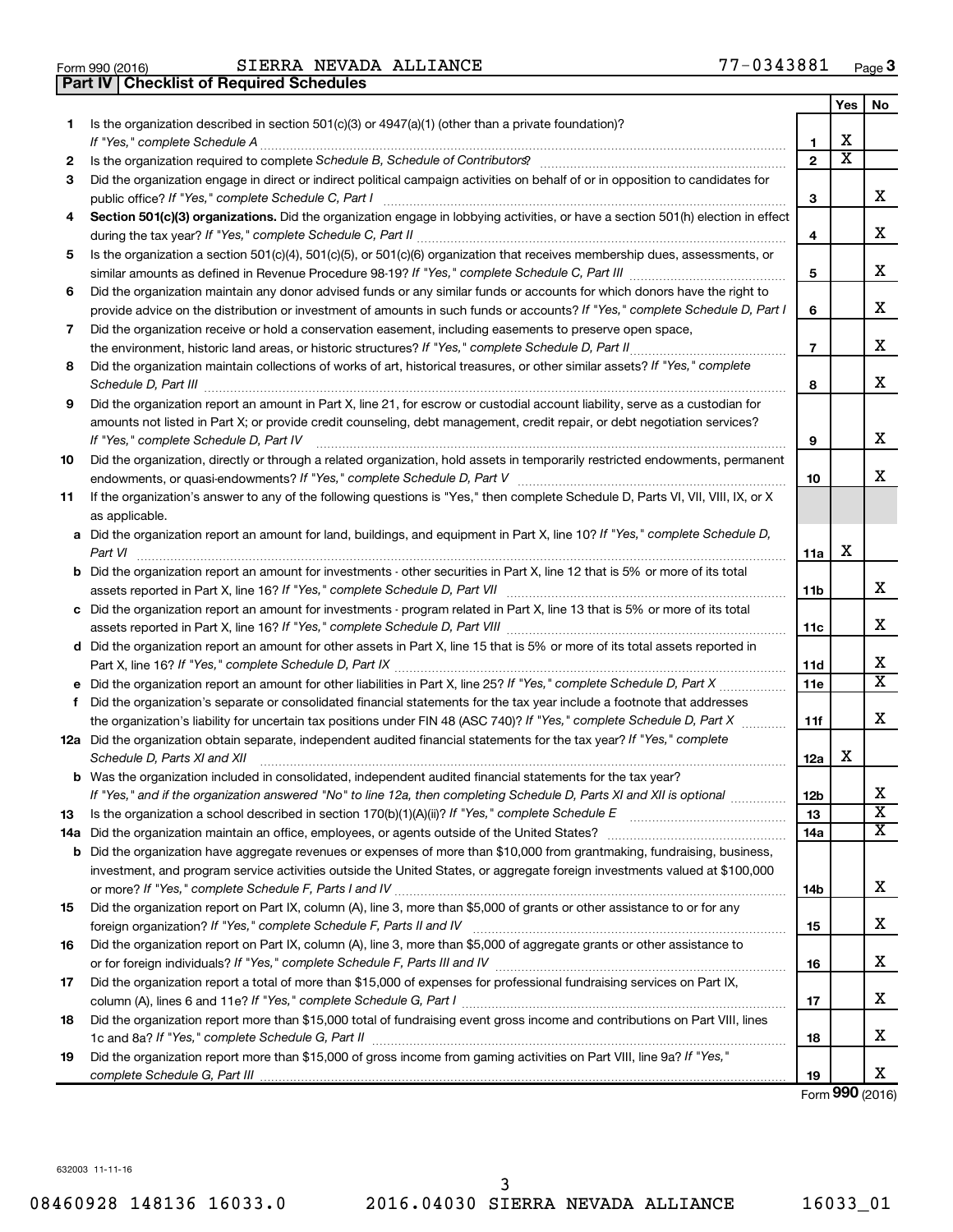Form 990 (2016) SIERRA NEVADA ALLIANCE 77-0343881 Page 3

**Part IV | Checklist of Required Schedules**

| | | | Yes | No |
|---|---|---|---|---|
| 1 | Is the organization described in section 501(c)(3) or 4947(a)(1) (other than a private foundation)? *If "Yes," complete Schedule A* | 1 | X | |
| 2 | Is the organization required to complete *Schedule B, Schedule of Contributors*? | 2 | X | |
| 3 | Did the organization engage in direct or indirect political campaign activities on behalf of or in opposition to candidates for public office? *If "Yes," complete Schedule C, Part I* | 3 | | X |
| 4 | **Section 501(c)(3) organizations.** Did the organization engage in lobbying activities, or have a section 501(h) election in effect during the tax year? *If "Yes," complete Schedule C, Part II* | 4 | | X |
| 5 | Is the organization a section 501(c)(4), 501(c)(5), or 501(c)(6) organization that receives membership dues, assessments, or similar amounts as defined in Revenue Procedure 98-19? *If "Yes," complete Schedule C, Part III* | 5 | | X |
| 6 | Did the organization maintain any donor advised funds or any similar funds or accounts for which donors have the right to provide advice on the distribution or investment of amounts in such funds or accounts? *If "Yes," complete Schedule D, Part I* | 6 | | X |
| 7 | Did the organization receive or hold a conservation easement, including easements to preserve open space, the environment, historic land areas, or historic structures? *If "Yes," complete Schedule D, Part II* | 7 | | X |
| 8 | Did the organization maintain collections of works of art, historical treasures, or other similar assets? *If "Yes," complete Schedule D, Part III* | 8 | | X |
| 9 | Did the organization report an amount in Part X, line 21, for escrow or custodial account liability, serve as a custodian for amounts not listed in Part X; or provide credit counseling, debt management, credit repair, or debt negotiation services? *If "Yes," complete Schedule D, Part IV* | 9 | | X |
| 10 | Did the organization, directly or through a related organization, hold assets in temporarily restricted endowments, permanent endowments, or quasi-endowments? *If "Yes," complete Schedule D, Part V* | 10 | | X |
| 11 | If the organization's answer to any of the following questions is "Yes," then complete Schedule D, Parts VI, VII, VIII, IX, or X as applicable. | | | |
| a | Did the organization report an amount for land, buildings, and equipment in Part X, line 10? *If "Yes," complete Schedule D, Part VI* | 11a | X | |
| b | Did the organization report an amount for investments - other securities in Part X, line 12 that is 5% or more of its total assets reported in Part X, line 16? *If "Yes," complete Schedule D, Part VII* | 11b | | X |
| c | Did the organization report an amount for investments - program related in Part X, line 13 that is 5% or more of its total assets reported in Part X, line 16? *If "Yes," complete Schedule D, Part VIII* | 11c | | X |
| d | Did the organization report an amount for other assets in Part X, line 15 that is 5% or more of its total assets reported in Part X, line 16? *If "Yes," complete Schedule D, Part IX* | 11d | | X |
| e | Did the organization report an amount for other liabilities in Part X, line 25? *If "Yes," complete Schedule D, Part X* | 11e | | X |
| f | Did the organization's separate or consolidated financial statements for the tax year include a footnote that addresses the organization's liability for uncertain tax positions under FIN 48 (ASC 740)? *If "Yes," complete Schedule D, Part X* | 11f | | X |
| 12a | Did the organization obtain separate, independent audited financial statements for the tax year? *If "Yes," complete Schedule D, Parts XI and XII* | 12a | X | |
| b | Was the organization included in consolidated, independent audited financial statements for the tax year? *If "Yes," and if the organization answered "No" to line 12a, then completing Schedule D, Parts XI and XII is optional* | 12b | | X |
| 13 | Is the organization a school described in section 170(b)(1)(A)(ii)? *If "Yes," complete Schedule E* | 13 | | X |
| 14a | Did the organization maintain an office, employees, or agents outside of the United States? | 14a | | X |
| b | Did the organization have aggregate revenues or expenses of more than $10,000 from grantmaking, fundraising, business, investment, and program service activities outside the United States, or aggregate foreign investments valued at $100,000 or more? *If "Yes," complete Schedule F, Parts I and IV* | 14b | | X |
| 15 | Did the organization report on Part IX, column (A), line 3, more than $5,000 of grants or other assistance to or for any foreign organization? *If "Yes," complete Schedule F, Parts II and IV* | 15 | | X |
| 16 | Did the organization report on Part IX, column (A), line 3, more than $5,000 of aggregate grants or other assistance to or for foreign individuals? *If "Yes," complete Schedule F, Parts III and IV* | 16 | | X |
| 17 | Did the organization report a total of more than $15,000 of expenses for professional fundraising services on Part IX, column (A), lines 6 and 11e? *If "Yes," complete Schedule G, Part I* | 17 | | X |
| 18 | Did the organization report more than $15,000 total of fundraising event gross income and contributions on Part VIII, lines 1c and 8a? *If "Yes," complete Schedule G, Part II* | 18 | | X |
| 19 | Did the organization report more than $15,000 of gross income from gaming activities on Part VIII, line 9a? *If "Yes," complete Schedule G, Part III* | 19 | | X |

Form **990** (2016)

632003 11-11-16

08460928 148136 16033.0 2016.04030 SIERRA NEVADA ALLIANCE 16033_01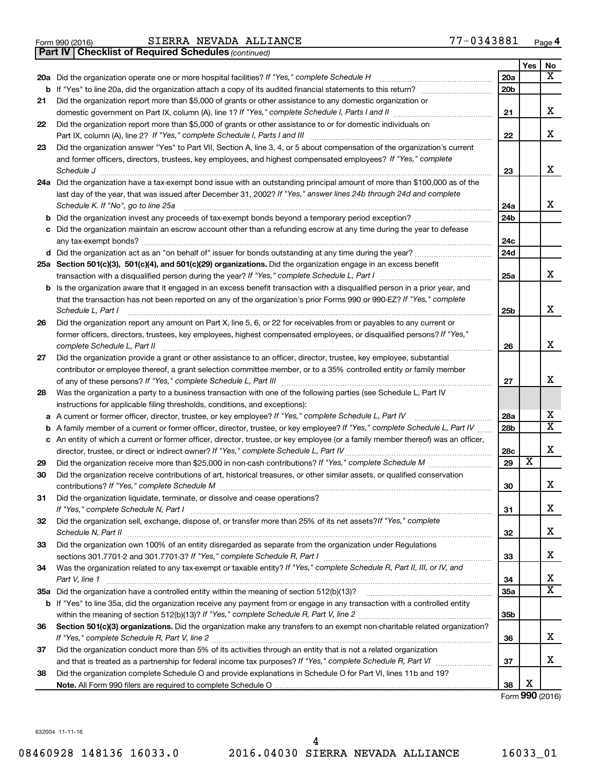Form 990 (2016) SIERRA NEVADA ALLIANCE 77-0343881 Page **4**

**Part IV | Checklist of Required Schedules** *(continued)*

| | | | Yes | No |
|---|---|---|---|---|
| **20a** | Did the organization operate one or more hospital facilities? *If "Yes," complete Schedule H* | **20a** | | X |
| **b** | If "Yes" to line 20a, did the organization attach a copy of its audited financial statements to this return? | **20b** | | |
| **21** | Did the organization report more than $5,000 of grants or other assistance to any domestic organization or domestic government on Part IX, column (A), line 1? *If "Yes," complete Schedule I, Parts I and II* | **21** | | X |
| **22** | Did the organization report more than $5,000 of grants or other assistance to or for domestic individuals on Part IX, column (A), line 2? *If "Yes," complete Schedule I, Parts I and III* | **22** | | X |
| **23** | Did the organization answer "Yes" to Part VII, Section A, line 3, 4, or 5 about compensation of the organization's current and former officers, directors, trustees, key employees, and highest compensated employees? *If "Yes," complete Schedule J* | **23** | | X |
| **24a** | Did the organization have a tax-exempt bond issue with an outstanding principal amount of more than $100,000 as of the last day of the year, that was issued after December 31, 2002? *If "Yes," answer lines 24b through 24d and complete Schedule K. If "No", go to line 25a* | **24a** | | X |
| **b** | Did the organization invest any proceeds of tax-exempt bonds beyond a temporary period exception? | **24b** | | |
| **c** | Did the organization maintain an escrow account other than a refunding escrow at any time during the year to defease any tax-exempt bonds? | **24c** | | |
| **d** | Did the organization act as an "on behalf of" issuer for bonds outstanding at any time during the year? | **24d** | | |
| **25a** | **Section 501(c)(3), 501(c)(4), and 501(c)(29) organizations.** Did the organization engage in an excess benefit transaction with a disqualified person during the year? *If "Yes," complete Schedule L, Part I* | **25a** | | X |
| **b** | Is the organization aware that it engaged in an excess benefit transaction with a disqualified person in a prior year, and that the transaction has not been reported on any of the organization's prior Forms 990 or 990-EZ? *If "Yes," complete Schedule L, Part I* | **25b** | | X |
| **26** | Did the organization report any amount on Part X, line 5, 6, or 22 for receivables from or payables to any current or former officers, directors, trustees, key employees, highest compensated employees, or disqualified persons? *If "Yes," complete Schedule L, Part II* | **26** | | X |
| **27** | Did the organization provide a grant or other assistance to an officer, director, trustee, key employee, substantial contributor or employee thereof, a grant selection committee member, or to a 35% controlled entity or family member of any of these persons? *If "Yes," complete Schedule L, Part III* | **27** | | X |
| **28** | Was the organization a party to a business transaction with one of the following parties (see Schedule L, Part IV instructions for applicable filing thresholds, conditions, and exceptions): | | | |
| **a** | A current or former officer, director, trustee, or key employee? *If "Yes," complete Schedule L, Part IV* | **28a** | | X |
| **b** | A family member of a current or former officer, director, trustee, or key employee? *If "Yes," complete Schedule L, Part IV* | **28b** | | X |
| **c** | An entity of which a current or former officer, director, trustee, or key employee (or a family member thereof) was an officer, director, trustee, or direct or indirect owner? *If "Yes," complete Schedule L, Part IV* | **28c** | | X |
| **29** | Did the organization receive more than $25,000 in non-cash contributions? *If "Yes," complete Schedule M* | **29** | X | |
| **30** | Did the organization receive contributions of art, historical treasures, or other similar assets, or qualified conservation contributions? *If "Yes," complete Schedule M* | **30** | | X |
| **31** | Did the organization liquidate, terminate, or dissolve and cease operations? *If "Yes," complete Schedule N, Part I* | **31** | | X |
| **32** | Did the organization sell, exchange, dispose of, or transfer more than 25% of its net assets? *If "Yes," complete Schedule N, Part II* | **32** | | X |
| **33** | Did the organization own 100% of an entity disregarded as separate from the organization under Regulations sections 301.7701-2 and 301.7701-3? *If "Yes," complete Schedule R, Part I* | **33** | | X |
| **34** | Was the organization related to any tax-exempt or taxable entity? *If "Yes," complete Schedule R, Part II, III, or IV, and Part V, line 1* | **34** | | X |
| **35a** | Did the organization have a controlled entity within the meaning of section 512(b)(13)? | **35a** | | X |
| **b** | If "Yes" to line 35a, did the organization receive any payment from or engage in any transaction with a controlled entity within the meaning of section 512(b)(13)? *If "Yes," complete Schedule R, Part V, line 2* | **35b** | | |
| **36** | **Section 501(c)(3) organizations.** Did the organization make any transfers to an exempt non-charitable related organization? *If "Yes," complete Schedule R, Part V, line 2* | **36** | | X |
| **37** | Did the organization conduct more than 5% of its activities through an entity that is not a related organization and that is treated as a partnership for federal income tax purposes? *If "Yes," complete Schedule R, Part VI* | **37** | | X |
| **38** | Did the organization complete Schedule O and provide explanations in Schedule O for Part VI, lines 11b and 19? **Note.** All Form 990 filers are required to complete Schedule O | **38** | X | |

Form **990** (2016)

632004 11-11-16

08460928 148136 16033.0 2016.04030 SIERRA NEVADA ALLIANCE 16033_01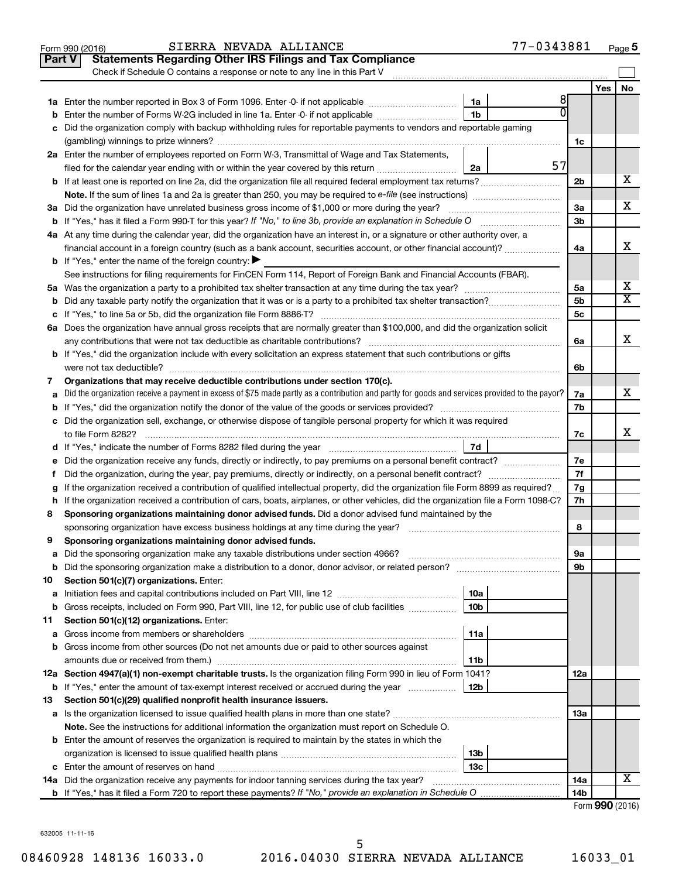Form 990 (2016) SIERRA NEVADA ALLIANCE 77-0343881 Page 5

## Part V Statements Regarding Other IRS Filings and Tax Compliance

Check if Schedule O contains a response or note to any line in this Part V

| | | | | | Yes | No |
|---|---|---|---|---|---|---|
| **1a** | Enter the number reported in Box 3 of Form 1096. Enter -0- if not applicable | 1a | 8 | | | |
| **b** | Enter the number of Forms W-2G included in line 1a. Enter -0- if not applicable | 1b | 0 | | | |
| **c** | Did the organization comply with backup withholding rules for reportable payments to vendors and reportable gaming (gambling) winnings to prize winners? | | | 1c | | |
| **2a** | Enter the number of employees reported on Form W-3, Transmittal of Wage and Tax Statements, filed for the calendar year ending with or within the year covered by this return | 2a | 57 | | | |
| **b** | If at least one is reported on line 2a, did the organization file all required federal employment tax returns? | | | 2b | | X |
| | **Note.** If the sum of lines 1a and 2a is greater than 250, you may be required to *e-file* (see instructions) | | | | | |
| **3a** | Did the organization have unrelated business gross income of $1,000 or more during the year? | | | 3a | | X |
| **b** | If "Yes," has it filed a Form 990-T for this year? *If "No," to line 3b, provide an explanation in Schedule O* | | | 3b | | |
| **4a** | At any time during the calendar year, did the organization have an interest in, or a signature or other authority over, a financial account in a foreign country (such as a bank account, securities account, or other financial account)? | | | 4a | | X |
| **b** | If "Yes," enter the name of the foreign country: ▶ | | | | | |
| | See instructions for filing requirements for FinCEN Form 114, Report of Foreign Bank and Financial Accounts (FBAR). | | | | | |
| **5a** | Was the organization a party to a prohibited tax shelter transaction at any time during the tax year? | | | 5a | | X |
| **b** | Did any taxable party notify the organization that it was or is a party to a prohibited tax shelter transaction? | | | 5b | | X |
| **c** | If "Yes," to line 5a or 5b, did the organization file Form 8886-T? | | | 5c | | |
| **6a** | Does the organization have annual gross receipts that are normally greater than $100,000, and did the organization solicit any contributions that were not tax deductible as charitable contributions? | | | 6a | | X |
| **b** | If "Yes," did the organization include with every solicitation an express statement that such contributions or gifts were not tax deductible? | | | 6b | | |
| **7** | **Organizations that may receive deductible contributions under section 170(c).** | | | | | |
| **a** | Did the organization receive a payment in excess of $75 made partly as a contribution and partly for goods and services provided to the payor? | | | 7a | | X |
| **b** | If "Yes," did the organization notify the donor of the value of the goods or services provided? | | | 7b | | |
| **c** | Did the organization sell, exchange, or otherwise dispose of tangible personal property for which it was required to file Form 8282? | | | 7c | | X |
| **d** | If "Yes," indicate the number of Forms 8282 filed during the year | 7d | | | | |
| **e** | Did the organization receive any funds, directly or indirectly, to pay premiums on a personal benefit contract? | | | 7e | | |
| **f** | Did the organization, during the year, pay premiums, directly or indirectly, on a personal benefit contract? | | | 7f | | |
| **g** | If the organization received a contribution of qualified intellectual property, did the organization file Form 8899 as required? | | | 7g | | |
| **h** | If the organization received a contribution of cars, boats, airplanes, or other vehicles, did the organization file a Form 1098-C? | | | 7h | | |
| **8** | **Sponsoring organizations maintaining donor advised funds.** Did a donor advised fund maintained by the sponsoring organization have excess business holdings at any time during the year? | | | 8 | | |
| **9** | **Sponsoring organizations maintaining donor advised funds.** | | | | | |
| **a** | Did the sponsoring organization make any taxable distributions under section 4966? | | | 9a | | |
| **b** | Did the sponsoring organization make a distribution to a donor, donor advisor, or related person? | | | 9b | | |
| **10** | **Section 501(c)(7) organizations.** Enter: | | | | | |
| **a** | Initiation fees and capital contributions included on Part VIII, line 12 | 10a | | | | |
| **b** | Gross receipts, included on Form 990, Part VIII, line 12, for public use of club facilities | 10b | | | | |
| **11** | **Section 501(c)(12) organizations.** Enter: | | | | | |
| **a** | Gross income from members or shareholders | 11a | | | | |
| **b** | Gross income from other sources (Do not net amounts due or paid to other sources against amounts due or received from them.) | 11b | | | | |
| **12a** | **Section 4947(a)(1) non-exempt charitable trusts.** Is the organization filing Form 990 in lieu of Form 1041? | | | 12a | | |
| **b** | If "Yes," enter the amount of tax-exempt interest received or accrued during the year | 12b | | | | |
| **13** | **Section 501(c)(29) qualified nonprofit health insurance issuers.** | | | | | |
| **a** | Is the organization licensed to issue qualified health plans in more than one state? | | | 13a | | |
| | **Note.** See the instructions for additional information the organization must report on Schedule O. | | | | | |
| **b** | Enter the amount of reserves the organization is required to maintain by the states in which the organization is licensed to issue qualified health plans | 13b | | | | |
| **c** | Enter the amount of reserves on hand | 13c | | | | |
| **14a** | Did the organization receive any payments for indoor tanning services during the tax year? | | | 14a | | X |
| **b** | If "Yes," has it filed a Form 720 to report these payments? *If "No," provide an explanation in Schedule O* | | | 14b | | |

Form **990** (2016)

632005 11-11-16

08460928 148136 16033.0 2016.04030 SIERRA NEVADA ALLIANCE 16033_01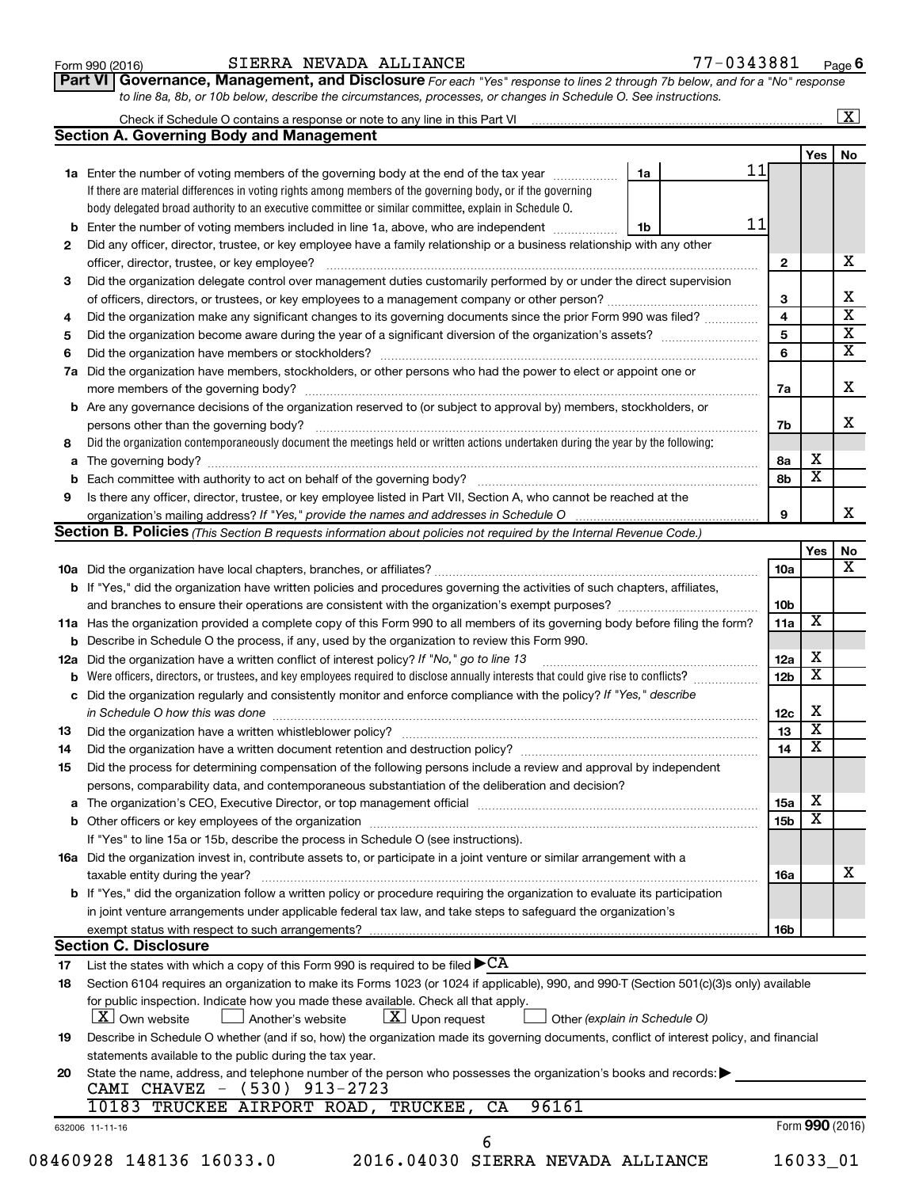Form 990 (2016) SIERRA NEVADA ALLIANCE 77-0343881 Page 6

**Part VI Governance, Management, and Disclosure** *For each "Yes" response to lines 2 through 7b below, and for a "No" response to line 8a, 8b, or 10b below, describe the circumstances, processes, or changes in Schedule O. See instructions.*

Check if Schedule O contains a response or note to any line in this Part VI ..... [X]

### Section A. Governing Body and Management

| | | | | Yes | No |
|---|---|---|---|---|---|
| **1a** | Enter the number of voting members of the governing body at the end of the tax year ..... If there are material differences in voting rights among members of the governing body, or if the governing body delegated broad authority to an executive committee or similar committee, explain in Schedule O. | 1a: 11 | | | |
| **b** | Enter the number of voting members included in line 1a, above, who are independent ..... | 1b: 11 | | | |
| **2** | Did any officer, director, trustee, or key employee have a family relationship or a business relationship with any other officer, director, trustee, or key employee? ..... | | 2 | | X |
| **3** | Did the organization delegate control over management duties customarily performed by or under the direct supervision of officers, directors, or trustees, or key employees to a management company or other person? ..... | | 3 | | X |
| **4** | Did the organization make any significant changes to its governing documents since the prior Form 990 was filed? ..... | | 4 | | X |
| **5** | Did the organization become aware during the year of a significant diversion of the organization's assets? ..... | | 5 | | X |
| **6** | Did the organization have members or stockholders? ..... | | 6 | | X |
| **7a** | Did the organization have members, stockholders, or other persons who had the power to elect or appoint one or more members of the governing body? ..... | | 7a | | X |
| **b** | Are any governance decisions of the organization reserved to (or subject to approval by) members, stockholders, or persons other than the governing body? ..... | | 7b | | X |
| **8** | Did the organization contemporaneously document the meetings held or written actions undertaken during the year by the following: | | | | |
| **a** | The governing body? ..... | | 8a | X | |
| **b** | Each committee with authority to act on behalf of the governing body? ..... | | 8b | X | |
| **9** | Is there any officer, director, trustee, or key employee listed in Part VII, Section A, who cannot be reached at the organization's mailing address? *If "Yes," provide the names and addresses in Schedule O* ..... | | 9 | | X |

### Section B. Policies *(This Section B requests information about policies not required by the Internal Revenue Code.)*

| | | | Yes | No |
|---|---|---|---|---|
| **10a** | Did the organization have local chapters, branches, or affiliates? ..... | 10a | | X |
| **b** | If "Yes," did the organization have written policies and procedures governing the activities of such chapters, affiliates, and branches to ensure their operations are consistent with the organization's exempt purposes? ..... | 10b | | |
| **11a** | Has the organization provided a complete copy of this Form 990 to all members of its governing body before filing the form? | 11a | X | |
| **b** | Describe in Schedule O the process, if any, used by the organization to review this Form 990. | | | |
| **12a** | Did the organization have a written conflict of interest policy? *If "No," go to line 13* ..... | 12a | X | |
| **b** | Were officers, directors, or trustees, and key employees required to disclose annually interests that could give rise to conflicts? ..... | 12b | X | |
| **c** | Did the organization regularly and consistently monitor and enforce compliance with the policy? *If "Yes," describe in Schedule O how this was done* ..... | 12c | X | |
| **13** | Did the organization have a written whistleblower policy? ..... | 13 | X | |
| **14** | Did the organization have a written document retention and destruction policy? ..... | 14 | X | |
| **15** | Did the process for determining compensation of the following persons include a review and approval by independent persons, comparability data, and contemporaneous substantiation of the deliberation and decision? | | | |
| **a** | The organization's CEO, Executive Director, or top management official ..... | 15a | X | |
| **b** | Other officers or key employees of the organization ..... | 15b | X | |
| | If "Yes" to line 15a or 15b, describe the process in Schedule O (see instructions). | | | |
| **16a** | Did the organization invest in, contribute assets to, or participate in a joint venture or similar arrangement with a taxable entity during the year? ..... | 16a | | X |
| **b** | If "Yes," did the organization follow a written policy or procedure requiring the organization to evaluate its participation in joint venture arrangements under applicable federal tax law, and take steps to safeguard the organization's exempt status with respect to such arrangements? ..... | 16b | | |

### Section C. Disclosure

**17** List the states with which a copy of this Form 990 is required to be filed ▶ CA

**18** Section 6104 requires an organization to make its Forms 1023 (or 1024 if applicable), 990, and 990-T (Section 501(c)(3)s only) available for public inspection. Indicate how you made these available. Check all that apply.

[X] Own website [ ] Another's website [X] Upon request [ ] Other *(explain in Schedule O)*

**19** Describe in Schedule O whether (and if so, how) the organization made its governing documents, conflict of interest policy, and financial statements available to the public during the tax year.

**20** State the name, address, and telephone number of the person who possesses the organization's books and records: ▶

CAMI CHAVEZ - (530) 913-2723
10183 TRUCKEE AIRPORT ROAD, TRUCKEE, CA 96161

632006 11-11-16 Form **990** (2016)

08460928 148136 16033.0 2016.04030 SIERRA NEVADA ALLIANCE 16033_01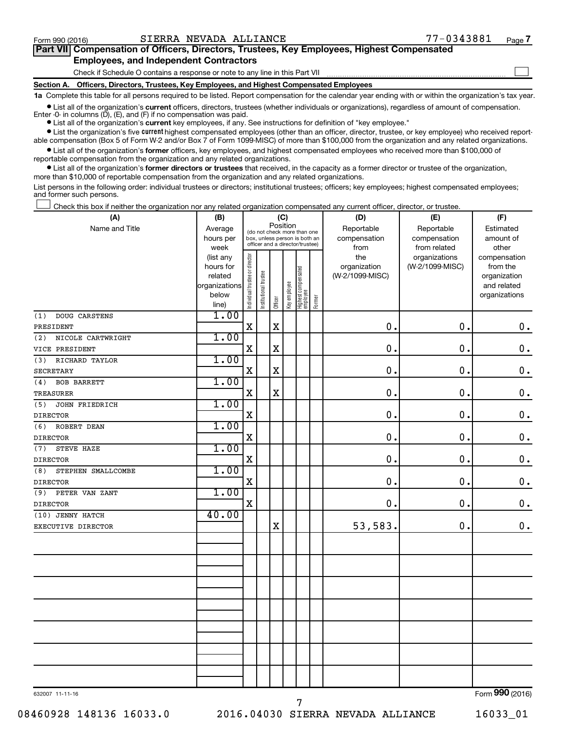Form 990 (2016) SIERRA NEVADA ALLIANCE 77-0343881

## Part VII Compensation of Officers, Directors, Trustees, Key Employees, Highest Compensated Employees, and Independent Contractors

Check if Schedule O contains a response or note to any line in this Part VII ☐

### Section A. Officers, Directors, Trustees, Key Employees, and Highest Compensated Employees

**1a** Complete this table for all persons required to be listed. Report compensation for the calendar year ending with or within the organization's tax year.

- List all of the organization's **current** officers, directors, trustees (whether individuals or organizations), regardless of amount of compensation. Enter -0- in columns (D), (E), and (F) if no compensation was paid.
- List all of the organization's **current** key employees, if any. See instructions for definition of "key employee."
- List the organization's five **current** highest compensated employees (other than an officer, director, trustee, or key employee) who received reportable compensation (Box 5 of Form W-2 and/or Box 7 of Form 1099-MISC) of more than $100,000 from the organization and any related organizations.
- List all of the organization's **former** officers, key employees, and highest compensated employees who received more than $100,000 of reportable compensation from the organization and any related organizations.
- List all of the organization's **former directors or trustees** that received, in the capacity as a former director or trustee of the organization, more than $10,000 of reportable compensation from the organization and any related organizations.

List persons in the following order: individual trustees or directors; institutional trustees; officers; key employees; highest compensated employees; and former such persons.

☐ Check this box if neither the organization nor any related organization compensated any current officer, director, or trustee.

| (A) Name and Title | (B) Average hours per week (list any hours for related organizations below line) | (C) Position: Individual trustee or director | Institutional trustee | Officer | Key employee | Highest compensated employee | Former | (D) Reportable compensation from the organization (W-2/1099-MISC) | (E) Reportable compensation from related organizations (W-2/1099-MISC) | (F) Estimated amount of other compensation from the organization and related organizations |
|---|---|---|---|---|---|---|---|---|---|---|
| (1) DOUG CARSTENS<br>PRESIDENT | 1.00 | X | | X | | | | 0. | 0. | 0. |
| (2) NICOLE CARTWRIGHT<br>VICE PRESIDENT | 1.00 | X | | X | | | | 0. | 0. | 0. |
| (3) RICHARD TAYLOR<br>SECRETARY | 1.00 | X | | X | | | | 0. | 0. | 0. |
| (4) BOB BARRETT<br>TREASURER | 1.00 | X | | X | | | | 0. | 0. | 0. |
| (5) JOHN FRIEDRICH<br>DIRECTOR | 1.00 | X | | | | | | 0. | 0. | 0. |
| (6) ROBERT DEAN<br>DIRECTOR | 1.00 | X | | | | | | 0. | 0. | 0. |
| (7) STEVE HAZE<br>DIRECTOR | 1.00 | X | | | | | | 0. | 0. | 0. |
| (8) STEPHEN SMALLCOMBE<br>DIRECTOR | 1.00 | X | | | | | | 0. | 0. | 0. |
| (9) PETER VAN ZANT<br>DIRECTOR | 1.00 | X | | | | | | 0. | 0. | 0. |
| (10) JENNY HATCH<br>EXECUTIVE DIRECTOR | 40.00 | | | X | | | | 53,583. | 0. | 0. |

632007 11-11-16

Form **990** (2016)

08460928 148136 16033.0 2016.04030 SIERRA NEVADA ALLIANCE 16033_01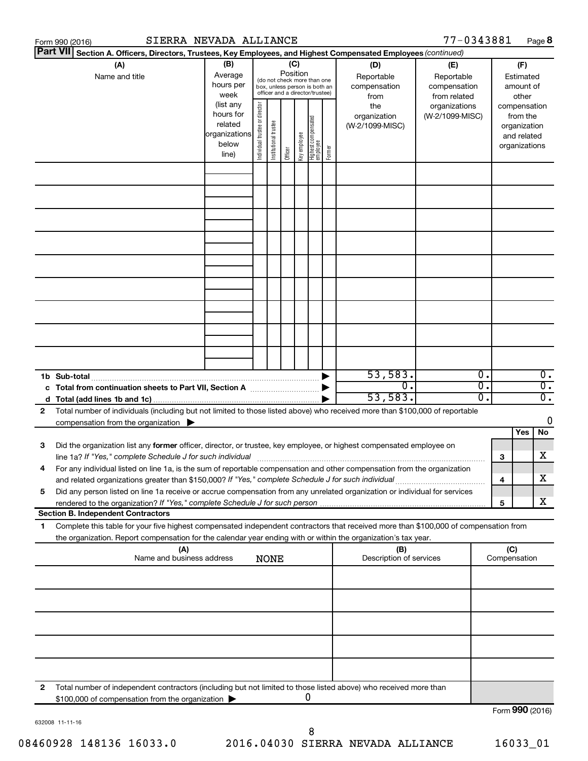Form 990 (2016) SIERRA NEVADA ALLIANCE 77-0343881 Page 8

**Part VII Section A. Officers, Directors, Trustees, Key Employees, and Highest Compensated Employees** *(continued)*

| (A) Name and title | (B) Average hours per week (list any hours for related organizations below line) | (C) Position (do not check more than one box, unless person is both an officer and a director/trustee): Individual trustee or director | Institutional trustee | Officer | Key employee | Highest compensated employee | Former | (D) Reportable compensation from the organization (W-2/1099-MISC) | (E) Reportable compensation from related organizations (W-2/1099-MISC) | (F) Estimated amount of other compensation from the organization and related organizations |
|---|---|---|---|---|---|---|---|---|---|---|
| | | | | | | | | | | |
| | | | | | | | | | | |
| | | | | | | | | | | |
| | | | | | | | | | | |
| | | | | | | | | | | |
| | | | | | | | | | | |
| | | | | | | | | | | |
| | | | | | | | | | | |
| | | | | | | | | | | |
| **1b Sub-total** | | | | | | | | 53,583. | 0. | 0. |
| **c Total from continuation sheets to Part VII, Section A** | | | | | | | | 0. | 0. | 0. |
| **d Total (add lines 1b and 1c)** | | | | | | | | 53,583. | 0. | 0. |

**2** Total number of individuals (including but not limited to those listed above) who received more than $100,000 of reportable compensation from the organization ▶ 0

| | | | Yes | No |
|---|---|---|---|---|
| **3** | Did the organization list any **former** officer, director, or trustee, key employee, or highest compensated employee on line 1a? *If "Yes," complete Schedule J for such individual* | 3 | | X |
| **4** | For any individual listed on line 1a, is the sum of reportable compensation and other compensation from the organization and related organizations greater than $150,000? *If "Yes," complete Schedule J for such individual* | 4 | | X |
| **5** | Did any person listed on line 1a receive or accrue compensation from any unrelated organization or individual for services rendered to the organization? *If "Yes," complete Schedule J for such person* | 5 | | X |

**Section B. Independent Contractors**

**1** Complete this table for your five highest compensated independent contractors that received more than $100,000 of compensation from the organization. Report compensation for the calendar year ending with or within the organization's tax year.

| (A) Name and business address NONE | (B) Description of services | (C) Compensation |
|---|---|---|
| | | |
| | | |
| | | |
| | | |
| | | |

**2** Total number of independent contractors (including but not limited to those listed above) who received more than $100,000 of compensation from the organization ▶ 0

Form **990** (2016)

632008 11-11-16

08460928 148136 16033.0 2016.04030 SIERRA NEVADA ALLIANCE 16033_01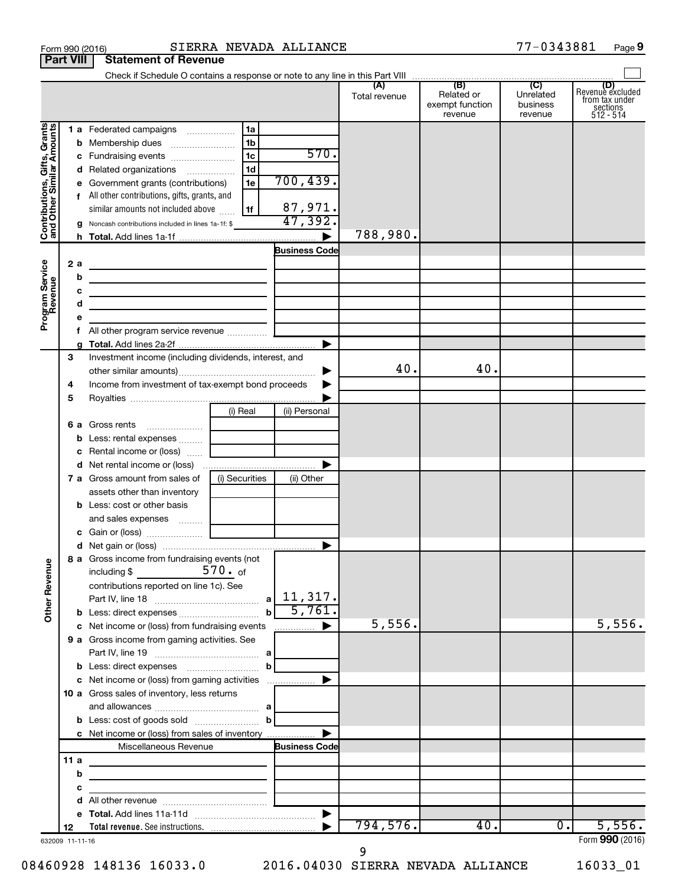Form 990 (2016) SIERRA NEVADA ALLIANCE 77-0343881 Page **9**

## Part VIII Statement of Revenue

Check if Schedule O contains a response or note to any line in this Part VIII

| | | | | (A) Total revenue | (B) Related or exempt function revenue | (C) Unrelated business revenue | (D) Revenue excluded from tax under sections 512 - 514 |
|---|---|---|---|---|---|---|---|
| **Contributions, Gifts, Grants and Other Similar Amounts** | 1a Federated campaigns | 1a | | | | | |
| | b Membership dues | 1b | | | | | |
| | c Fundraising events | 1c | 570. | | | | |
| | d Related organizations | 1d | | | | | |
| | e Government grants (contributions) | 1e | 700,439. | | | | |
| | f All other contributions, gifts, grants, and similar amounts not included above | 1f | 87,971. | | | | |
| | g Noncash contributions included in lines 1a-1f: $ | | 47,392. | | | | |
| | h **Total.** Add lines 1a-1f | | | 788,980. | | | |
| **Program Service Revenue** | | | Business Code | | | | |
| | 2a | | | | | | |
| | b | | | | | | |
| | c | | | | | | |
| | d | | | | | | |
| | e | | | | | | |
| | f All other program service revenue | | | | | | |
| | g **Total.** Add lines 2a-2f | | | | | | |
| **Other Revenue** | 3 Investment income (including dividends, interest, and other similar amounts) | | | 40. | 40. | | |
| | 4 Income from investment of tax-exempt bond proceeds | | | | | | |
| | 5 Royalties | | | | | | |
| | | (i) Real | (ii) Personal | | | | |
| | 6a Gross rents | | | | | | |
| | b Less: rental expenses | | | | | | |
| | c Rental income or (loss) | | | | | | |
| | d Net rental income or (loss) | | | | | | |
| | | (i) Securities | (ii) Other | | | | |
| | 7a Gross amount from sales of assets other than inventory | | | | | | |
| | b Less: cost or other basis and sales expenses | | | | | | |
| | c Gain or (loss) | | | | | | |
| | d Net gain or (loss) | | | | | | |
| | 8a Gross income from fundraising events (not including $ 570. of contributions reported on line 1c). See Part IV, line 18 | a | 11,317. | | | | |
| | b Less: direct expenses | b | 5,761. | | | | |
| | c Net income or (loss) from fundraising events | | | 5,556. | | | 5,556. |
| | 9a Gross income from gaming activities. See Part IV, line 19 | a | | | | | |
| | b Less: direct expenses | b | | | | | |
| | c Net income or (loss) from gaming activities | | | | | | |
| | 10a Gross sales of inventory, less returns and allowances | a | | | | | |
| | b Less: cost of goods sold | b | | | | | |
| | c Net income or (loss) from sales of inventory | | | | | | |
| | Miscellaneous Revenue | | Business Code | | | | |
| | 11a | | | | | | |
| | b | | | | | | |
| | c | | | | | | |
| | d All other revenue | | | | | | |
| | e **Total.** Add lines 11a-11d | | | | | | |
| | 12 **Total revenue.** See instructions. | | | 794,576. | 40. | 0. | 5,556. |

632009 11-11-16 Form **990** (2016)

08460928 148136 16033.0 2016.04030 SIERRA NEVADA ALLIANCE 16033_01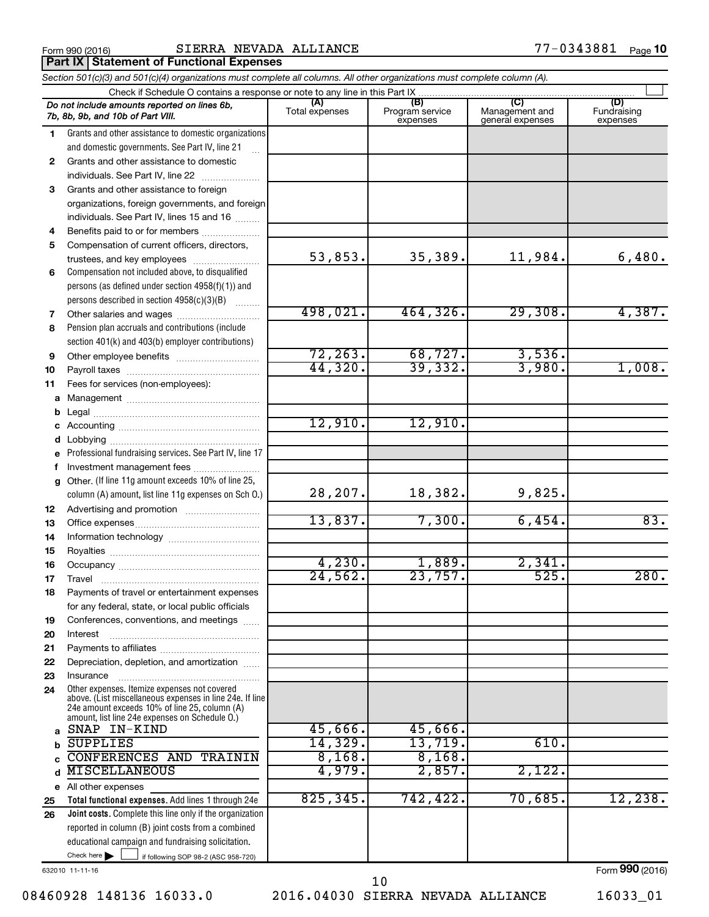Form 990 (2016) SIERRA NEVADA ALLIANCE 77-0343881 Page 10

## Part IX Statement of Functional Expenses

*Section 501(c)(3) and 501(c)(4) organizations must complete all columns. All other organizations must complete column (A).*

Check if Schedule O contains a response or note to any line in this Part IX ☐

| | *Do not include amounts reported on lines 6b, 7b, 8b, 9b, and 10b of Part VIII.* | (A) Total expenses | (B) Program service expenses | (C) Management and general expenses | (D) Fundraising expenses |
|---|---|---|---|---|---|
| 1 | Grants and other assistance to domestic organizations and domestic governments. See Part IV, line 21 | | | | |
| 2 | Grants and other assistance to domestic individuals. See Part IV, line 22 | | | | |
| 3 | Grants and other assistance to foreign organizations, foreign governments, and foreign individuals. See Part IV, lines 15 and 16 | | | | |
| 4 | Benefits paid to or for members | | | | |
| 5 | Compensation of current officers, directors, trustees, and key employees | 53,853. | 35,389. | 11,984. | 6,480. |
| 6 | Compensation not included above, to disqualified persons (as defined under section 4958(f)(1)) and persons described in section 4958(c)(3)(B) | | | | |
| 7 | Other salaries and wages | 498,021. | 464,326. | 29,308. | 4,387. |
| 8 | Pension plan accruals and contributions (include section 401(k) and 403(b) employer contributions) | | | | |
| 9 | Other employee benefits | 72,263. | 68,727. | 3,536. | |
| 10 | Payroll taxes | 44,320. | 39,332. | 3,980. | 1,008. |
| 11 | Fees for services (non-employees): | | | | |
| a | Management | | | | |
| b | Legal | | | | |
| c | Accounting | 12,910. | 12,910. | | |
| d | Lobbying | | | | |
| e | Professional fundraising services. See Part IV, line 17 | | | | |
| f | Investment management fees | | | | |
| g | Other. (If line 11g amount exceeds 10% of line 25, column (A) amount, list line 11g expenses on Sch O.) | 28,207. | 18,382. | 9,825. | |
| 12 | Advertising and promotion | | | | |
| 13 | Office expenses | 13,837. | 7,300. | 6,454. | 83. |
| 14 | Information technology | | | | |
| 15 | Royalties | | | | |
| 16 | Occupancy | 4,230. | 1,889. | 2,341. | |
| 17 | Travel | 24,562. | 23,757. | 525. | 280. |
| 18 | Payments of travel or entertainment expenses for any federal, state, or local public officials | | | | |
| 19 | Conferences, conventions, and meetings | | | | |
| 20 | Interest | | | | |
| 21 | Payments to affiliates | | | | |
| 22 | Depreciation, depletion, and amortization | | | | |
| 23 | Insurance | | | | |
| 24 | Other expenses. Itemize expenses not covered above. (List miscellaneous expenses in line 24e. If line 24e amount exceeds 10% of line 25, column (A) amount, list line 24e expenses on Schedule O.) | | | | |
| a | SNAP IN-KIND | 45,666. | 45,666. | | |
| b | SUPPLIES | 14,329. | 13,719. | 610. | |
| c | CONFERENCES AND TRAININ | 8,168. | 8,168. | | |
| d | MISCELLANEOUS | 4,979. | 2,857. | 2,122. | |
| e | All other expenses | | | | |
| 25 | **Total functional expenses.** Add lines 1 through 24e | 825,345. | 742,422. | 70,685. | 12,238. |
| 26 | **Joint costs.** Complete this line only if the organization reported in column (B) joint costs from a combined educational campaign and fundraising solicitation. Check here ☐ if following SOP 98-2 (ASC 958-720) | | | | |

632010 11-11-16

Form **990** (2016)

08460928 148136 16033.0 2016.04030 SIERRA NEVADA ALLIANCE 16033_01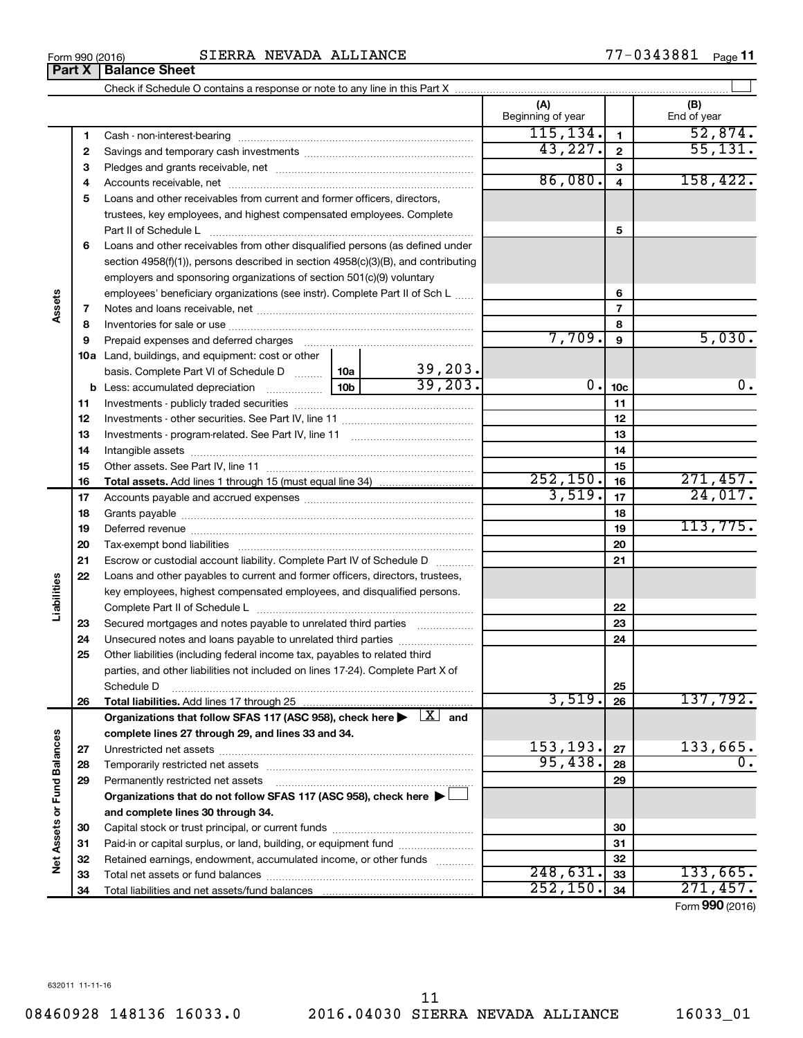Form 990 (2016) SIERRA NEVADA ALLIANCE 77-0343881

**Part X | Balance Sheet**

Check if Schedule O contains a response or note to any line in this Part X ☐

| | | | | (A) Beginning of year | | (B) End of year |
|---|---|---|---|---|---|---|
| **Assets** | 1 | Cash - non-interest-bearing | | 115,134. | 1 | 52,874. |
| | 2 | Savings and temporary cash investments | | 43,227. | 2 | 55,131. |
| | 3 | Pledges and grants receivable, net | | | 3 | |
| | 4 | Accounts receivable, net | | 86,080. | 4 | 158,422. |
| | 5 | Loans and other receivables from current and former officers, directors, trustees, key employees, and highest compensated employees. Complete Part II of Schedule L | | | 5 | |
| | 6 | Loans and other receivables from other disqualified persons (as defined under section 4958(f)(1)), persons described in section 4958(c)(3)(B), and contributing employers and sponsoring organizations of section 501(c)(9) voluntary employees' beneficiary organizations (see instr). Complete Part II of Sch L | | | 6 | |
| | 7 | Notes and loans receivable, net | | | 7 | |
| | 8 | Inventories for sale or use | | | 8 | |
| | 9 | Prepaid expenses and deferred charges | | 7,709. | 9 | 5,030. |
| | 10a | Land, buildings, and equipment: cost or other basis. Complete Part VI of Schedule D | 10a 39,203. | | | |
| | b | Less: accumulated depreciation | 10b 39,203. | 0. | 10c | 0. |
| | 11 | Investments - publicly traded securities | | | 11 | |
| | 12 | Investments - other securities. See Part IV, line 11 | | | 12 | |
| | 13 | Investments - program-related. See Part IV, line 11 | | | 13 | |
| | 14 | Intangible assets | | | 14 | |
| | 15 | Other assets. See Part IV, line 11 | | | 15 | |
| | 16 | **Total assets.** Add lines 1 through 15 (must equal line 34) | | 252,150. | 16 | 271,457. |
| **Liabilities** | 17 | Accounts payable and accrued expenses | | 3,519. | 17 | 24,017. |
| | 18 | Grants payable | | | 18 | |
| | 19 | Deferred revenue | | | 19 | 113,775. |
| | 20 | Tax-exempt bond liabilities | | | 20 | |
| | 21 | Escrow or custodial account liability. Complete Part IV of Schedule D | | | 21 | |
| | 22 | Loans and other payables to current and former officers, directors, trustees, key employees, highest compensated employees, and disqualified persons. Complete Part II of Schedule L | | | 22 | |
| | 23 | Secured mortgages and notes payable to unrelated third parties | | | 23 | |
| | 24 | Unsecured notes and loans payable to unrelated third parties | | | 24 | |
| | 25 | Other liabilities (including federal income tax, payables to related third parties, and other liabilities not included on lines 17-24). Complete Part X of Schedule D | | | 25 | |
| | 26 | **Total liabilities.** Add lines 17 through 25 | | 3,519. | 26 | 137,792. |
| **Net Assets or Fund Balances** | | **Organizations that follow SFAS 117 (ASC 958), check here ▶ [X] and complete lines 27 through 29, and lines 33 and 34.** | | | | |
| | 27 | Unrestricted net assets | | 153,193. | 27 | 133,665. |
| | 28 | Temporarily restricted net assets | | 95,438. | 28 | 0. |
| | 29 | Permanently restricted net assets | | | 29 | |
| | | **Organizations that do not follow SFAS 117 (ASC 958), check here ▶ ☐ and complete lines 30 through 34.** | | | | |
| | 30 | Capital stock or trust principal, or current funds | | | 30 | |
| | 31 | Paid-in or capital surplus, or land, building, or equipment fund | | | 31 | |
| | 32 | Retained earnings, endowment, accumulated income, or other funds | | | 32 | |
| | 33 | Total net assets or fund balances | | 248,631. | 33 | 133,665. |
| | 34 | Total liabilities and net assets/fund balances | | 252,150. | 34 | 271,457. |

Form **990** (2016)

632011 11-11-16

08460928 148136 16033.0 2016.04030 SIERRA NEVADA ALLIANCE 16033_01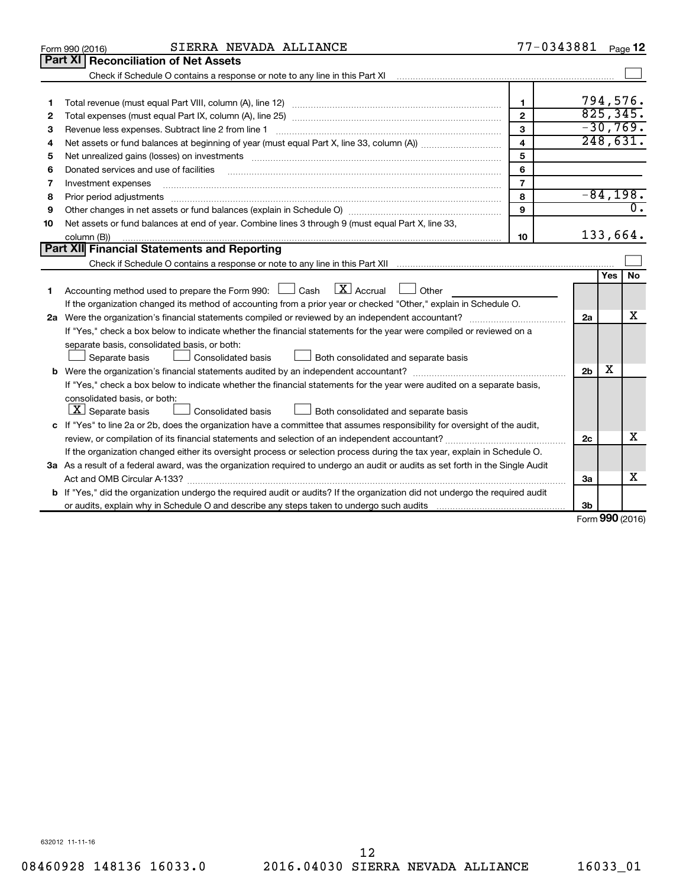Form 990 (2016) SIERRA NEVADA ALLIANCE 77-0343881 Page 12

## Part XI Reconciliation of Net Assets

Check if Schedule O contains a response or note to any line in this Part XI ☐

| | | | |
|---|---|---|---|
| 1 | Total revenue (must equal Part VIII, column (A), line 12) | 1 | 794,576. |
| 2 | Total expenses (must equal Part IX, column (A), line 25) | 2 | 825,345. |
| 3 | Revenue less expenses. Subtract line 2 from line 1 | 3 | -30,769. |
| 4 | Net assets or fund balances at beginning of year (must equal Part X, line 33, column (A)) | 4 | 248,631. |
| 5 | Net unrealized gains (losses) on investments | 5 | |
| 6 | Donated services and use of facilities | 6 | |
| 7 | Investment expenses | 7 | |
| 8 | Prior period adjustments | 8 | -84,198. |
| 9 | Other changes in net assets or fund balances (explain in Schedule O) | 9 | 0. |
| 10 | Net assets or fund balances at end of year. Combine lines 3 through 9 (must equal Part X, line 33, column (B)) | 10 | 133,664. |

## Part XII Financial Statements and Reporting

Check if Schedule O contains a response or note to any line in this Part XII ☐

| | | | Yes | No |
|---|---|---|---|---|
| 1 | Accounting method used to prepare the Form 990: ☐ Cash ☒ Accrual ☐ Other<br>If the organization changed its method of accounting from a prior year or checked "Other," explain in Schedule O. | | | |
| 2a | Were the organization's financial statements compiled or reviewed by an independent accountant?<br>If "Yes," check a box below to indicate whether the financial statements for the year were compiled or reviewed on a separate basis, consolidated basis, or both:<br>☐ Separate basis ☐ Consolidated basis ☐ Both consolidated and separate basis | 2a | | X |
| b | Were the organization's financial statements audited by an independent accountant?<br>If "Yes," check a box below to indicate whether the financial statements for the year were audited on a separate basis, consolidated basis, or both:<br>☒ Separate basis ☐ Consolidated basis ☐ Both consolidated and separate basis | 2b | X | |
| c | If "Yes" to line 2a or 2b, does the organization have a committee that assumes responsibility for oversight of the audit, review, or compilation of its financial statements and selection of an independent accountant?<br>If the organization changed either its oversight process or selection process during the tax year, explain in Schedule O. | 2c | | X |
| 3a | As a result of a federal award, was the organization required to undergo an audit or audits as set forth in the Single Audit Act and OMB Circular A-133? | 3a | | X |
| b | If "Yes," did the organization undergo the required audit or audits? If the organization did not undergo the required audit or audits, explain why in Schedule O and describe any steps taken to undergo such audits | 3b | | |

Form 990 (2016)

632012 11-11-16

08460928 148136 16033.0 2016.04030 SIERRA NEVADA ALLIANCE 16033_01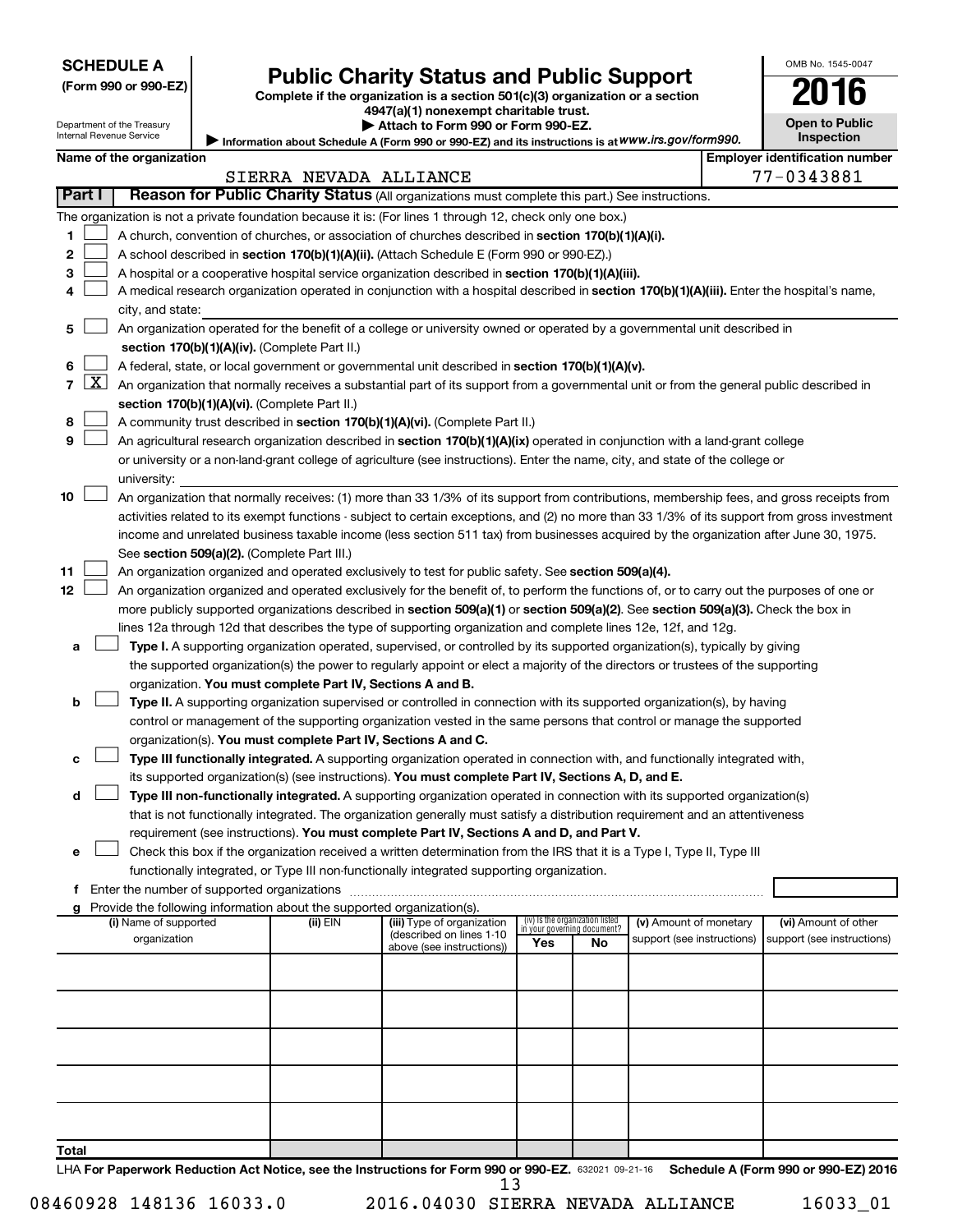**SCHEDULE A**
**(Form 990 or 990-EZ)**

Department of the Treasury
Internal Revenue Service

# Public Charity Status and Public Support

**Complete if the organization is a section 501(c)(3) organization or a section 4947(a)(1) nonexempt charitable trust.**
**▶ Attach to Form 990 or Form 990-EZ.**
**▶ Information about Schedule A (Form 990 or 990-EZ) and its instructions is at** *www.irs.gov/form990.*

OMB No. 1545-0047
**2016**
**Open to Public Inspection**

**Name of the organization:** SIERRA NEVADA ALLIANCE
**Employer identification number:** 77-0343881

## Part I — Reason for Public Charity Status (All organizations must complete this part.) See instructions.

The organization is not a private foundation because it is: (For lines 1 through 12, check only one box.)

1. ☐ A church, convention of churches, or association of churches described in **section 170(b)(1)(A)(i).**
2. ☐ A school described in **section 170(b)(1)(A)(ii).** (Attach Schedule E (Form 990 or 990-EZ).)
3. ☐ A hospital or a cooperative hospital service organization described in **section 170(b)(1)(A)(iii).**
4. ☐ A medical research organization operated in conjunction with a hospital described in **section 170(b)(1)(A)(iii).** Enter the hospital's name, city, and state:
5. ☐ An organization operated for the benefit of a college or university owned or operated by a governmental unit described in **section 170(b)(1)(A)(iv).** (Complete Part II.)
6. ☐ A federal, state, or local government or governmental unit described in **section 170(b)(1)(A)(v).**
7. ☒ An organization that normally receives a substantial part of its support from a governmental unit or from the general public described in **section 170(b)(1)(A)(vi).** (Complete Part II.)
8. ☐ A community trust described in **section 170(b)(1)(A)(vi).** (Complete Part II.)
9. ☐ An agricultural research organization described in **section 170(b)(1)(A)(ix)** operated in conjunction with a land-grant college or university or a non-land-grant college of agriculture (see instructions). Enter the name, city, and state of the college or university:
10. ☐ An organization that normally receives: (1) more than 33 1/3% of its support from contributions, membership fees, and gross receipts from activities related to its exempt functions - subject to certain exceptions, and (2) no more than 33 1/3% of its support from gross investment income and unrelated business taxable income (less section 511 tax) from businesses acquired by the organization after June 30, 1975. See **section 509(a)(2).** (Complete Part III.)
11. ☐ An organization organized and operated exclusively to test for public safety. See **section 509(a)(4).**
12. ☐ An organization organized and operated exclusively for the benefit of, to perform the functions of, or to carry out the purposes of one or more publicly supported organizations described in **section 509(a)(1)** or **section 509(a)(2).** See **section 509(a)(3).** Check the box in lines 12a through 12d that describes the type of supporting organization and complete lines 12e, 12f, and 12g.
   - **a** ☐ **Type I.** A supporting organization operated, supervised, or controlled by its supported organization(s), typically by giving the supported organization(s) the power to regularly appoint or elect a majority of the directors or trustees of the supporting organization. **You must complete Part IV, Sections A and B.**
   - **b** ☐ **Type II.** A supporting organization supervised or controlled in connection with its supported organization(s), by having control or management of the supporting organization vested in the same persons that control or manage the supported organization(s). **You must complete Part IV, Sections A and C.**
   - **c** ☐ **Type III functionally integrated.** A supporting organization operated in connection with, and functionally integrated with, its supported organization(s) (see instructions). **You must complete Part IV, Sections A, D, and E.**
   - **d** ☐ **Type III non-functionally integrated.** A supporting organization operated in connection with its supported organization(s) that is not functionally integrated. The organization generally must satisfy a distribution requirement and an attentiveness requirement (see instructions). **You must complete Part IV, Sections A and D, and Part V.**
   - **e** ☐ Check this box if the organization received a written determination from the IRS that it is a Type I, Type II, Type III functionally integrated, or Type III non-functionally integrated supporting organization.
   - **f** Enter the number of supported organizations
   - **g** Provide the following information about the supported organization(s).

| (i) Name of supported organization | (ii) EIN | (iii) Type of organization (described on lines 1-10 above (see instructions)) | (iv) Is the organization listed in your governing document? Yes | No | (v) Amount of monetary support (see instructions) | (vi) Amount of other support (see instructions) |
|---|---|---|---|---|---|---|
| | | | | | | |
| | | | | | | |
| | | | | | | |
| | | | | | | |
| | | | | | | |
| **Total** | | | | | | |

LHA **For Paperwork Reduction Act Notice, see the Instructions for Form 990 or 990-EZ.** 632021 09-21-16 **Schedule A (Form 990 or 990-EZ) 2016**

08460928 148136 16033.0 2016.04030 SIERRA NEVADA ALLIANCE 16033_01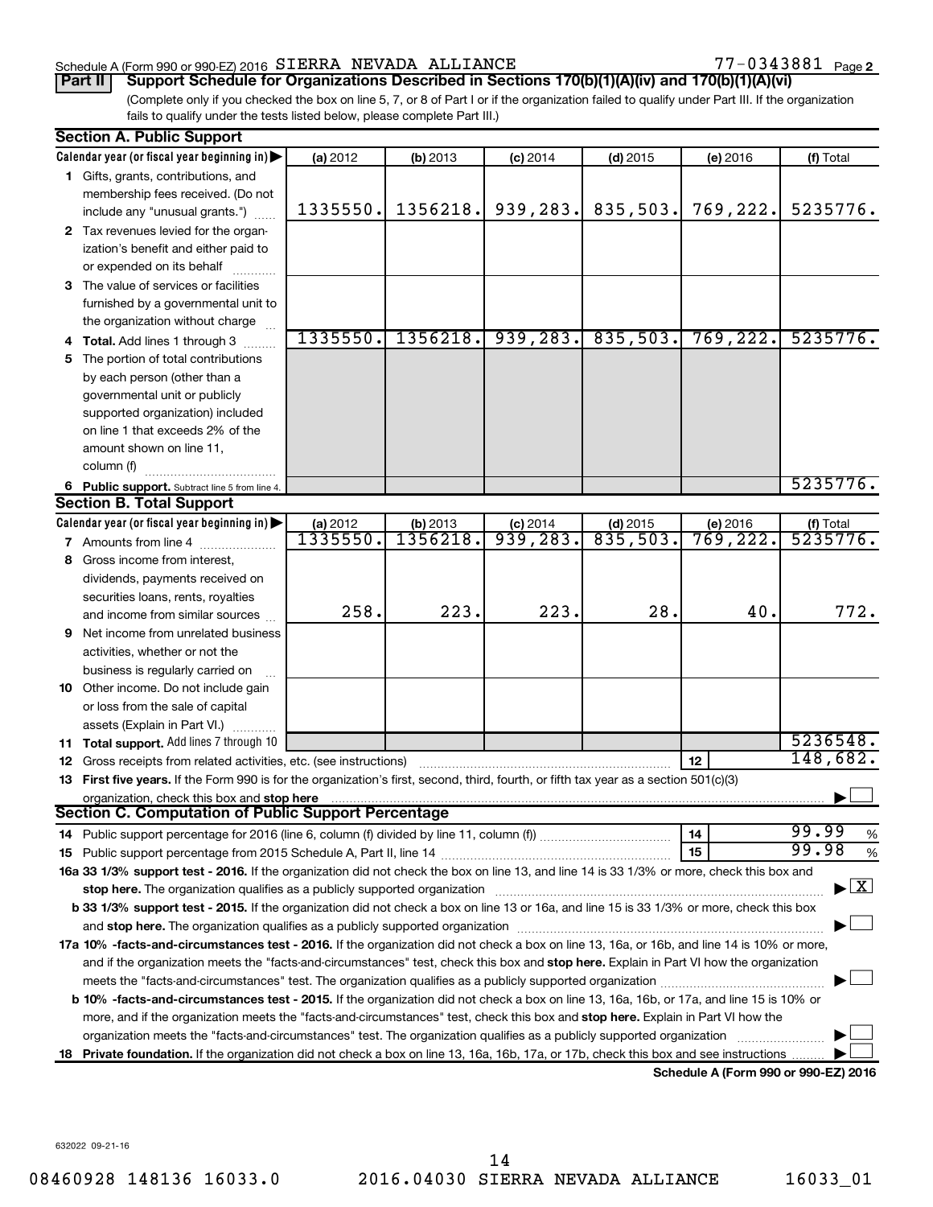Schedule A (Form 990 or 990-EZ) 2016 SIERRA NEVADA ALLIANCE 77-0343881 Page 2

**Part II | Support Schedule for Organizations Described in Sections 170(b)(1)(A)(iv) and 170(b)(1)(A)(vi)**

(Complete only if you checked the box on line 5, 7, or 8 of Part I or if the organization failed to qualify under Part III. If the organization fails to qualify under the tests listed below, please complete Part III.)

### Section A. Public Support

| Calendar year (or fiscal year beginning in) | (a) 2012 | (b) 2013 | (c) 2014 | (d) 2015 | (e) 2016 | (f) Total |
|---|---|---|---|---|---|---|
| 1 Gifts, grants, contributions, and membership fees received. (Do not include any "unusual grants.") | 1335550. | 1356218. | 939,283. | 835,503. | 769,222. | 5235776. |
| 2 Tax revenues levied for the organization's benefit and either paid to or expended on its behalf | | | | | | |
| 3 The value of services or facilities furnished by a governmental unit to the organization without charge | | | | | | |
| 4 **Total.** Add lines 1 through 3 | 1335550. | 1356218. | 939,283. | 835,503. | 769,222. | 5235776. |
| 5 The portion of total contributions by each person (other than a governmental unit or publicly supported organization) included on line 1 that exceeds 2% of the amount shown on line 11, column (f) | | | | | | |
| 6 **Public support.** Subtract line 5 from line 4. | | | | | | 5235776. |

### Section B. Total Support

| Calendar year (or fiscal year beginning in) | (a) 2012 | (b) 2013 | (c) 2014 | (d) 2015 | (e) 2016 | (f) Total |
|---|---|---|---|---|---|---|
| 7 Amounts from line 4 | 1335550. | 1356218. | 939,283. | 835,503. | 769,222. | 5235776. |
| 8 Gross income from interest, dividends, payments received on securities loans, rents, royalties and income from similar sources | 258. | 223. | 223. | 28. | 40. | 772. |
| 9 Net income from unrelated business activities, whether or not the business is regularly carried on | | | | | | |
| 10 Other income. Do not include gain or loss from the sale of capital assets (Explain in Part VI.) | | | | | | |
| 11 **Total support.** Add lines 7 through 10 | | | | | | 5236548. |

12 Gross receipts from related activities, etc. (see instructions) — 12 — 148,682.

13 **First five years.** If the Form 990 is for the organization's first, second, third, fourth, or fifth tax year as a section 501(c)(3) organization, check this box and **stop here** ☐

### Section C. Computation of Public Support Percentage

14 Public support percentage for 2016 (line 6, column (f) divided by line 11, column (f)) — 14 — 99.99 %

15 Public support percentage from 2015 Schedule A, Part II, line 14 — 15 — 99.98 %

**16a 33 1/3% support test - 2016.** If the organization did not check the box on line 13, and line 14 is 33 1/3% or more, check this box and **stop here.** The organization qualifies as a publicly supported organization ☒

**b 33 1/3% support test - 2015.** If the organization did not check a box on line 13 or 16a, and line 15 is 33 1/3% or more, check this box and **stop here.** The organization qualifies as a publicly supported organization ☐

**17a 10% -facts-and-circumstances test - 2016.** If the organization did not check a box on line 13, 16a, or 16b, and line 14 is 10% or more, and if the organization meets the "facts-and-circumstances" test, check this box and **stop here.** Explain in Part VI how the organization meets the "facts-and-circumstances" test. The organization qualifies as a publicly supported organization ☐

**b 10% -facts-and-circumstances test - 2015.** If the organization did not check a box on line 13, 16a, 16b, or 17a, and line 15 is 10% or more, and if the organization meets the "facts-and-circumstances" test, check this box and **stop here.** Explain in Part VI how the organization meets the "facts-and-circumstances" test. The organization qualifies as a publicly supported organization ☐

**18 Private foundation.** If the organization did not check a box on line 13, 16a, 16b, 17a, or 17b, check this box and see instructions ☐

**Schedule A (Form 990 or 990-EZ) 2016**

632022 09-21-16

08460928 148136 16033.0 2016.04030 SIERRA NEVADA ALLIANCE 16033_01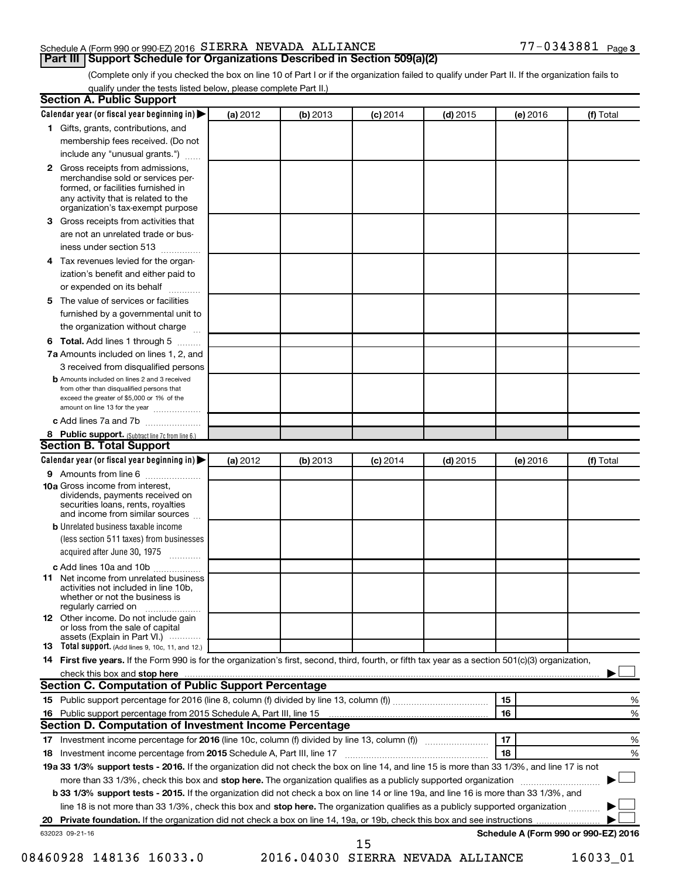Schedule A (Form 990 or 990-EZ) 2016 SIERRA NEVADA ALLIANCE 77-0343881 Page 3

## Part III Support Schedule for Organizations Described in Section 509(a)(2)

(Complete only if you checked the box on line 10 of Part I or if the organization failed to qualify under Part II. If the organization fails to qualify under the tests listed below, please complete Part II.)

### Section A. Public Support

| Calendar year (or fiscal year beginning in) | (a) 2012 | (b) 2013 | (c) 2014 | (d) 2015 | (e) 2016 | (f) Total |
|---|---|---|---|---|---|---|
| 1 Gifts, grants, contributions, and membership fees received. (Do not include any "unusual grants.") | | | | | | |
| 2 Gross receipts from admissions, merchandise sold or services performed, or facilities furnished in any activity that is related to the organization's tax-exempt purpose | | | | | | |
| 3 Gross receipts from activities that are not an unrelated trade or business under section 513 | | | | | | |
| 4 Tax revenues levied for the organization's benefit and either paid to or expended on its behalf | | | | | | |
| 5 The value of services or facilities furnished by a governmental unit to the organization without charge | | | | | | |
| 6 **Total.** Add lines 1 through 5 | | | | | | |
| 7a Amounts included on lines 1, 2, and 3 received from disqualified persons | | | | | | |
| b Amounts included on lines 2 and 3 received from other than disqualified persons that exceed the greater of $5,000 or 1% of the amount on line 13 for the year | | | | | | |
| c Add lines 7a and 7b | | | | | | |
| 8 **Public support.** (Subtract line 7c from line 6.) | | | | | | |

### Section B. Total Support

| Calendar year (or fiscal year beginning in) | (a) 2012 | (b) 2013 | (c) 2014 | (d) 2015 | (e) 2016 | (f) Total |
|---|---|---|---|---|---|---|
| 9 Amounts from line 6 | | | | | | |
| 10a Gross income from interest, dividends, payments received on securities loans, rents, royalties and income from similar sources | | | | | | |
| b Unrelated business taxable income (less section 511 taxes) from businesses acquired after June 30, 1975 | | | | | | |
| c Add lines 10a and 10b | | | | | | |
| 11 Net income from unrelated business activities not included in line 10b, whether or not the business is regularly carried on | | | | | | |
| 12 Other income. Do not include gain or loss from the sale of capital assets (Explain in Part VI.) | | | | | | |
| 13 **Total support.** (Add lines 9, 10c, 11, and 12.) | | | | | | |

14 **First five years.** If the Form 990 is for the organization's first, second, third, fourth, or fifth tax year as a section 501(c)(3) organization, check this box and **stop here** ☐

### Section C. Computation of Public Support Percentage

| | | | |
|---|---|---|---|
| 15 | Public support percentage for 2016 (line 8, column (f) divided by line 13, column (f)) | 15 | % |
| 16 | Public support percentage from 2015 Schedule A, Part III, line 15 | 16 | % |

### Section D. Computation of Investment Income Percentage

| | | | |
|---|---|---|---|
| 17 | Investment income percentage for **2016** (line 10c, column (f) divided by line 13, column (f)) | 17 | % |
| 18 | Investment income percentage from **2015** Schedule A, Part III, line 17 | 18 | % |

**19a 33 1/3% support tests - 2016.** If the organization did not check the box on line 14, and line 15 is more than 33 1/3%, and line 17 is not more than 33 1/3%, check this box and **stop here.** The organization qualifies as a publicly supported organization ☐

**b 33 1/3% support tests - 2015.** If the organization did not check a box on line 14 or line 19a, and line 16 is more than 33 1/3%, and line 18 is not more than 33 1/3%, check this box and **stop here.** The organization qualifies as a publicly supported organization ☐

**20 Private foundation.** If the organization did not check a box on line 14, 19a, or 19b, check this box and see instructions ☐

632023 09-21-16 **Schedule A (Form 990 or 990-EZ) 2016**

08460928 148136 16033.0 2016.04030 SIERRA NEVADA ALLIANCE 16033_01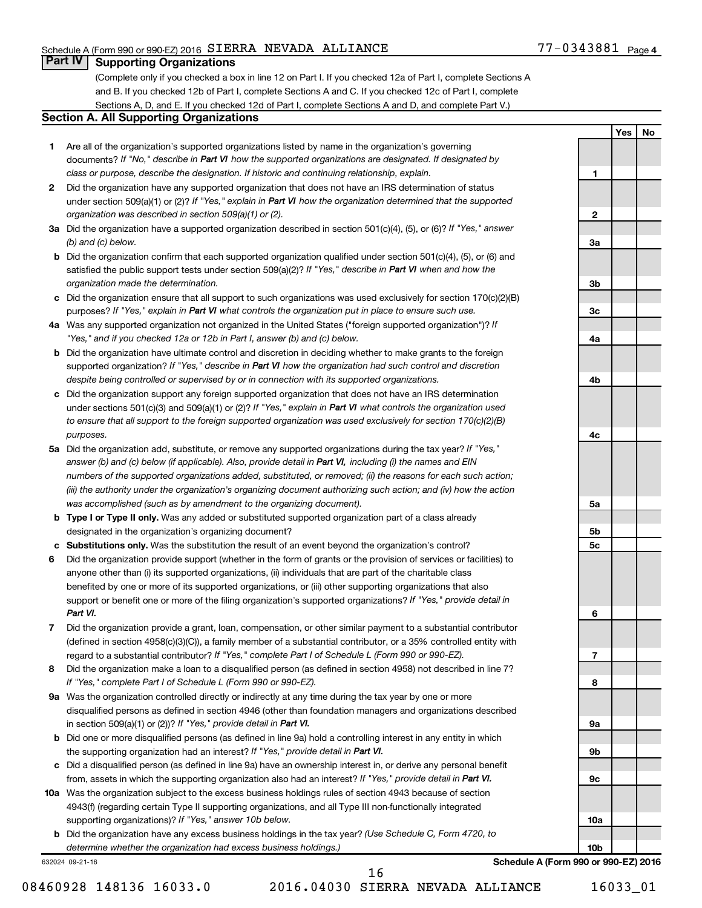Schedule A (Form 990 or 990-EZ) 2016 SIERRA NEVADA ALLIANCE 77-0343881 Page 4

## Part IV Supporting Organizations

(Complete only if you checked a box in line 12 on Part I. If you checked 12a of Part I, complete Sections A and B. If you checked 12b of Part I, complete Sections A and C. If you checked 12c of Part I, complete Sections A, D, and E. If you checked 12d of Part I, complete Sections A and D, and complete Part V.)

### Section A. All Supporting Organizations

| | | | Yes | No |
|---|---|---|---|---|
| 1 | Are all of the organization's supported organizations listed by name in the organization's governing documents? *If "No," describe in **Part VI** how the supported organizations are designated. If designated by class or purpose, describe the designation. If historic and continuing relationship, explain.* | 1 | | |
| 2 | Did the organization have any supported organization that does not have an IRS determination of status under section 509(a)(1) or (2)? *If "Yes," explain in **Part VI** how the organization determined that the supported organization was described in section 509(a)(1) or (2).* | 2 | | |
| 3a | Did the organization have a supported organization described in section 501(c)(4), (5), or (6)? *If "Yes," answer (b) and (c) below.* | 3a | | |
| b | Did the organization confirm that each supported organization qualified under section 501(c)(4), (5), or (6) and satisfied the public support tests under section 509(a)(2)? *If "Yes," describe in **Part VI** when and how the organization made the determination.* | 3b | | |
| c | Did the organization ensure that all support to such organizations was used exclusively for section 170(c)(2)(B) purposes? *If "Yes," explain in **Part VI** what controls the organization put in place to ensure such use.* | 3c | | |
| 4a | Was any supported organization not organized in the United States ("foreign supported organization")? *If "Yes," and if you checked 12a or 12b in Part I, answer (b) and (c) below.* | 4a | | |
| b | Did the organization have ultimate control and discretion in deciding whether to make grants to the foreign supported organization? *If "Yes," describe in **Part VI** how the organization had such control and discretion despite being controlled or supervised by or in connection with its supported organizations.* | 4b | | |
| c | Did the organization support any foreign supported organization that does not have an IRS determination under sections 501(c)(3) and 509(a)(1) or (2)? *If "Yes," explain in **Part VI** what controls the organization used to ensure that all support to the foreign supported organization was used exclusively for section 170(c)(2)(B) purposes.* | 4c | | |
| 5a | Did the organization add, substitute, or remove any supported organizations during the tax year? *If "Yes," answer (b) and (c) below (if applicable). Also, provide detail in **Part VI**, including (i) the names and EIN numbers of the supported organizations added, substituted, or removed; (ii) the reasons for each such action; (iii) the authority under the organization's organizing document authorizing such action; and (iv) how the action was accomplished (such as by amendment to the organizing document).* | 5a | | |
| b | **Type I or Type II only.** Was any added or substituted supported organization part of a class already designated in the organization's organizing document? | 5b | | |
| c | **Substitutions only.** Was the substitution the result of an event beyond the organization's control? | 5c | | |
| 6 | Did the organization provide support (whether in the form of grants or the provision of services or facilities) to anyone other than (i) its supported organizations, (ii) individuals that are part of the charitable class benefited by one or more of its supported organizations, or (iii) other supporting organizations that also support or benefit one or more of the filing organization's supported organizations? *If "Yes," provide detail in **Part VI.*** | 6 | | |
| 7 | Did the organization provide a grant, loan, compensation, or other similar payment to a substantial contributor (defined in section 4958(c)(3)(C)), a family member of a substantial contributor, or a 35% controlled entity with regard to a substantial contributor? *If "Yes," complete Part I of Schedule L (Form 990 or 990-EZ).* | 7 | | |
| 8 | Did the organization make a loan to a disqualified person (as defined in section 4958) not described in line 7? *If "Yes," complete Part I of Schedule L (Form 990 or 990-EZ).* | 8 | | |
| 9a | Was the organization controlled directly or indirectly at any time during the tax year by one or more disqualified persons as defined in section 4946 (other than foundation managers and organizations described in section 509(a)(1) or (2))? *If "Yes," provide detail in **Part VI.*** | 9a | | |
| b | Did one or more disqualified persons (as defined in line 9a) hold a controlling interest in any entity in which the supporting organization had an interest? *If "Yes," provide detail in **Part VI.*** | 9b | | |
| c | Did a disqualified person (as defined in line 9a) have an ownership interest in, or derive any personal benefit from, assets in which the supporting organization also had an interest? *If "Yes," provide detail in **Part VI.*** | 9c | | |
| 10a | Was the organization subject to the excess business holdings rules of section 4943 because of section 4943(f) (regarding certain Type II supporting organizations, and all Type III non-functionally integrated supporting organizations)? *If "Yes," answer 10b below.* | 10a | | |
| b | Did the organization have any excess business holdings in the tax year? *(Use Schedule C, Form 4720, to determine whether the organization had excess business holdings.)* | 10b | | |

632024 09-21-16 **Schedule A (Form 990 or 990-EZ) 2016**

08460928 148136 16033.0 2016.04030 SIERRA NEVADA ALLIANCE 16033_01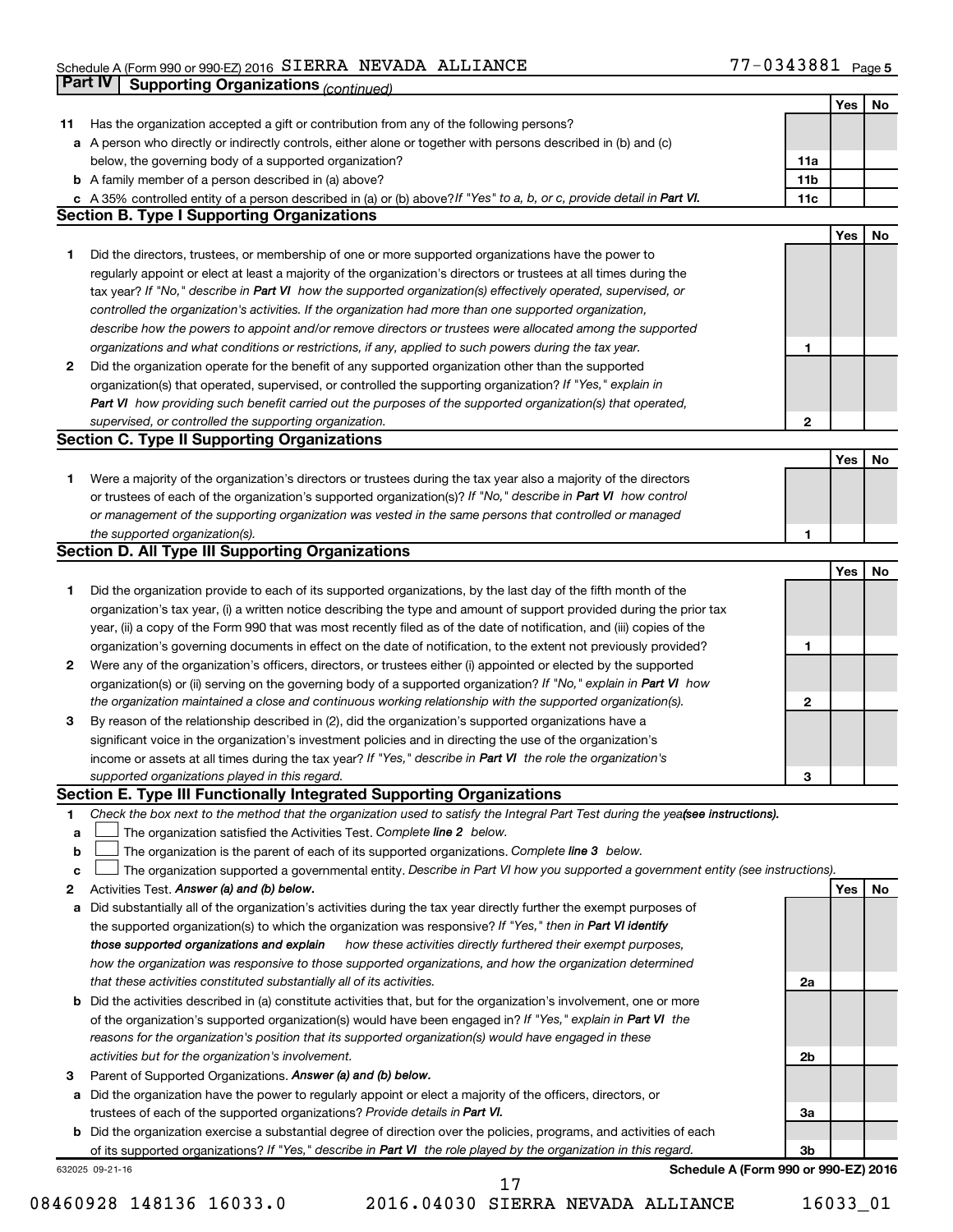Schedule A (Form 990 or 990-EZ) 2016 SIERRA NEVADA ALLIANCE 77-0343881 Page 5

## Part IV Supporting Organizations *(continued)*

| | | | Yes | No |
|---|---|---|---|---|
| **11** | Has the organization accepted a gift or contribution from any of the following persons? | | | |
| **a** | A person who directly or indirectly controls, either alone or together with persons described in (b) and (c) below, the governing body of a supported organization? | 11a | | |
| **b** | A family member of a person described in (a) above? | 11b | | |
| **c** | A 35% controlled entity of a person described in (a) or (b) above? *If "Yes" to a, b, or c, provide detail in* ***Part VI.*** | 11c | | |

### Section B. Type I Supporting Organizations

| | | | Yes | No |
|---|---|---|---|---|
| **1** | Did the directors, trustees, or membership of one or more supported organizations have the power to regularly appoint or elect at least a majority of the organization's directors or trustees at all times during the tax year? *If "No," describe in* ***Part VI*** *how the supported organization(s) effectively operated, supervised, or controlled the organization's activities. If the organization had more than one supported organization, describe how the powers to appoint and/or remove directors or trustees were allocated among the supported organizations and what conditions or restrictions, if any, applied to such powers during the tax year.* | 1 | | |
| **2** | Did the organization operate for the benefit of any supported organization other than the supported organization(s) that operated, supervised, or controlled the supporting organization? *If "Yes," explain in* ***Part VI*** *how providing such benefit carried out the purposes of the supported organization(s) that operated, supervised, or controlled the supporting organization.* | 2 | | |

### Section C. Type II Supporting Organizations

| | | | Yes | No |
|---|---|---|---|---|
| **1** | Were a majority of the organization's directors or trustees during the tax year also a majority of the directors or trustees of each of the organization's supported organization(s)? *If "No," describe in* ***Part VI*** *how control or management of the supporting organization was vested in the same persons that controlled or managed the supported organization(s).* | 1 | | |

### Section D. All Type III Supporting Organizations

| | | | Yes | No |
|---|---|---|---|---|
| **1** | Did the organization provide to each of its supported organizations, by the last day of the fifth month of the organization's tax year, (i) a written notice describing the type and amount of support provided during the prior tax year, (ii) a copy of the Form 990 that was most recently filed as of the date of notification, and (iii) copies of the organization's governing documents in effect on the date of notification, to the extent not previously provided? | 1 | | |
| **2** | Were any of the organization's officers, directors, or trustees either (i) appointed or elected by the supported organization(s) or (ii) serving on the governing body of a supported organization? *If "No," explain in* ***Part VI*** *how the organization maintained a close and continuous working relationship with the supported organization(s).* | 2 | | |
| **3** | By reason of the relationship described in (2), did the organization's supported organizations have a significant voice in the organization's investment policies and in directing the use of the organization's income or assets at all times during the tax year? *If "Yes," describe in* ***Part VI*** *the role the organization's supported organizations played in this regard.* | 3 | | |

### Section E. Type III Functionally Integrated Supporting Organizations

**1** *Check the box next to the method that the organization used to satisfy the Integral Part Test during the year* ***(see instructions).***

- **a** ☐ The organization satisfied the Activities Test. *Complete* ***line 2*** *below.*
- **b** ☐ The organization is the parent of each of its supported organizations. *Complete* ***line 3*** *below.*
- **c** ☐ The organization supported a governmental entity. *Describe in Part VI how you supported a government entity (see instructions).*

| | | | Yes | No |
|---|---|---|---|---|
| **2** | Activities Test. ***Answer (a) and (b) below.*** | | | |
| **a** | Did substantially all of the organization's activities during the tax year directly further the exempt purposes of the supported organization(s) to which the organization was responsive? *If "Yes," then in* ***Part VI identify those supported organizations and explain*** *how these activities directly furthered their exempt purposes, how the organization was responsive to those supported organizations, and how the organization determined that these activities constituted substantially all of its activities.* | 2a | | |
| **b** | Did the activities described in (a) constitute activities that, but for the organization's involvement, one or more of the organization's supported organization(s) would have been engaged in? *If "Yes," explain in* ***Part VI*** *the reasons for the organization's position that its supported organization(s) would have engaged in these activities but for the organization's involvement.* | 2b | | |
| **3** | Parent of Supported Organizations. ***Answer (a) and (b) below.*** | | | |
| **a** | Did the organization have the power to regularly appoint or elect a majority of the officers, directors, or trustees of each of the supported organizations? *Provide details in* ***Part VI.*** | 3a | | |
| **b** | Did the organization exercise a substantial degree of direction over the policies, programs, and activities of each of its supported organizations? *If "Yes," describe in* ***Part VI*** *the role played by the organization in this regard.* | 3b | | |

632025 09-21-16 **Schedule A (Form 990 or 990-EZ) 2016**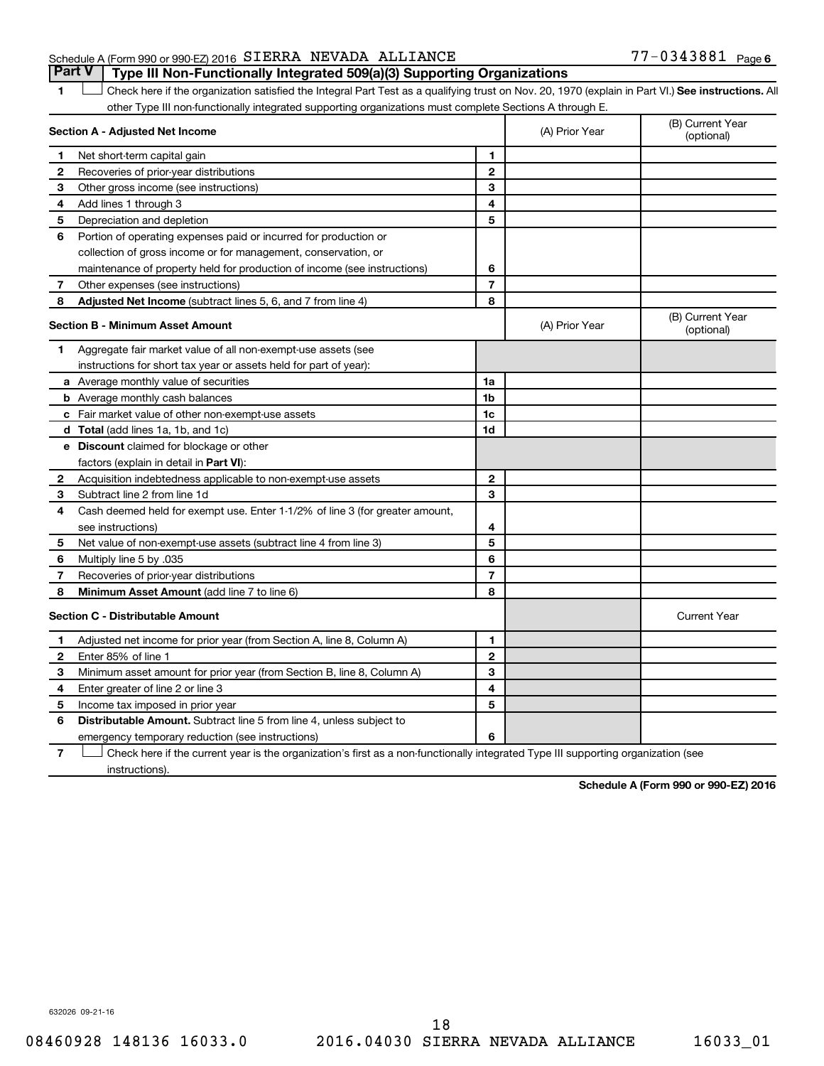Schedule A (Form 990 or 990-EZ) 2016 SIERRA NEVADA ALLIANCE 77-0343881 Page 6

## Part V Type III Non-Functionally Integrated 509(a)(3) Supporting Organizations

1 ☐ Check here if the organization satisfied the Integral Part Test as a qualifying trust on Nov. 20, 1970 (explain in Part VI.) **See instructions.** All other Type III non-functionally integrated supporting organizations must complete Sections A through E.

| **Section A - Adjusted Net Income** | | | (A) Prior Year | (B) Current Year (optional) |
|---|---|---|---|---|
| 1 | Net short-term capital gain | 1 | | |
| 2 | Recoveries of prior-year distributions | 2 | | |
| 3 | Other gross income (see instructions) | 3 | | |
| 4 | Add lines 1 through 3 | 4 | | |
| 5 | Depreciation and depletion | 5 | | |
| 6 | Portion of operating expenses paid or incurred for production or collection of gross income or for management, conservation, or maintenance of property held for production of income (see instructions) | 6 | | |
| 7 | Other expenses (see instructions) | 7 | | |
| 8 | **Adjusted Net Income** (subtract lines 5, 6, and 7 from line 4) | 8 | | |

| **Section B - Minimum Asset Amount** | | | (A) Prior Year | (B) Current Year (optional) |
|---|---|---|---|---|
| 1 | Aggregate fair market value of all non-exempt-use assets (see instructions for short tax year or assets held for part of year): | | | |
| a | Average monthly value of securities | 1a | | |
| b | Average monthly cash balances | 1b | | |
| c | Fair market value of other non-exempt-use assets | 1c | | |
| d | **Total** (add lines 1a, 1b, and 1c) | 1d | | |
| e | **Discount** claimed for blockage or other factors (explain in detail in **Part VI**): | | | |
| 2 | Acquisition indebtedness applicable to non-exempt-use assets | 2 | | |
| 3 | Subtract line 2 from line 1d | 3 | | |
| 4 | Cash deemed held for exempt use. Enter 1-1/2% of line 3 (for greater amount, see instructions) | 4 | | |
| 5 | Net value of non-exempt-use assets (subtract line 4 from line 3) | 5 | | |
| 6 | Multiply line 5 by .035 | 6 | | |
| 7 | Recoveries of prior-year distributions | 7 | | |
| 8 | **Minimum Asset Amount** (add line 7 to line 6) | 8 | | |

| **Section C - Distributable Amount** | | | | Current Year |
|---|---|---|---|---|
| 1 | Adjusted net income for prior year (from Section A, line 8, Column A) | 1 | | |
| 2 | Enter 85% of line 1 | 2 | | |
| 3 | Minimum asset amount for prior year (from Section B, line 8, Column A) | 3 | | |
| 4 | Enter greater of line 2 or line 3 | 4 | | |
| 5 | Income tax imposed in prior year | 5 | | |
| 6 | **Distributable Amount.** Subtract line 5 from line 4, unless subject to emergency temporary reduction (see instructions) | 6 | | |

7 ☐ Check here if the current year is the organization's first as a non-functionally integrated Type III supporting organization (see instructions).

**Schedule A (Form 990 or 990-EZ) 2016**

632026 09-21-16

08460928 148136 16033.0 2016.04030 SIERRA NEVADA ALLIANCE 16033_01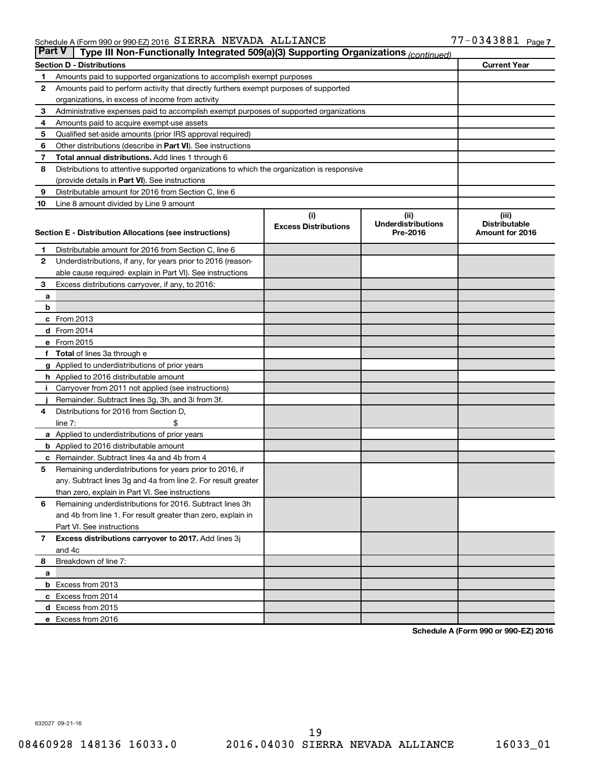Schedule A (Form 990 or 990-EZ) 2016 SIERRA NEVADA ALLIANCE 77-0343881 Page 7

**Part V | Type III Non-Functionally Integrated 509(a)(3) Supporting Organizations** *(continued)*

| Section D - Distributions | | Current Year |
|---|---|---|
| 1 | Amounts paid to supported organizations to accomplish exempt purposes | |
| 2 | Amounts paid to perform activity that directly furthers exempt purposes of supported organizations, in excess of income from activity | |
| 3 | Administrative expenses paid to accomplish exempt purposes of supported organizations | |
| 4 | Amounts paid to acquire exempt-use assets | |
| 5 | Qualified set-aside amounts (prior IRS approval required) | |
| 6 | Other distributions (describe in **Part VI**). See instructions | |
| 7 | **Total annual distributions.** Add lines 1 through 6 | |
| 8 | Distributions to attentive supported organizations to which the organization is responsive (provide details in **Part VI**). See instructions | |
| 9 | Distributable amount for 2016 from Section C, line 6 | |
| 10 | Line 8 amount divided by Line 9 amount | |

| Section E - Distribution Allocations (see instructions) | | (i) Excess Distributions | (ii) Underdistributions Pre-2016 | (iii) Distributable Amount for 2016 |
|---|---|---|---|---|
| 1 | Distributable amount for 2016 from Section C, line 6 | | | |
| 2 | Underdistributions, if any, for years prior to 2016 (reasonable cause required- explain in Part VI). See instructions | | | |
| 3 | Excess distributions carryover, if any, to 2016: | | | |
| a | | | | |
| b | | | | |
| c | From 2013 | | | |
| d | From 2014 | | | |
| e | From 2015 | | | |
| f | **Total** of lines 3a through e | | | |
| g | Applied to underdistributions of prior years | | | |
| h | Applied to 2016 distributable amount | | | |
| i | Carryover from 2011 not applied (see instructions) | | | |
| j | Remainder. Subtract lines 3g, 3h, and 3i from 3f. | | | |
| 4 | Distributions for 2016 from Section D, line 7: $ | | | |
| a | Applied to underdistributions of prior years | | | |
| b | Applied to 2016 distributable amount | | | |
| c | Remainder. Subtract lines 4a and 4b from 4 | | | |
| 5 | Remaining underdistributions for years prior to 2016, if any. Subtract lines 3g and 4a from line 2. For result greater than zero, explain in Part VI. See instructions | | | |
| 6 | Remaining underdistributions for 2016. Subtract lines 3h and 4b from line 1. For result greater than zero, explain in Part VI. See instructions | | | |
| 7 | **Excess distributions carryover to 2017.** Add lines 3j and 4c | | | |
| 8 | Breakdown of line 7: | | | |
| a | | | | |
| b | Excess from 2013 | | | |
| c | Excess from 2014 | | | |
| d | Excess from 2015 | | | |
| e | Excess from 2016 | | | |

**Schedule A (Form 990 or 990-EZ) 2016**

632027 09-21-16

08460928 148136 16033.0 2016.04030 SIERRA NEVADA ALLIANCE 16033_01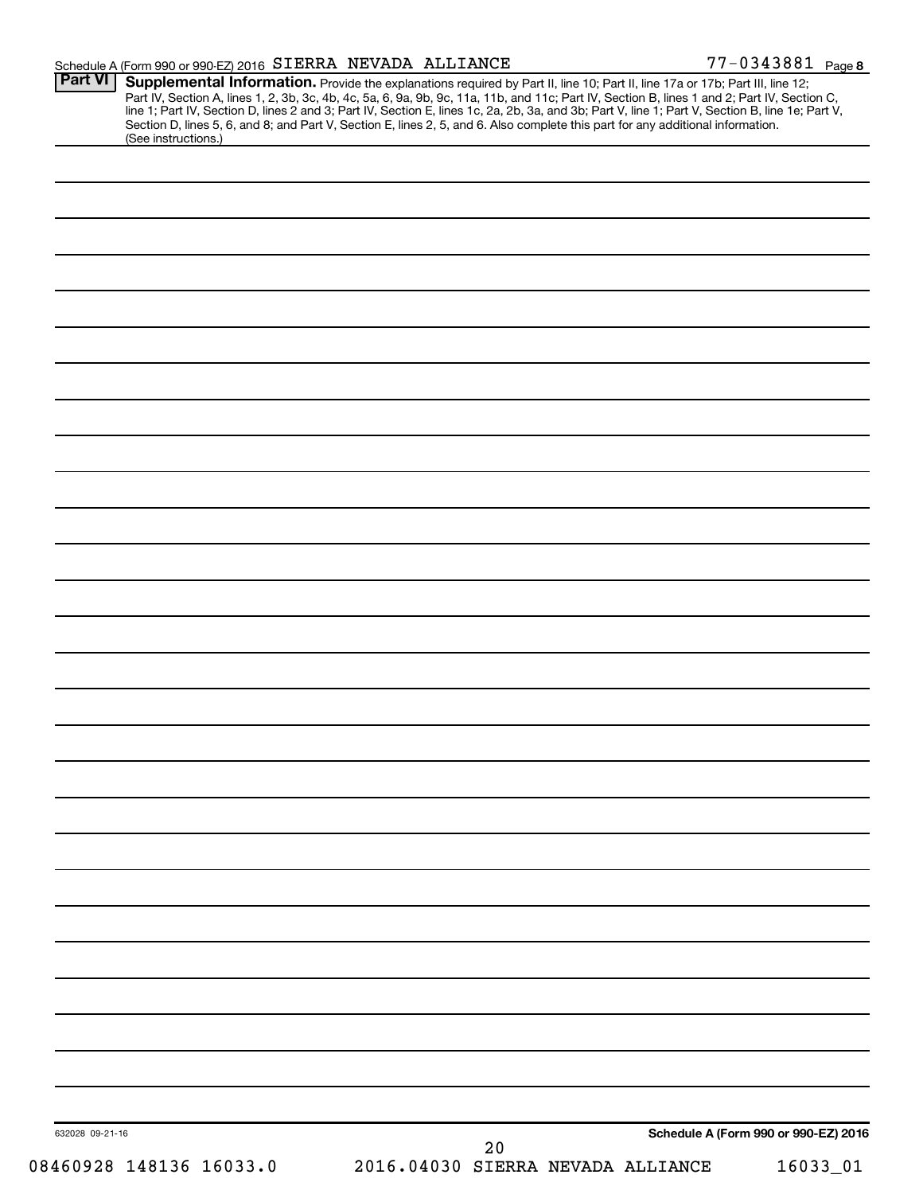Schedule A (Form 990 or 990-EZ) 2016 SIERRA NEVADA ALLIANCE 77-0343881 Page 8

**Part VI** **Supplemental Information.** Provide the explanations required by Part II, line 10; Part II, line 17a or 17b; Part III, line 12; Part IV, Section A, lines 1, 2, 3b, 3c, 4b, 4c, 5a, 6, 9a, 9b, 9c, 11a, 11b, and 11c; Part IV, Section B, lines 1 and 2; Part IV, Section C, line 1; Part IV, Section D, lines 2 and 3; Part IV, Section E, lines 1c, 2a, 2b, 3a, and 3b; Part V, line 1; Part V, Section B, line 1e; Part V, Section D, lines 5, 6, and 8; and Part V, Section E, lines 2, 5, and 6. Also complete this part for any additional information. (See instructions.)

632028 09-21-16

**Schedule A (Form 990 or 990-EZ) 2016**

08460928 148136 16033.0 2016.04030 SIERRA NEVADA ALLIANCE 16033_01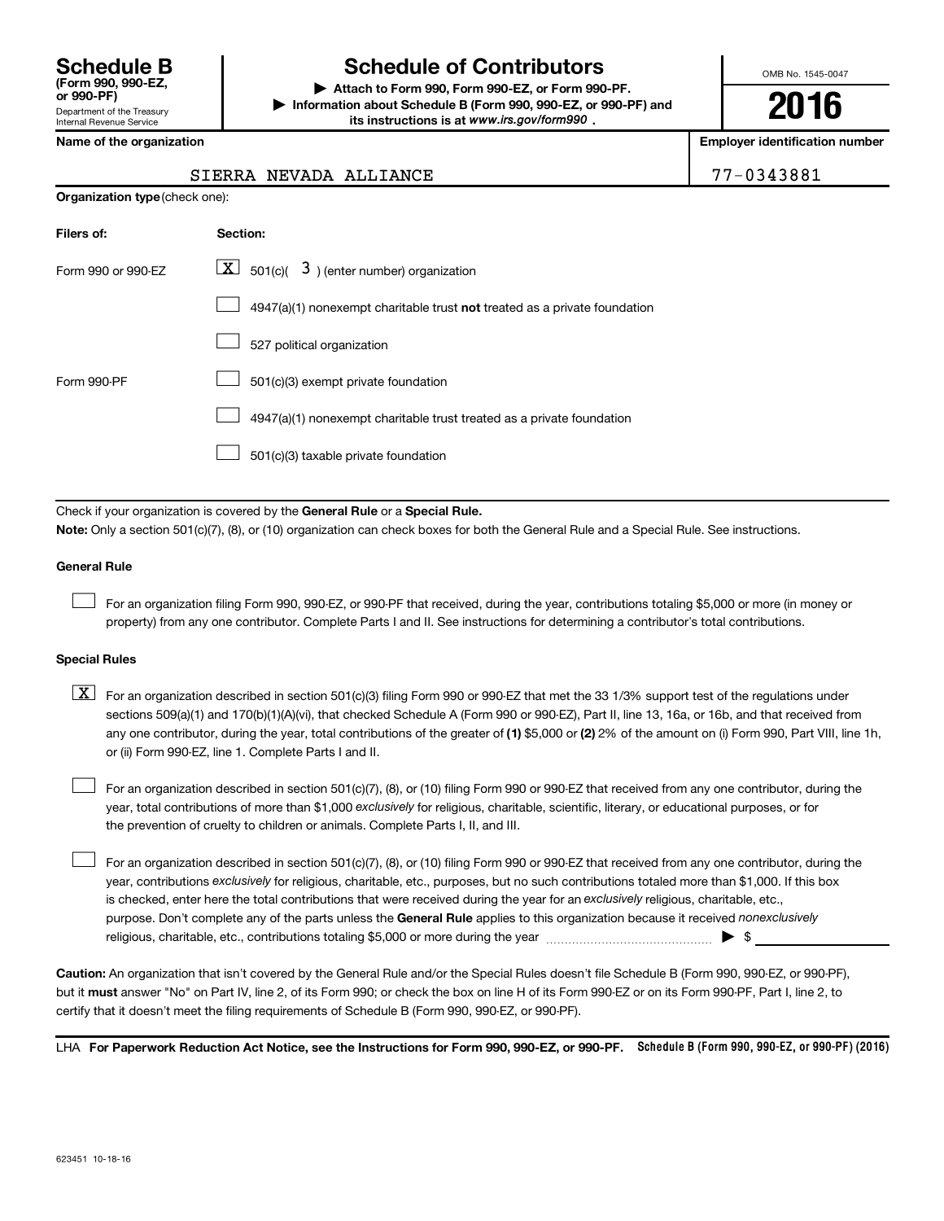# Schedule B (Form 990, 990-EZ, or 990-PF)

Department of the Treasury
Internal Revenue Service

## Schedule of Contributors

▶ Attach to Form 990, Form 990-EZ, or Form 990-PF.
▶ Information about Schedule B (Form 990, 990-EZ, or 990-PF) and its instructions is at www.irs.gov/form990 .

OMB No. 1545-0047

**2016**

**Name of the organization**: SIERRA NEVADA ALLIANCE

**Employer identification number**: 77-0343881

**Organization type** (check one):

| Filers of: | Section: |
|---|---|
| Form 990 or 990-EZ | [X] 501(c)( 3 ) (enter number) organization |
| | [ ] 4947(a)(1) nonexempt charitable trust **not** treated as a private foundation |
| | [ ] 527 political organization |
| Form 990-PF | [ ] 501(c)(3) exempt private foundation |
| | [ ] 4947(a)(1) nonexempt charitable trust treated as a private foundation |
| | [ ] 501(c)(3) taxable private foundation |

Check if your organization is covered by the **General Rule** or a **Special Rule.**

**Note:** Only a section 501(c)(7), (8), or (10) organization can check boxes for both the General Rule and a Special Rule. See instructions.

### General Rule

[ ] For an organization filing Form 990, 990-EZ, or 990-PF that received, during the year, contributions totaling $5,000 or more (in money or property) from any one contributor. Complete Parts I and II. See instructions for determining a contributor's total contributions.

### Special Rules

[X] For an organization described in section 501(c)(3) filing Form 990 or 990-EZ that met the 33 1/3% support test of the regulations under sections 509(a)(1) and 170(b)(1)(A)(vi), that checked Schedule A (Form 990 or 990-EZ), Part II, line 13, 16a, or 16b, and that received from any one contributor, during the year, total contributions of the greater of **(1)** $5,000 or **(2)** 2% of the amount on (i) Form 990, Part VIII, line 1h, or (ii) Form 990-EZ, line 1. Complete Parts I and II.

[ ] For an organization described in section 501(c)(7), (8), or (10) filing Form 990 or 990-EZ that received from any one contributor, during the year, total contributions of more than $1,000 *exclusively* for religious, charitable, scientific, literary, or educational purposes, or for the prevention of cruelty to children or animals. Complete Parts I, II, and III.

[ ] For an organization described in section 501(c)(7), (8), or (10) filing Form 990 or 990-EZ that received from any one contributor, during the year, contributions *exclusively* for religious, charitable, etc., purposes, but no such contributions totaled more than $1,000. If this box is checked, enter here the total contributions that were received during the year for an *exclusively* religious, charitable, etc., purpose. Don't complete any of the parts unless the **General Rule** applies to this organization because it received *nonexclusively* religious, charitable, etc., contributions totaling $5,000 or more during the year ▶ $

**Caution:** An organization that isn't covered by the General Rule and/or the Special Rules doesn't file Schedule B (Form 990, 990-EZ, or 990-PF), but it **must** answer "No" on Part IV, line 2, of its Form 990; or check the box on line H of its Form 990-EZ or on its Form 990-PF, Part I, line 2, to certify that it doesn't meet the filing requirements of Schedule B (Form 990, 990-EZ, or 990-PF).

LHA **For Paperwork Reduction Act Notice, see the Instructions for Form 990, 990-EZ, or 990-PF.** **Schedule B (Form 990, 990-EZ, or 990-PF) (2016)**

623451 10-18-16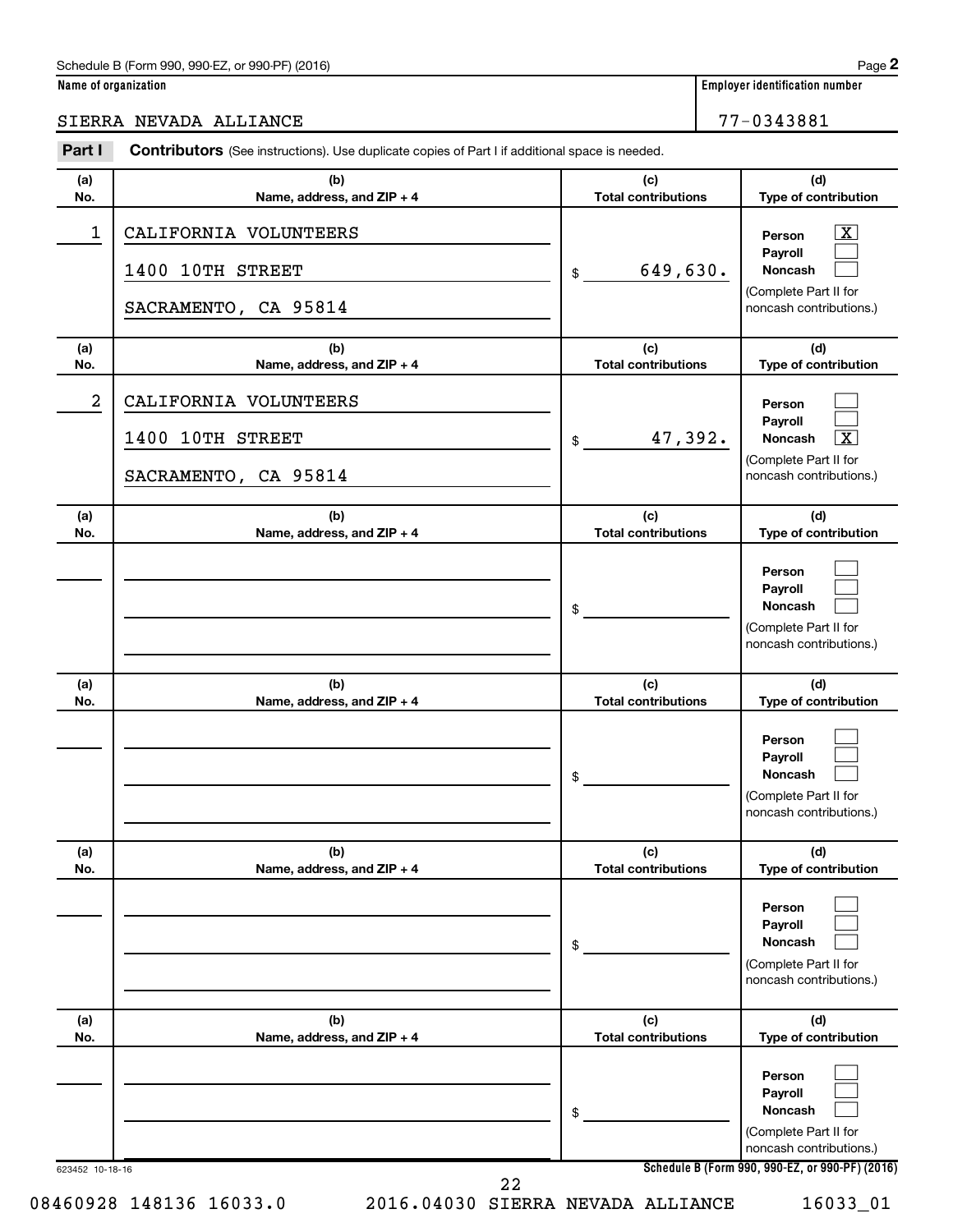Name of organization: SIERRA NEVADA ALLIANCE

Employer identification number: 77-0343881

## Part I Contributors (See instructions). Use duplicate copies of Part I if additional space is needed.

| (a) No. | (b) Name, address, and ZIP + 4 | (c) Total contributions | (d) Type of contribution |
|---|---|---|---|
| 1 | CALIFORNIA VOLUNTEERS<br>1400 10TH STREET<br>SACRAMENTO, CA 95814 | $ 649,630. | Person [X]<br>Payroll [ ]<br>Noncash [ ]<br>(Complete Part II for noncash contributions.) |
| 2 | CALIFORNIA VOLUNTEERS<br>1400 10TH STREET<br>SACRAMENTO, CA 95814 | $ 47,392. | Person [ ]<br>Payroll [ ]<br>Noncash [X]<br>(Complete Part II for noncash contributions.) |
| | | $ | Person [ ]<br>Payroll [ ]<br>Noncash [ ]<br>(Complete Part II for noncash contributions.) |
| | | $ | Person [ ]<br>Payroll [ ]<br>Noncash [ ]<br>(Complete Part II for noncash contributions.) |
| | | $ | Person [ ]<br>Payroll [ ]<br>Noncash [ ]<br>(Complete Part II for noncash contributions.) |
| | | $ | Person [ ]<br>Payroll [ ]<br>Noncash [ ]<br>(Complete Part II for noncash contributions.) |

623452 10-18-16

08460928 148136 16033.0 2016.04030 SIERRA NEVADA ALLIANCE 16033_01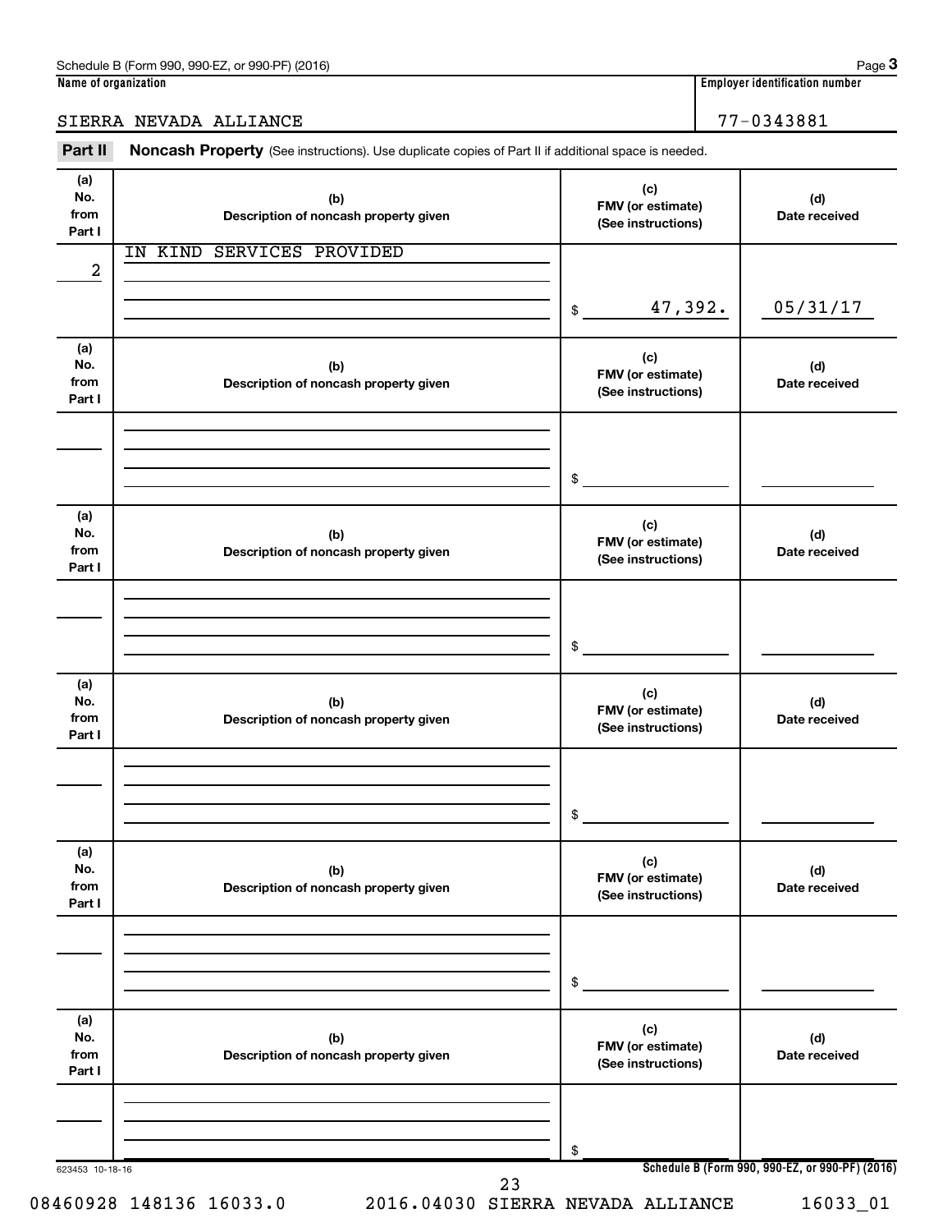Schedule B (Form 990, 990-EZ, or 990-PF) (2016)

**Name of organization**

SIERRA NEVADA ALLIANCE

**Employer identification number**

77-0343881

**Part II** **Noncash Property** (See instructions). Use duplicate copies of Part II if additional space is needed.

| (a) No. from Part I | (b) Description of noncash property given | (c) FMV (or estimate) (See instructions) | (d) Date received |
|---|---|---|---|
| 2 | IN KIND SERVICES PROVIDED | $ 47,392. | 05/31/17 |
| | | $ | |
| | | $ | |
| | | $ | |
| | | $ | |
| | | $ | |

623453 10-18-16

**Schedule B (Form 990, 990-EZ, or 990-PF) (2016)**

08460928 148136 16033.0    2016.04030 SIERRA NEVADA ALLIANCE    16033_01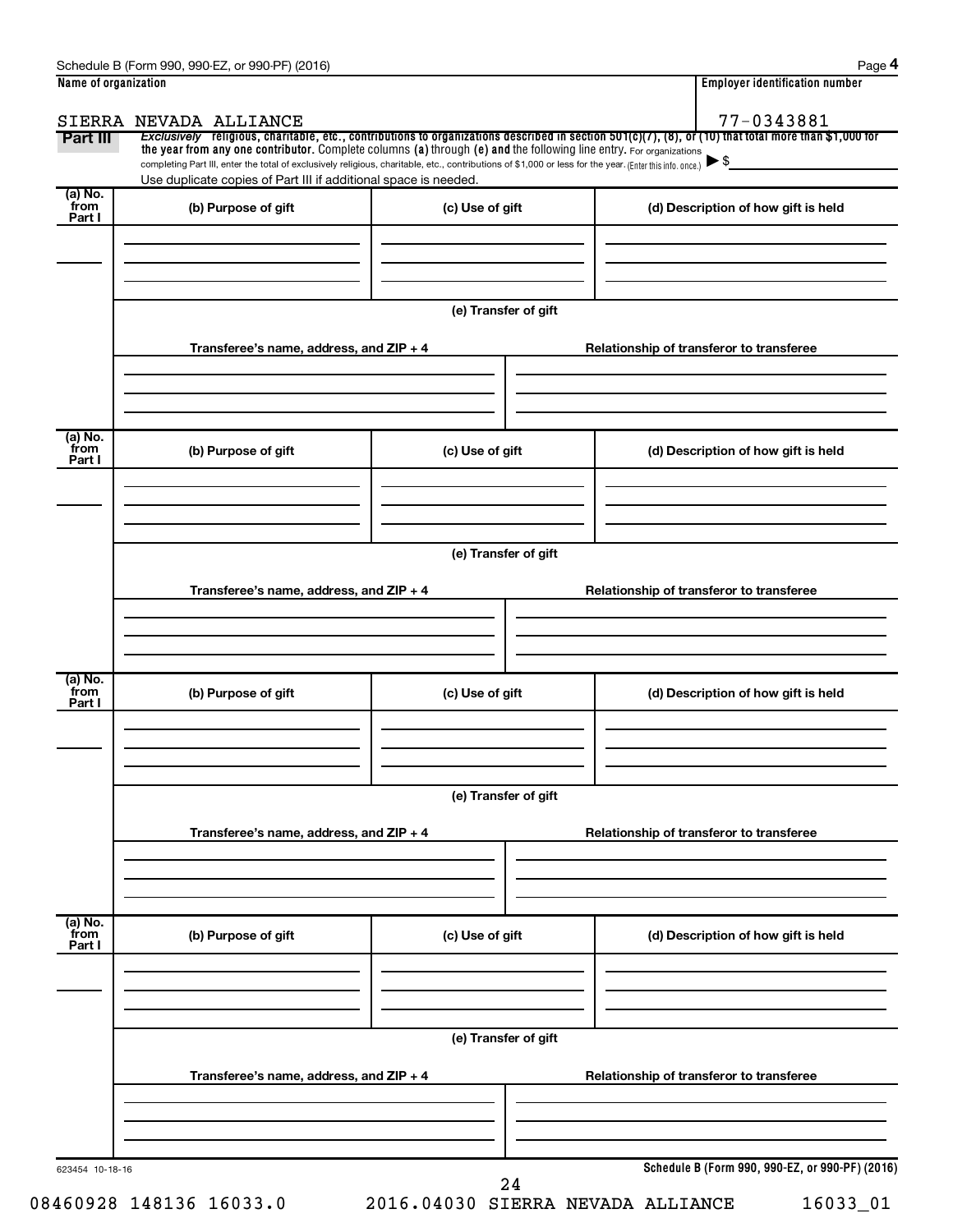Schedule B (Form 990, 990-EZ, or 990-PF) (2016)

**Name of organization**

SIERRA NEVADA ALLIANCE

**Employer identification number**

77-0343881

**Part III** *Exclusively* religious, charitable, etc., contributions to organizations described in section 501(c)(7), (8), or (10) that total more than $1,000 for the year from any one contributor. Complete columns (a) through (e) and the following line entry. For organizations completing Part III, enter the total of exclusively religious, charitable, etc., contributions of $1,000 or less for the year. (Enter this info. once.) ▶ $

Use duplicate copies of Part III if additional space is needed.

| (a) No. from Part I | (b) Purpose of gift | (c) Use of gift | (d) Description of how gift is held |
|---|---|---|---|
| | | | |

**(e) Transfer of gift**

| Transferee's name, address, and ZIP + 4 | Relationship of transferor to transferee |
|---|---|
| | |

| (a) No. from Part I | (b) Purpose of gift | (c) Use of gift | (d) Description of how gift is held |
|---|---|---|---|
| | | | |

**(e) Transfer of gift**

| Transferee's name, address, and ZIP + 4 | Relationship of transferor to transferee |
|---|---|
| | |

| (a) No. from Part I | (b) Purpose of gift | (c) Use of gift | (d) Description of how gift is held |
|---|---|---|---|
| | | | |

**(e) Transfer of gift**

| Transferee's name, address, and ZIP + 4 | Relationship of transferor to transferee |
|---|---|
| | |

| (a) No. from Part I | (b) Purpose of gift | (c) Use of gift | (d) Description of how gift is held |
|---|---|---|---|
| | | | |

**(e) Transfer of gift**

| Transferee's name, address, and ZIP + 4 | Relationship of transferor to transferee |
|---|---|
| | |

623454 10-18-16

**Schedule B (Form 990, 990-EZ, or 990-PF) (2016)**

08460928 148136 16033.0 2016.04030 SIERRA NEVADA ALLIANCE 16033_01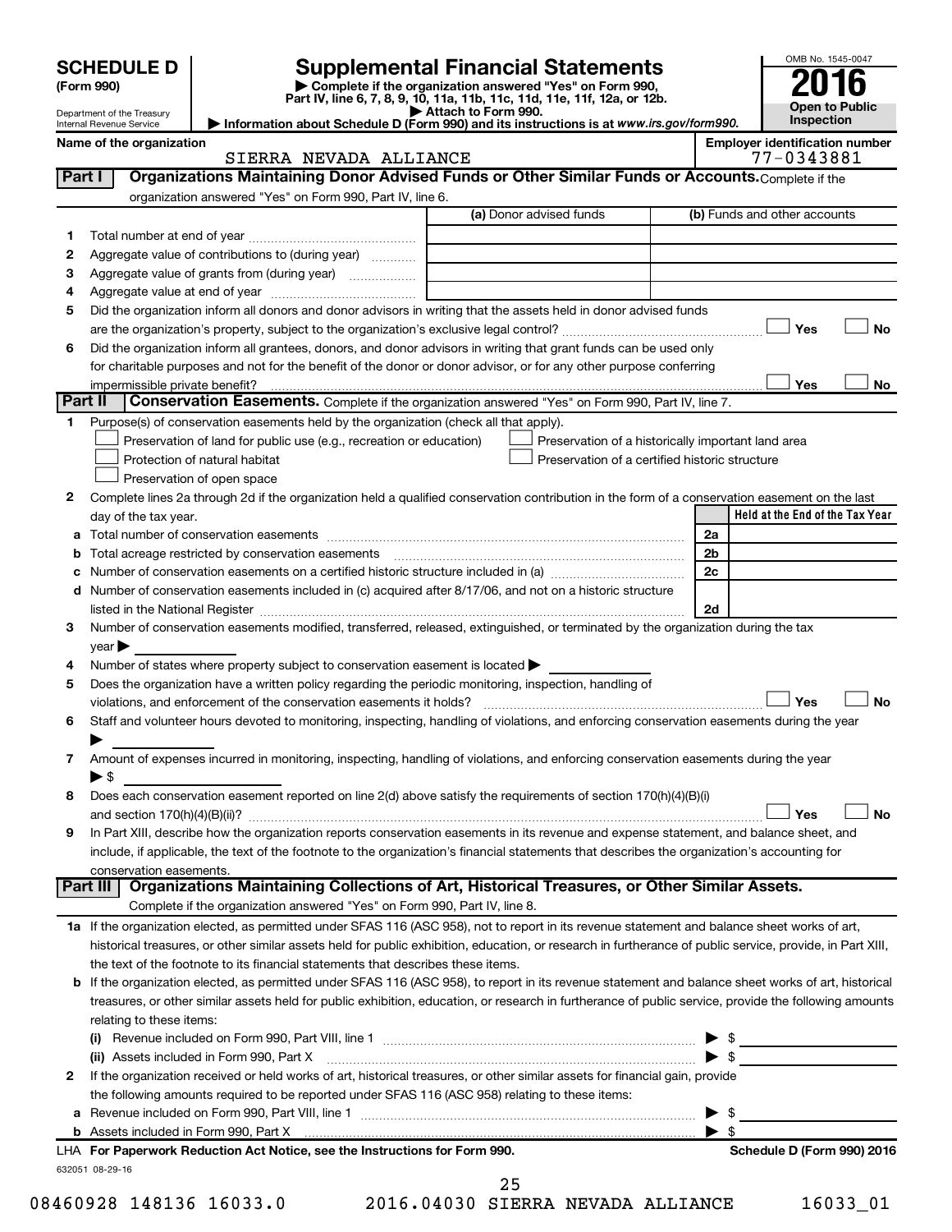# SCHEDULE D (Form 990)

Department of the Treasury
Internal Revenue Service

## Supplemental Financial Statements

▶ Complete if the organization answered "Yes" on Form 990, Part IV, line 6, 7, 8, 9, 10, 11a, 11b, 11c, 11d, 11e, 11f, 12a, or 12b.
▶ Attach to Form 990.
▶ Information about Schedule D (Form 990) and its instructions is at *www.irs.gov/form990*.

OMB No. 1545-0047
**2016**
**Open to Public Inspection**

**Name of the organization:** SIERRA NEVADA ALLIANCE
**Employer identification number:** 77-0343881

### Part I Organizations Maintaining Donor Advised Funds or Other Similar Funds or Accounts.

Complete if the organization answered "Yes" on Form 990, Part IV, line 6.

| | | (a) Donor advised funds | (b) Funds and other accounts |
|---|---|---|---|
| 1 | Total number at end of year | | |
| 2 | Aggregate value of contributions to (during year) | | |
| 3 | Aggregate value of grants from (during year) | | |
| 4 | Aggregate value at end of year | | |

5 Did the organization inform all donors and donor advisors in writing that the assets held in donor advised funds are the organization's property, subject to the organization's exclusive legal control? ☐ Yes ☐ No

6 Did the organization inform all grantees, donors, and donor advisors in writing that grant funds can be used only for charitable purposes and not for the benefit of the donor or donor advisor, or for any other purpose conferring impermissible private benefit? ☐ Yes ☐ No

### Part II Conservation Easements.

Complete if the organization answered "Yes" on Form 990, Part IV, line 7.

1 Purpose(s) of conservation easements held by the organization (check all that apply).
- ☐ Preservation of land for public use (e.g., recreation or education)
- ☐ Protection of natural habitat
- ☐ Preservation of open space
- ☐ Preservation of a historically important land area
- ☐ Preservation of a certified historic structure

2 Complete lines 2a through 2d if the organization held a qualified conservation contribution in the form of a conservation easement on the last day of the tax year.

| | | | Held at the End of the Tax Year |
|---|---|---|---|
| a | Total number of conservation easements | 2a | |
| b | Total acreage restricted by conservation easements | 2b | |
| c | Number of conservation easements on a certified historic structure included in (a) | 2c | |
| d | Number of conservation easements included in (c) acquired after 8/17/06, and not on a historic structure listed in the National Register | 2d | |

3 Number of conservation easements modified, transferred, released, extinguished, or terminated by the organization during the tax year ▶

4 Number of states where property subject to conservation easement is located ▶

5 Does the organization have a written policy regarding the periodic monitoring, inspection, handling of violations, and enforcement of the conservation easements it holds? ☐ Yes ☐ No

6 Staff and volunteer hours devoted to monitoring, inspecting, handling of violations, and enforcing conservation easements during the year ▶

7 Amount of expenses incurred in monitoring, inspecting, handling of violations, and enforcing conservation easements during the year ▶ $

8 Does each conservation easement reported on line 2(d) above satisfy the requirements of section 170(h)(4)(B)(i) and section 170(h)(4)(B)(ii)? ☐ Yes ☐ No

9 In Part XIII, describe how the organization reports conservation easements in its revenue and expense statement, and balance sheet, and include, if applicable, the text of the footnote to the organization's financial statements that describes the organization's accounting for conservation easements.

### Part III Organizations Maintaining Collections of Art, Historical Treasures, or Other Similar Assets.

Complete if the organization answered "Yes" on Form 990, Part IV, line 8.

1a If the organization elected, as permitted under SFAS 116 (ASC 958), not to report in its revenue statement and balance sheet works of art, historical treasures, or other similar assets held for public exhibition, education, or research in furtherance of public service, provide, in Part XIII, the text of the footnote to its financial statements that describes these items.

b If the organization elected, as permitted under SFAS 116 (ASC 958), to report in its revenue statement and balance sheet works of art, historical treasures, or other similar assets held for public exhibition, education, or research in furtherance of public service, provide the following amounts relating to these items:

(i) Revenue included on Form 990, Part VIII, line 1 ▶ $

(ii) Assets included in Form 990, Part X ▶ $

2 If the organization received or held works of art, historical treasures, or other similar assets for financial gain, provide the following amounts required to be reported under SFAS 116 (ASC 958) relating to these items:

a Revenue included on Form 990, Part VIII, line 1 ▶ $

b Assets included in Form 990, Part X ▶ $

**LHA For Paperwork Reduction Act Notice, see the Instructions for Form 990.** **Schedule D (Form 990) 2016**

632051 08-29-16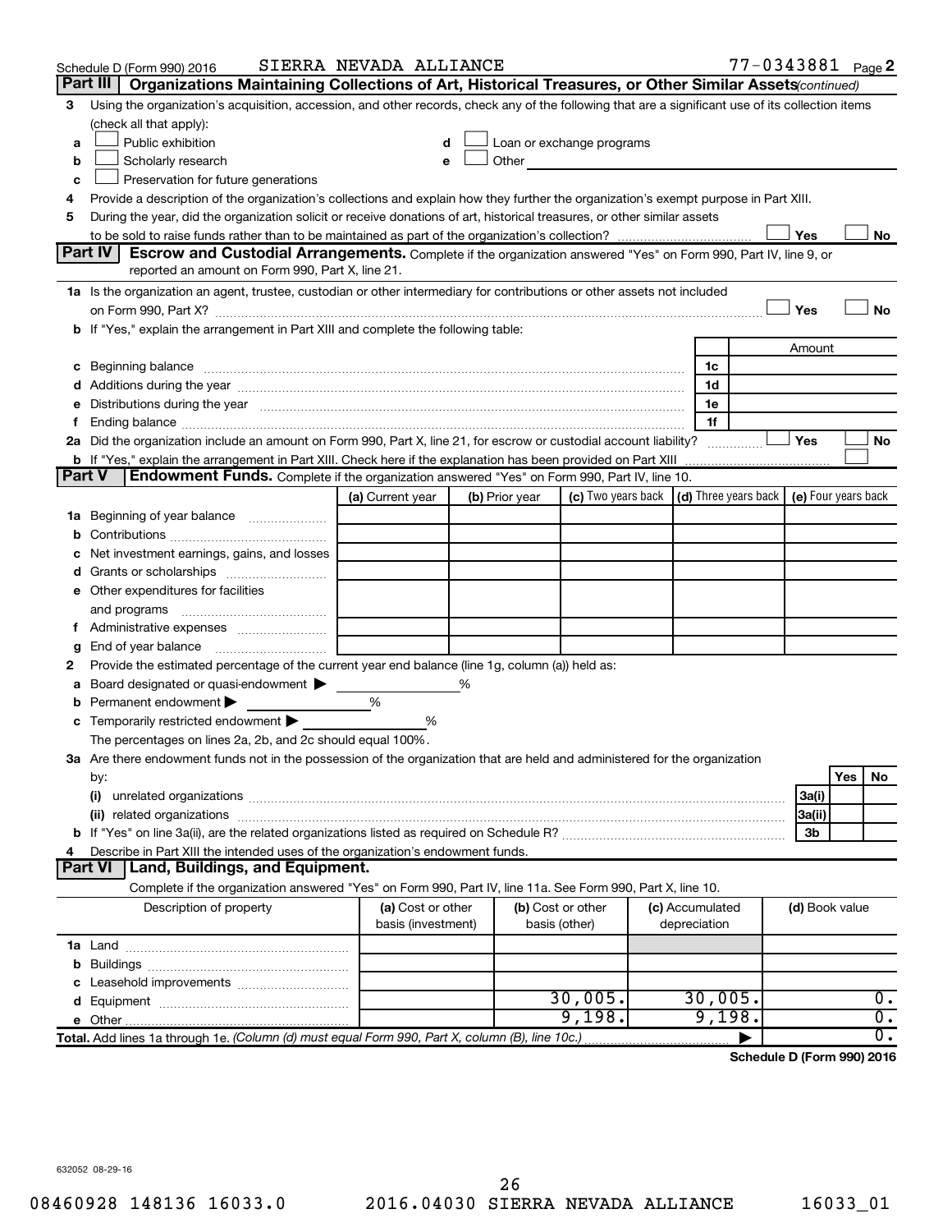Schedule D (Form 990) 2016 SIERRA NEVADA ALLIANCE 77-0343881 Page 2

**Part III Organizations Maintaining Collections of Art, Historical Treasures, or Other Similar Assets** *(continued)*

3 Using the organization's acquisition, accession, and other records, check any of the following that are a significant use of its collection items (check all that apply):

- a ☐ Public exhibition
- b ☐ Scholarly research
- c ☐ Preservation for future generations
- d ☐ Loan or exchange programs
- e ☐ Other

4 Provide a description of the organization's collections and explain how they further the organization's exempt purpose in Part XIII.

5 During the year, did the organization solicit or receive donations of art, historical treasures, or other similar assets to be sold to raise funds rather than to be maintained as part of the organization's collection? ☐ Yes ☐ No

**Part IV Escrow and Custodial Arrangements.** Complete if the organization answered "Yes" on Form 990, Part IV, line 9, or reported an amount on Form 990, Part X, line 21.

1a Is the organization an agent, trustee, custodian or other intermediary for contributions or other assets not included on Form 990, Part X? ☐ Yes ☐ No

b If "Yes," explain the arrangement in Part XIII and complete the following table:

| | | Amount |
|---|---|---|
| c Beginning balance | 1c | |
| d Additions during the year | 1d | |
| e Distributions during the year | 1e | |
| f Ending balance | 1f | |

2a Did the organization include an amount on Form 990, Part X, line 21, for escrow or custodial account liability? ☐ Yes ☐ No

b If "Yes," explain the arrangement in Part XIII. Check here if the explanation has been provided on Part XIII ☐

**Part V Endowment Funds.** Complete if the organization answered "Yes" on Form 990, Part IV, line 10.

| | (a) Current year | (b) Prior year | (c) Two years back | (d) Three years back | (e) Four years back |
|---|---|---|---|---|---|
| 1a Beginning of year balance | | | | | |
| b Contributions | | | | | |
| c Net investment earnings, gains, and losses | | | | | |
| d Grants or scholarships | | | | | |
| e Other expenditures for facilities and programs | | | | | |
| f Administrative expenses | | | | | |
| g End of year balance | | | | | |

2 Provide the estimated percentage of the current year end balance (line 1g, column (a)) held as:

a Board designated or quasi-endowment ▶ %

b Permanent endowment ▶ %

c Temporarily restricted endowment ▶ %

The percentages on lines 2a, 2b, and 2c should equal 100%.

3a Are there endowment funds not in the possession of the organization that are held and administered for the organization by:

| | | Yes | No |
|---|---|---|---|
| (i) unrelated organizations | 3a(i) | | |
| (ii) related organizations | 3a(ii) | | |
| b If "Yes" on line 3a(ii), are the related organizations listed as required on Schedule R? | 3b | | |

4 Describe in Part XIII the intended uses of the organization's endowment funds.

**Part VI Land, Buildings, and Equipment.**

Complete if the organization answered "Yes" on Form 990, Part IV, line 11a. See Form 990, Part X, line 10.

| Description of property | (a) Cost or other basis (investment) | (b) Cost or other basis (other) | (c) Accumulated depreciation | (d) Book value |
|---|---|---|---|---|
| 1a Land | | | | |
| b Buildings | | | | |
| c Leasehold improvements | | | | |
| d Equipment | | 30,005. | 30,005. | 0. |
| e Other | | 9,198. | 9,198. | 0. |
| **Total.** Add lines 1a through 1e. *(Column (d) must equal Form 990, Part X, column (B), line 10c.)* ▶ | | | | 0. |

**Schedule D (Form 990) 2016**

632052 08-29-16

08460928 148136 16033.0 2016.04030 SIERRA NEVADA ALLIANCE 16033_01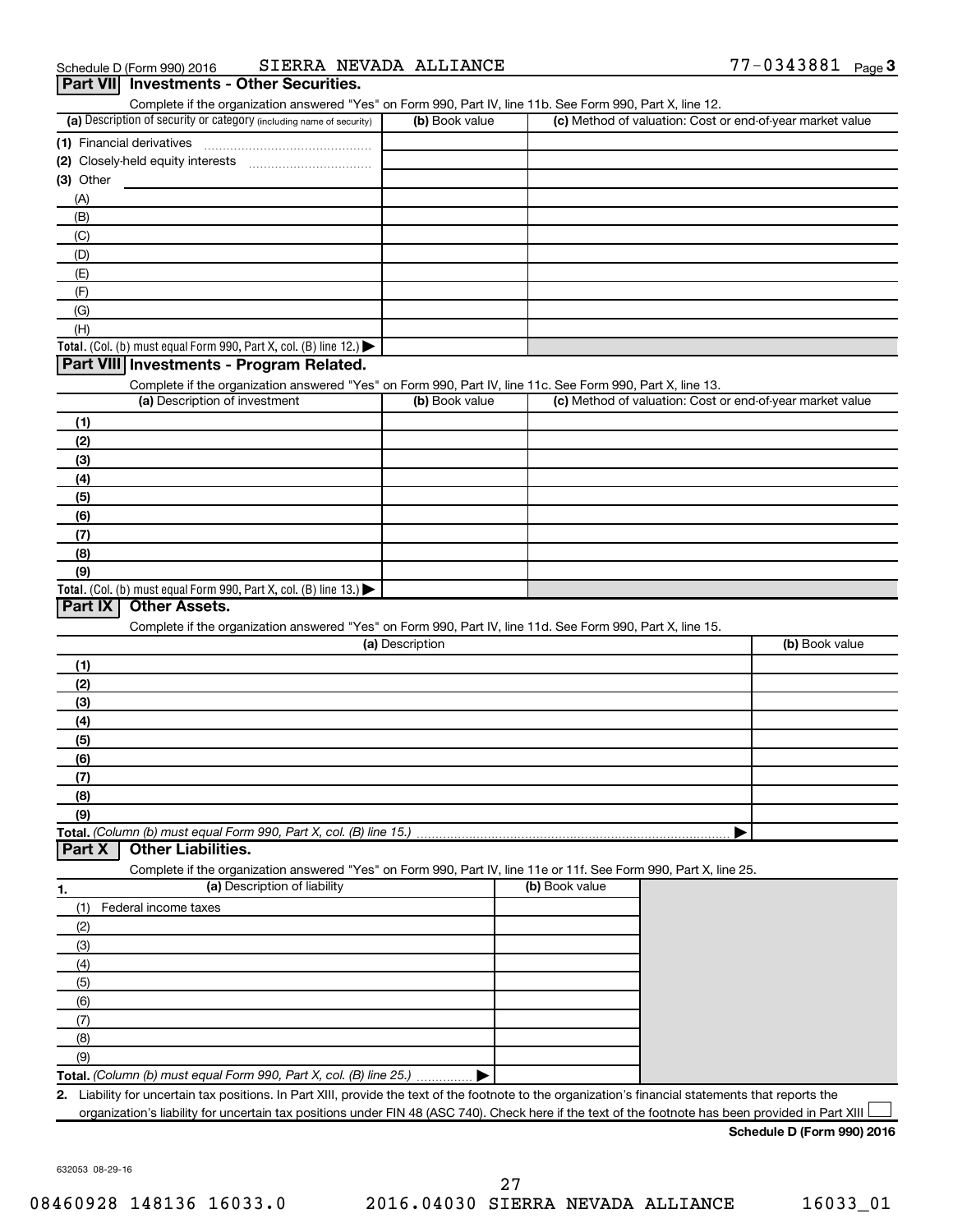Schedule D (Form 990) 2016 SIERRA NEVADA ALLIANCE 77-0343881 Page 3

## Part VII Investments - Other Securities.

Complete if the organization answered "Yes" on Form 990, Part IV, line 11b. See Form 990, Part X, line 12.

| (a) Description of security or category (including name of security) | (b) Book value | (c) Method of valuation: Cost or end-of-year market value |
|---|---|---|
| (1) Financial derivatives | | |
| (2) Closely-held equity interests | | |
| (3) Other | | |
| (A) | | |
| (B) | | |
| (C) | | |
| (D) | | |
| (E) | | |
| (F) | | |
| (G) | | |
| (H) | | |
| **Total.** (Col. (b) must equal Form 990, Part X, col. (B) line 12.) ▶ | | |

## Part VIII Investments - Program Related.

Complete if the organization answered "Yes" on Form 990, Part IV, line 11c. See Form 990, Part X, line 13.

| (a) Description of investment | (b) Book value | (c) Method of valuation: Cost or end-of-year market value |
|---|---|---|
| (1) | | |
| (2) | | |
| (3) | | |
| (4) | | |
| (5) | | |
| (6) | | |
| (7) | | |
| (8) | | |
| (9) | | |
| **Total.** (Col. (b) must equal Form 990, Part X, col. (B) line 13.) ▶ | | |

## Part IX Other Assets.

Complete if the organization answered "Yes" on Form 990, Part IV, line 11d. See Form 990, Part X, line 15.

| (a) Description | (b) Book value |
|---|---|
| (1) | |
| (2) | |
| (3) | |
| (4) | |
| (5) | |
| (6) | |
| (7) | |
| (8) | |
| (9) | |
| **Total.** *(Column (b) must equal Form 990, Part X, col. (B) line 15.)* ▶ | |

## Part X Other Liabilities.

Complete if the organization answered "Yes" on Form 990, Part IV, line 11e or 11f. See Form 990, Part X, line 25.

| 1. (a) Description of liability | (b) Book value |
|---|---|
| (1) Federal income taxes | |
| (2) | |
| (3) | |
| (4) | |
| (5) | |
| (6) | |
| (7) | |
| (8) | |
| (9) | |
| **Total.** *(Column (b) must equal Form 990, Part X, col. (B) line 25.)* ▶ | |

2. Liability for uncertain tax positions. In Part XIII, provide the text of the footnote to the organization's financial statements that reports the organization's liability for uncertain tax positions under FIN 48 (ASC 740). Check here if the text of the footnote has been provided in Part XIII ☐

**Schedule D (Form 990) 2016**

632053 08-29-16

08460928 148136 16033.0 2016.04030 SIERRA NEVADA ALLIANCE 16033_01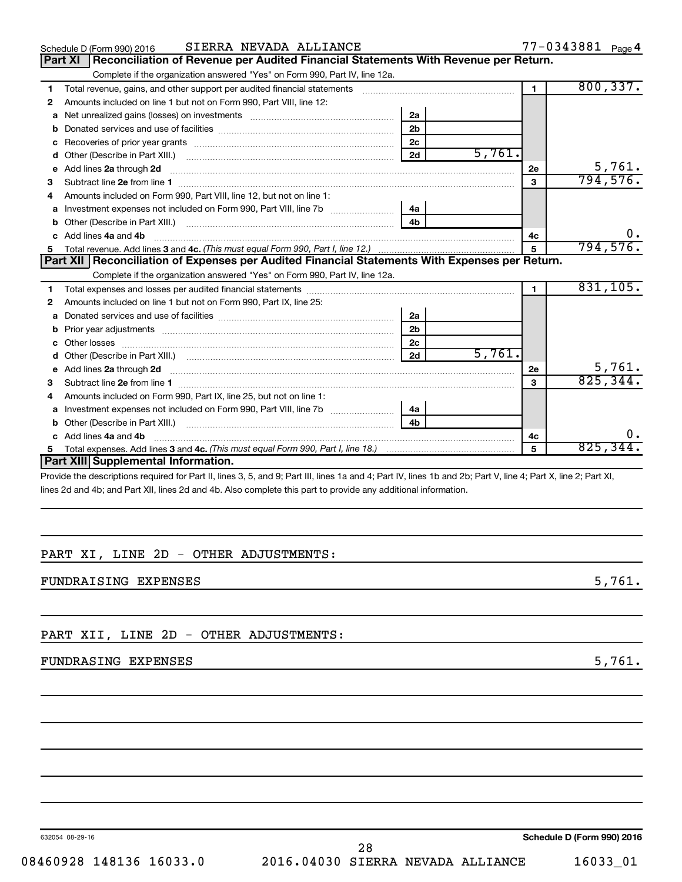Schedule D (Form 990) 2016 SIERRA NEVADA ALLIANCE 77-0343881 Page 4

## Part XI Reconciliation of Revenue per Audited Financial Statements With Revenue per Return.

Complete if the organization answered "Yes" on Form 990, Part IV, line 12a.

| | | | | | |
|---|---|---|---|---|---|
| 1 | Total revenue, gains, and other support per audited financial statements | | | 1 | 800,337. |
| 2 | Amounts included on line 1 but not on Form 990, Part VIII, line 12: | | | | |
| a | Net unrealized gains (losses) on investments | 2a | | | |
| b | Donated services and use of facilities | 2b | | | |
| c | Recoveries of prior year grants | 2c | | | |
| d | Other (Describe in Part XIII.) | 2d | 5,761. | | |
| e | Add lines 2a through 2d | | | 2e | 5,761. |
| 3 | Subtract line 2e from line 1 | | | 3 | 794,576. |
| 4 | Amounts included on Form 990, Part VIII, line 12, but not on line 1: | | | | |
| a | Investment expenses not included on Form 990, Part VIII, line 7b | 4a | | | |
| b | Other (Describe in Part XIII.) | 4b | | | |
| c | Add lines 4a and 4b | | | 4c | 0. |
| 5 | Total revenue. Add lines 3 and 4c. *(This must equal Form 990, Part I, line 12.)* | | | 5 | 794,576. |

## Part XII Reconciliation of Expenses per Audited Financial Statements With Expenses per Return.

Complete if the organization answered "Yes" on Form 990, Part IV, line 12a.

| | | | | | |
|---|---|---|---|---|---|
| 1 | Total expenses and losses per audited financial statements | | | 1 | 831,105. |
| 2 | Amounts included on line 1 but not on Form 990, Part IX, line 25: | | | | |
| a | Donated services and use of facilities | 2a | | | |
| b | Prior year adjustments | 2b | | | |
| c | Other losses | 2c | | | |
| d | Other (Describe in Part XIII.) | 2d | 5,761. | | |
| e | Add lines 2a through 2d | | | 2e | 5,761. |
| 3 | Subtract line 2e from line 1 | | | 3 | 825,344. |
| 4 | Amounts included on Form 990, Part IX, line 25, but not on line 1: | | | | |
| a | Investment expenses not included on Form 990, Part VIII, line 7b | 4a | | | |
| b | Other (Describe in Part XIII.) | 4b | | | |
| c | Add lines 4a and 4b | | | 4c | 0. |
| 5 | Total expenses. Add lines 3 and 4c. *(This must equal Form 990, Part I, line 18.)* | | | 5 | 825,344. |

## Part XIII Supplemental Information.

Provide the descriptions required for Part II, lines 3, 5, and 9; Part III, lines 1a and 4; Part IV, lines 1b and 2b; Part V, line 4; Part X, line 2; Part XI, lines 2d and 4b; and Part XII, lines 2d and 4b. Also complete this part to provide any additional information.

PART XI, LINE 2D - OTHER ADJUSTMENTS:

FUNDRAISING EXPENSES 5,761.

PART XII, LINE 2D - OTHER ADJUSTMENTS:

FUNDRASING EXPENSES 5,761.

632054 08-29-16 Schedule D (Form 990) 2016

08460928 148136 16033.0 2016.04030 SIERRA NEVADA ALLIANCE 16033_01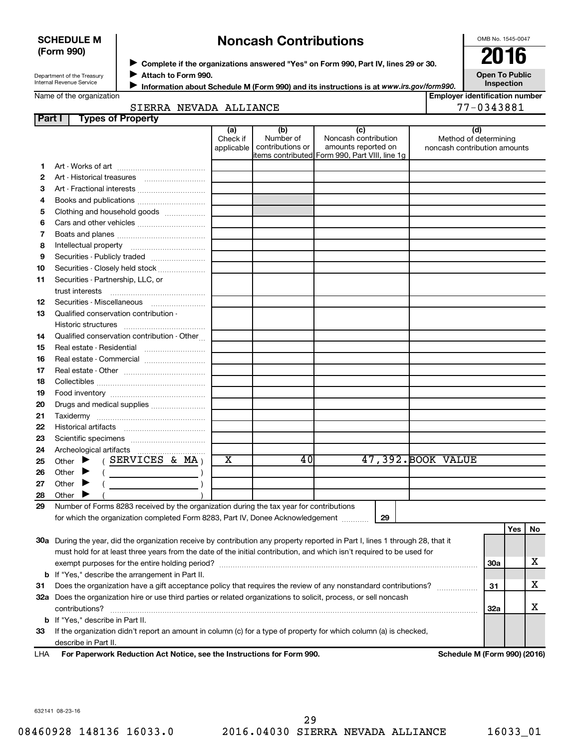**SCHEDULE M (Form 990)**

Department of the Treasury
Internal Revenue Service

# Noncash Contributions

▶ Complete if the organizations answered "Yes" on Form 990, Part IV, lines 29 or 30.
▶ Attach to Form 990.
▶ Information about Schedule M (Form 990) and its instructions is at *www.irs.gov/form990.*

OMB No. 1545-0047

**2016**

**Open To Public Inspection**

| Name of the organization | Employer identification number |
|---|---|
| SIERRA NEVADA ALLIANCE | 77-0343881 |

**Part I Types of Property**

| | | (a) Check if applicable | (b) Number of contributions or items contributed | (c) Noncash contribution amounts reported on Form 990, Part VIII, line 1g | (d) Method of determining noncash contribution amounts |
|---|---|---|---|---|---|
| 1 | Art - Works of art | | | | |
| 2 | Art - Historical treasures | | | | |
| 3 | Art - Fractional interests | | | | |
| 4 | Books and publications | | | | |
| 5 | Clothing and household goods | | | | |
| 6 | Cars and other vehicles | | | | |
| 7 | Boats and planes | | | | |
| 8 | Intellectual property | | | | |
| 9 | Securities - Publicly traded | | | | |
| 10 | Securities - Closely held stock | | | | |
| 11 | Securities - Partnership, LLC, or trust interests | | | | |
| 12 | Securities - Miscellaneous | | | | |
| 13 | Qualified conservation contribution - Historic structures | | | | |
| 14 | Qualified conservation contribution - Other | | | | |
| 15 | Real estate - Residential | | | | |
| 16 | Real estate - Commercial | | | | |
| 17 | Real estate - Other | | | | |
| 18 | Collectibles | | | | |
| 19 | Food inventory | | | | |
| 20 | Drugs and medical supplies | | | | |
| 21 | Taxidermy | | | | |
| 22 | Historical artifacts | | | | |
| 23 | Scientific specimens | | | | |
| 24 | Archeological artifacts | | | | |
| 25 | Other ▶ ( SERVICES & MA ) | X | 40 | 47,392. | BOOK VALUE |
| 26 | Other ▶ ( ) | | | | |
| 27 | Other ▶ ( ) | | | | |
| 28 | Other ▶ ( ) | | | | |

29 Number of Forms 8283 received by the organization during the tax year for contributions for which the organization completed Form 8283, Part IV, Donee Acknowledgement ........ **29**

| | | | Yes | No |
|---|---|---|---|---|
| 30a | During the year, did the organization receive by contribution any property reported in Part I, lines 1 through 28, that it must hold for at least three years from the date of the initial contribution, and which isn't required to be used for exempt purposes for the entire holding period? | 30a | | X |
| b | If "Yes," describe the arrangement in Part II. | | | |
| 31 | Does the organization have a gift acceptance policy that requires the review of any nonstandard contributions? | 31 | | X |
| 32a | Does the organization hire or use third parties or related organizations to solicit, process, or sell noncash contributions? | 32a | | X |
| b | If "Yes," describe in Part II. | | | |
| 33 | If the organization didn't report an amount in column (c) for a type of property for which column (a) is checked, describe in Part II. | | | |

LHA **For Paperwork Reduction Act Notice, see the Instructions for Form 990.** **Schedule M (Form 990) (2016)**

632141 08-23-16

08460928 148136 16033.0 2016.04030 SIERRA NEVADA ALLIANCE 16033_01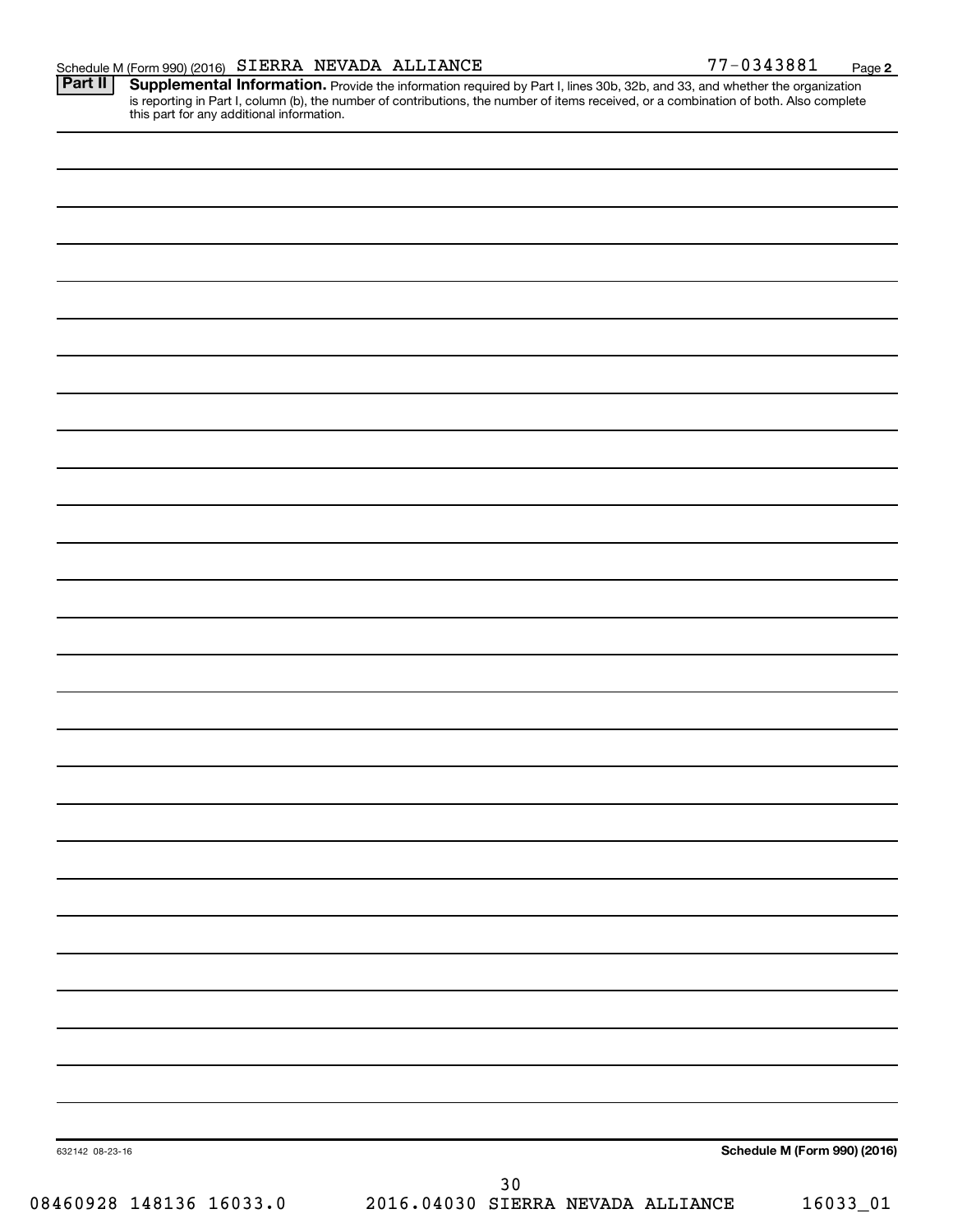Schedule M (Form 990) (2016) SIERRA NEVADA ALLIANCE 77-0343881 Page 2

**Part II** **Supplemental Information.** Provide the information required by Part I, lines 30b, 32b, and 33, and whether the organization is reporting in Part I, column (b), the number of contributions, the number of items received, or a combination of both. Also complete this part for any additional information.

632142 08-23-16

**Schedule M (Form 990) (2016)**

08460928 148136 16033.0 2016.04030 SIERRA NEVADA ALLIANCE 16033_01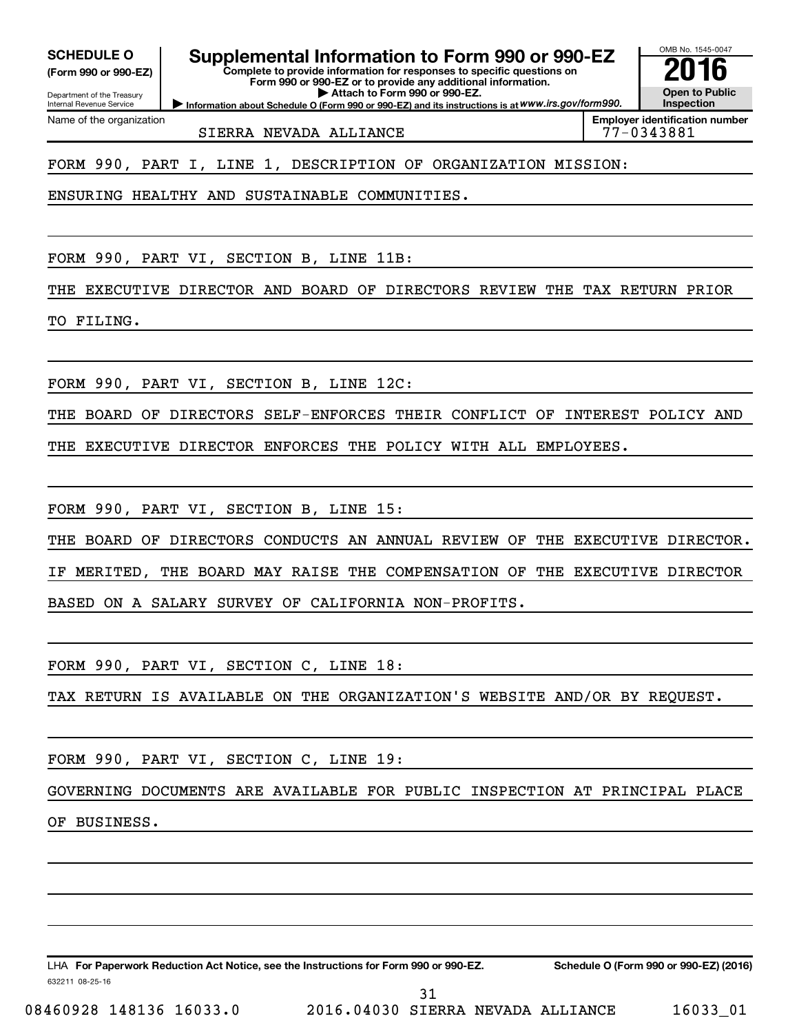**SCHEDULE O**
**(Form 990 or 990-EZ)**

Department of the Treasury
Internal Revenue Service

# Supplemental Information to Form 990 or 990-EZ

**Complete to provide information for responses to specific questions on Form 990 or 990-EZ or to provide any additional information.**
**▶ Attach to Form 990 or 990-EZ.**
**▶ Information about Schedule O (Form 990 or 990-EZ) and its instructions is at** *www.irs.gov/form990.*

OMB No. 1545-0047
**2016**
**Open to Public Inspection**

| Name of the organization | Employer identification number |
|---|---|
| SIERRA NEVADA ALLIANCE | 77-0343881 |

FORM 990, PART I, LINE 1, DESCRIPTION OF ORGANIZATION MISSION:

ENSURING HEALTHY AND SUSTAINABLE COMMUNITIES.

FORM 990, PART VI, SECTION B, LINE 11B:

THE EXECUTIVE DIRECTOR AND BOARD OF DIRECTORS REVIEW THE TAX RETURN PRIOR TO FILING.

FORM 990, PART VI, SECTION B, LINE 12C:

THE BOARD OF DIRECTORS SELF-ENFORCES THEIR CONFLICT OF INTEREST POLICY AND THE EXECUTIVE DIRECTOR ENFORCES THE POLICY WITH ALL EMPLOYEES.

FORM 990, PART VI, SECTION B, LINE 15:

THE BOARD OF DIRECTORS CONDUCTS AN ANNUAL REVIEW OF THE EXECUTIVE DIRECTOR. IF MERITED, THE BOARD MAY RAISE THE COMPENSATION OF THE EXECUTIVE DIRECTOR BASED ON A SALARY SURVEY OF CALIFORNIA NON-PROFITS.

FORM 990, PART VI, SECTION C, LINE 18:

TAX RETURN IS AVAILABLE ON THE ORGANIZATION'S WEBSITE AND/OR BY REQUEST.

FORM 990, PART VI, SECTION C, LINE 19:

GOVERNING DOCUMENTS ARE AVAILABLE FOR PUBLIC INSPECTION AT PRINCIPAL PLACE OF BUSINESS.

LHA **For Paperwork Reduction Act Notice, see the Instructions for Form 990 or 990-EZ.** **Schedule O (Form 990 or 990-EZ) (2016)**
632211 08-25-16

08460928 148136 16033.0 2016.04030 SIERRA NEVADA ALLIANCE 16033_01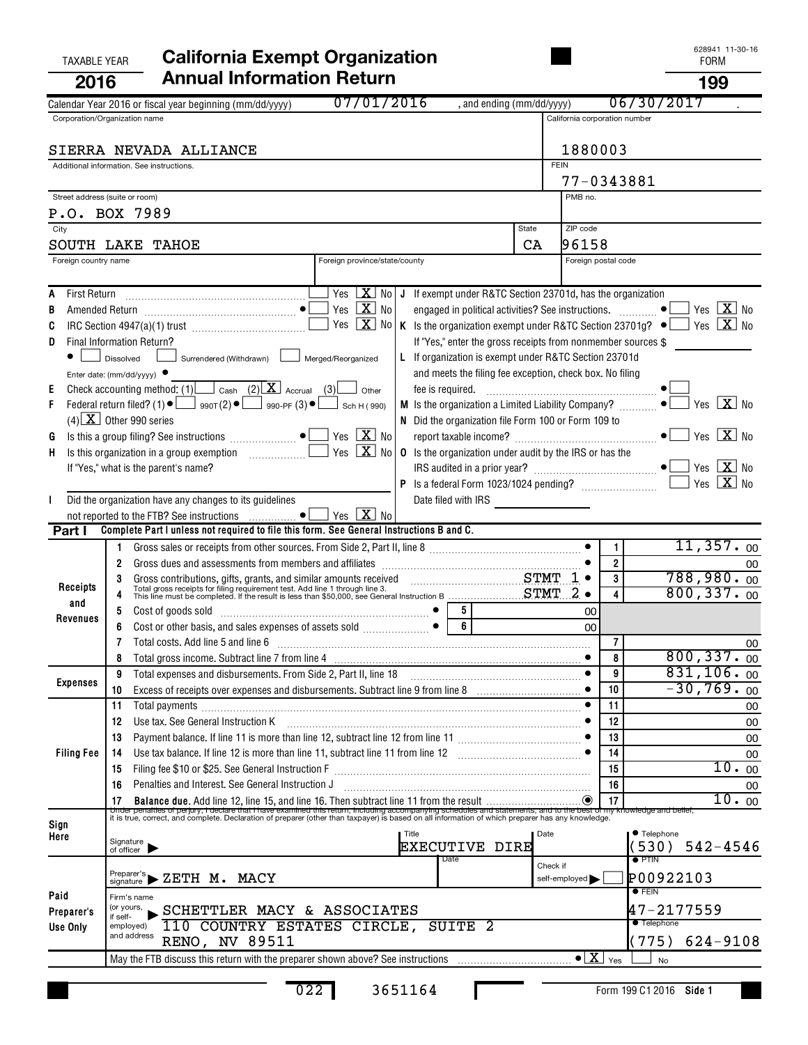TAXABLE YEAR **2016**

# California Exempt Organization Annual Information Return

628941 11-30-16

FORM **199**

Calendar Year 2016 or fiscal year beginning (mm/dd/yyyy) 07/01/2016 , and ending (mm/dd/yyyy) 06/30/2017 .

| Corporation/Organization name | California corporation number |
|---|---|
| SIERRA NEVADA ALLIANCE | 1880003 |
| Additional information. See instructions. | FEIN 77-0343881 |
| Street address (suite or room) P.O. BOX 7989 | PMB no. |
| City SOUTH LAKE TAHOE | State CA / ZIP code 96158 |
| Foreign country name / Foreign province/state/county | Foreign postal code |

A First Return ....... Yes [X] No

B Amended Return ....... ● Yes [X] No

C IRC Section 4947(a)(1) trust ....... Yes [X] No

D Final Information Return?
● [ ] Dissolved [ ] Surrendered (Withdrawn) [ ] Merged/Reorganized
Enter date: (mm/dd/yyyy) ●

E Check accounting method: (1) [ ] Cash (2) [X] Accrual (3) [ ] Other

F Federal return filed? (1) ● [ ] 990T (2) ● [ ] 990-PF (3) ● [ ] Sch H (990) (4) [X] Other 990 series

G Is this a group filing? See instructions ....... ● Yes [X] No

H Is this organization in a group exemption ....... Yes [X] No
If "Yes," what is the parent's name?

I Did the organization have any changes to its guidelines not reported to the FTB? See instructions ....... ● Yes [X] No

J If exempt under R&TC Section 23701d, has the organization engaged in political activities? See instructions. ....... ● Yes [X] No

K Is the organization exempt under R&TC Section 23701g? ● Yes [X] No
If "Yes," enter the gross receipts from nonmember sources $

L If organization is exempt under R&TC Section 23701d and meets the filing fee exception, check box. No filing fee is required. ....... ● [ ]

M Is the organization a Limited Liability Company? ....... ● Yes [X] No

N Did the organization file Form 100 or Form 109 to report taxable income? ....... ● Yes [X] No

O Is the organization under audit by the IRS or has the IRS audited in a prior year? ....... ● Yes [X] No

P Is a federal Form 1023/1024 pending? ....... Yes [X] No
Date filed with IRS

**Part I** Complete Part I unless not required to file this form. See General Instructions B and C.

| Section | Line | Description | | Amount |
|---|---|---|---|---|
| Receipts and Revenues | 1 | Gross sales or receipts from other sources. From Side 2, Part II, line 8 | 1 | 11,357.00 |
| | 2 | Gross dues and assessments from members and affiliates | 2 | 00 |
| | 3 | Gross contributions, gifts, grants, and similar amounts received STMT 1 | 3 | 788,980.00 |
| | 4 | Total gross receipts for filing requirement test. Add line 1 through line 3. This line must be completed. If the result is less than $50,000, see General Instruction B STMT 2 | 4 | 800,337.00 |
| | 5 | Cost of goods sold | 5 | 00 |
| | 6 | Cost or other basis, and sales expenses of assets sold | 6 | 00 |
| | 7 | Total costs. Add line 5 and line 6 | 7 | 00 |
| | 8 | Total gross income. Subtract line 7 from line 4 | 8 | 800,337.00 |
| Expenses | 9 | Total expenses and disbursements. From Side 2, Part II, line 18 | 9 | 831,106.00 |
| | 10 | Excess of receipts over expenses and disbursements. Subtract line 9 from line 8 | 10 | -30,769.00 |
| Filing Fee | 11 | Total payments | 11 | 00 |
| | 12 | Use tax. See General Instruction K | 12 | 00 |
| | 13 | Payment balance. If line 11 is more than line 12, subtract line 12 from line 11 | 13 | 00 |
| | 14 | Use tax balance. If line 12 is more than line 11, subtract line 11 from line 12 | 14 | 00 |
| | 15 | Filing fee $10 or $25. See General Instruction F | 15 | 10.00 |
| | 16 | Penalties and Interest. See General Instruction J | 16 | 00 |
| | 17 | **Balance due.** Add line 12, line 15, and line 16. Then subtract line 11 from the result | 17 | 10.00 |

Under penalties of perjury, I declare that I have examined this return, including accompanying schedules and statements, and to the best of my knowledge and belief, it is true, correct, and complete. Declaration of preparer (other than taxpayer) is based on all information of which preparer has any knowledge.

**Sign Here** Signature of officer ▶ Title EXECUTIVE DIRE Date Telephone (530) 542-4546

**Paid Preparer's Use Only**
Preparer's signature ▶ ZETH M. MACY Date Check if self-employed ▶ [ ] PTIN P00922103
Firm's name (or yours, if self-employed) and address ▶ SCHETTLER MACY & ASSOCIATES, 110 COUNTRY ESTATES CIRCLE, SUITE 2, RENO, NV 89511 FEIN 47-2177559 Telephone (775) 624-9108

May the FTB discuss this return with the preparer shown above? See instructions ....... ● [X] Yes [ ] No

022 3651164 Form 199 C1 2016 Side 1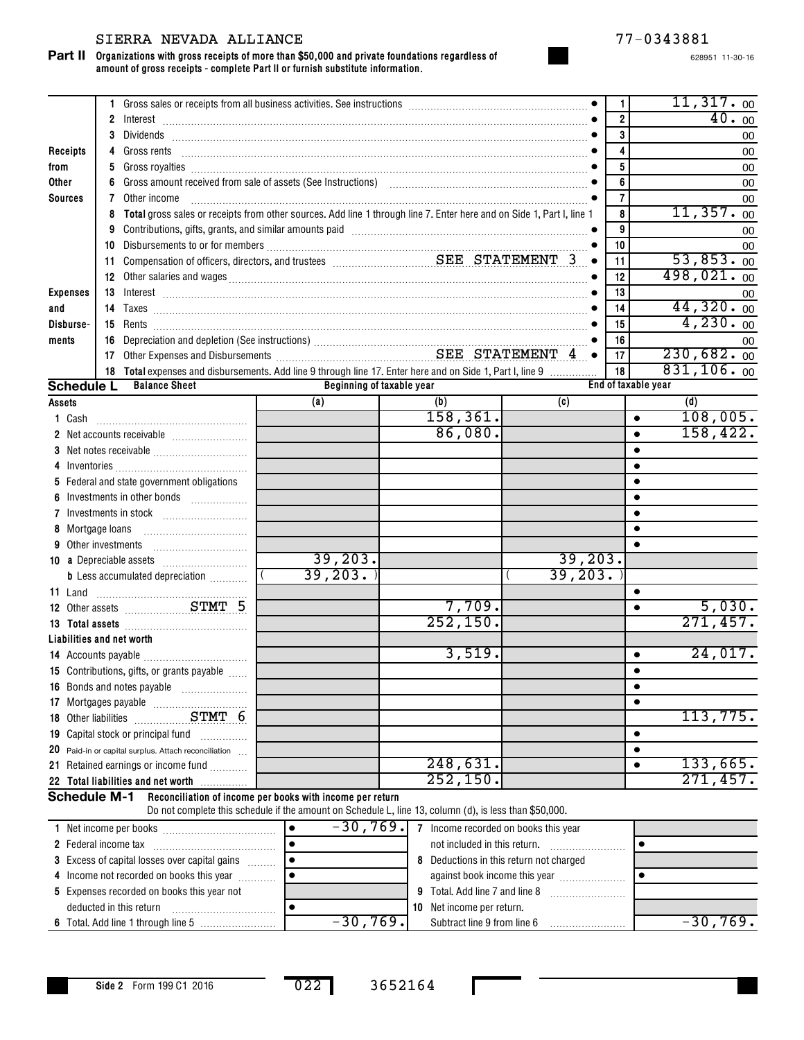SIERRA NEVADA ALLIANCE 77-0343881

628951 11-30-16

**Part II** **Organizations with gross receipts of more than $50,000 and private foundations regardless of amount of gross receipts - complete Part II or furnish substitute information.**

| | | | | |
|---|---|---|---|---|
| Receipts from Other Sources | 1 | Gross sales or receipts from all business activities. See instructions | 1 | 11,317. 00 |
| | 2 | Interest | 2 | 40. 00 |
| | 3 | Dividends | 3 | 00 |
| | 4 | Gross rents | 4 | 00 |
| | 5 | Gross royalties | 5 | 00 |
| | 6 | Gross amount received from sale of assets (See Instructions) | 6 | 00 |
| | 7 | Other income | 7 | 00 |
| | 8 | **Total** gross sales or receipts from other sources. Add line 1 through line 7. Enter here and on Side 1, Part I, line 1 | 8 | 11,357. 00 |
| Expenses and Disbursements | 9 | Contributions, gifts, grants, and similar amounts paid | 9 | 00 |
| | 10 | Disbursements to or for members | 10 | 00 |
| | 11 | Compensation of officers, directors, and trustees SEE STATEMENT 3 | 11 | 53,853. 00 |
| | 12 | Other salaries and wages | 12 | 498,021. 00 |
| | 13 | Interest | 13 | 00 |
| | 14 | Taxes | 14 | 44,320. 00 |
| | 15 | Rents | 15 | 4,230. 00 |
| | 16 | Depreciation and depletion (See instructions) | 16 | 00 |
| | 17 | Other Expenses and Disbursements SEE STATEMENT 4 | 17 | 230,682. 00 |
| | 18 | **Total** expenses and disbursements. Add line 9 through line 17. Enter here and on Side 1, Part I, line 9 | 18 | 831,106. 00 |

**Schedule L** **Balance Sheet**

| | Beginning of taxable year (a) | Beginning of taxable year (b) | End of taxable year (c) | End of taxable year (d) |
|---|---|---|---|---|
| **Assets** | | | | |
| 1 Cash | | 158,361. | | 108,005. |
| 2 Net accounts receivable | | 86,080. | | 158,422. |
| 3 Net notes receivable | | | | |
| 4 Inventories | | | | |
| 5 Federal and state government obligations | | | | |
| 6 Investments in other bonds | | | | |
| 7 Investments in stock | | | | |
| 8 Mortgage loans | | | | |
| 9 Other investments | | | | |
| 10 a Depreciable assets | 39,203. | | 39,203. | |
| b Less accumulated depreciation | ( 39,203. ) | | ( 39,203. ) | |
| 11 Land | | | | |
| 12 Other assets STMT 5 | | 7,709. | | 5,030. |
| 13 **Total assets** | | 252,150. | | 271,457. |
| **Liabilities and net worth** | | | | |
| 14 Accounts payable | | 3,519. | | 24,017. |
| 15 Contributions, gifts, or grants payable | | | | |
| 16 Bonds and notes payable | | | | |
| 17 Mortgages payable | | | | |
| 18 Other liabilities STMT 6 | | | | 113,775. |
| 19 Capital stock or principal fund | | | | |
| 20 Paid-in or capital surplus. Attach reconciliation | | | | |
| 21 Retained earnings or income fund | | 248,631. | | 133,665. |
| 22 **Total liabilities and net worth** | | 252,150. | | 271,457. |

**Schedule M-1** **Reconciliation of income per books with income per return**

Do not complete this schedule if the amount on Schedule L, line 13, column (d), is less than $50,000.

| | | | |
|---|---|---|---|
| 1 Net income per books | -30,769. | 7 Income recorded on books this year not included in this return. | |
| 2 Federal income tax | | | |
| 3 Excess of capital losses over capital gains | | 8 Deductions in this return not charged against book income this year | |
| 4 Income not recorded on books this year | | | |
| 5 Expenses recorded on books this year not deducted in this return | | 9 Total. Add line 7 and line 8 | |
| | | 10 Net income per return. Subtract line 9 from line 6 | -30,769. |
| 6 Total. Add line 1 through line 5 | -30,769. | | |

Side 2 Form 199 C1 2016 022 3652164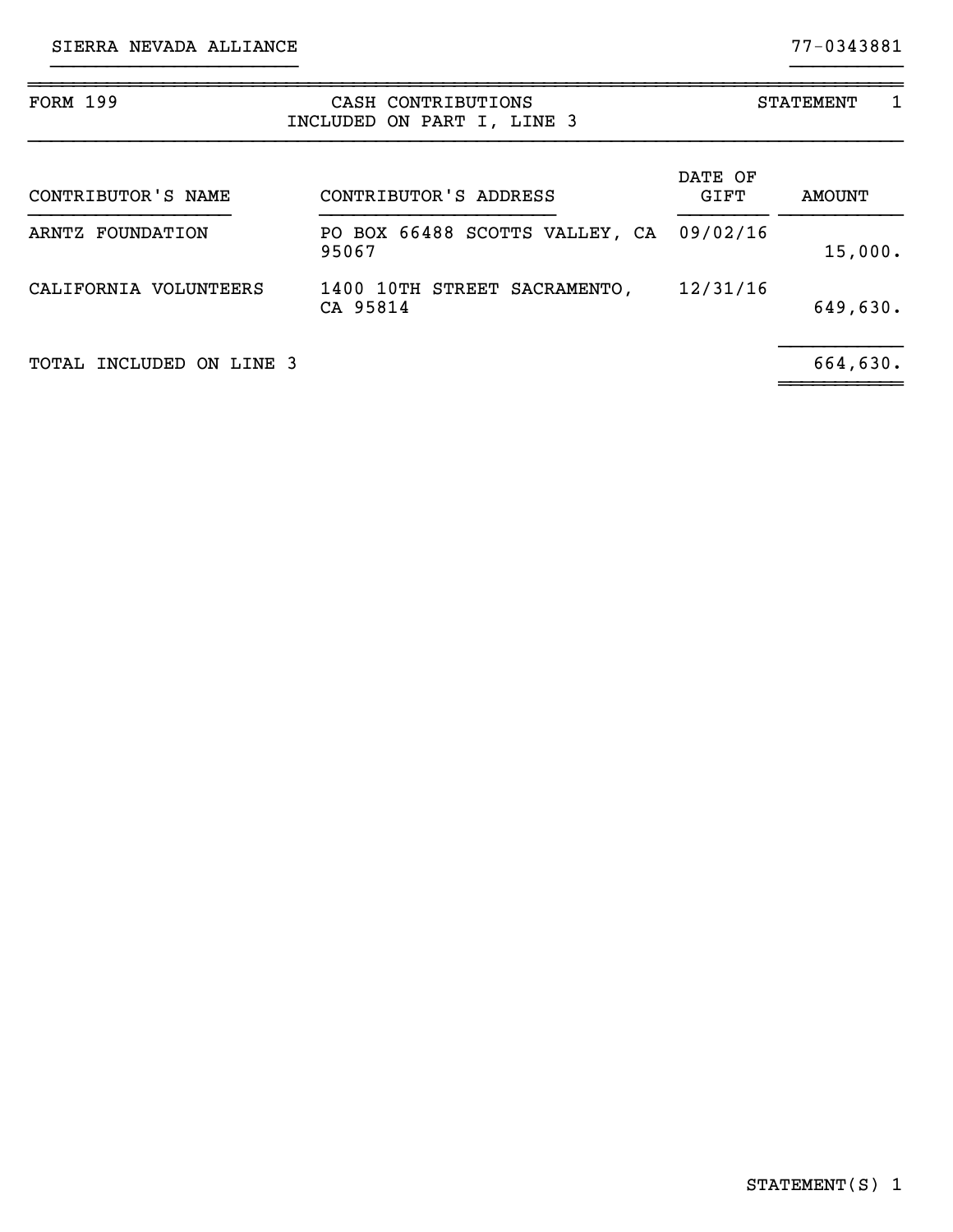SIERRA NEVADA ALLIANCE 77-0343881

| FORM 199 | CASH CONTRIBUTIONS INCLUDED ON PART I, LINE 3 | | STATEMENT 1 |
|---|---|---|---|

| CONTRIBUTOR'S NAME | CONTRIBUTOR'S ADDRESS | DATE OF GIFT | AMOUNT |
|---|---|---|---|
| ARNTZ FOUNDATION | PO BOX 66488 SCOTTS VALLEY, CA 95067 | 09/02/16 | 15,000. |
| CALIFORNIA VOLUNTEERS | 1400 10TH STREET SACRAMENTO, CA 95814 | 12/31/16 | 649,630. |
| TOTAL INCLUDED ON LINE 3 | | | 664,630. |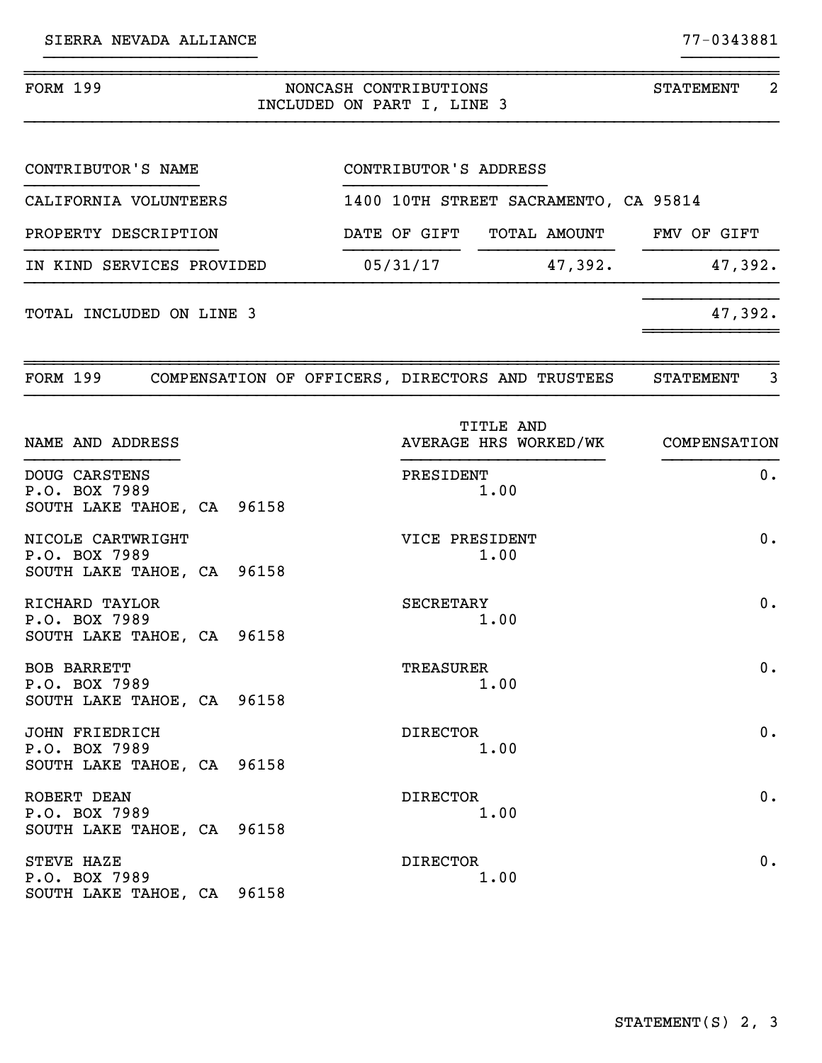SIERRA NEVADA ALLIANCE 77-0343881

## FORM 199 — NONCASH CONTRIBUTIONS INCLUDED ON PART I, LINE 3 — STATEMENT 2

| CONTRIBUTOR'S NAME | CONTRIBUTOR'S ADDRESS | | |
|---|---|---|---|
| CALIFORNIA VOLUNTEERS | 1400 10TH STREET SACRAMENTO, CA 95814 | | |
| **PROPERTY DESCRIPTION** | **DATE OF GIFT** | **TOTAL AMOUNT** | **FMV OF GIFT** |
| IN KIND SERVICES PROVIDED | 05/31/17 | 47,392. | 47,392. |
| TOTAL INCLUDED ON LINE 3 | | | 47,392. |

## FORM 199 — COMPENSATION OF OFFICERS, DIRECTORS AND TRUSTEES — STATEMENT 3

| NAME AND ADDRESS | TITLE AND AVERAGE HRS WORKED/WK | COMPENSATION |
|---|---|---|
| DOUG CARSTENS<br>P.O. BOX 7989<br>SOUTH LAKE TAHOE, CA 96158 | PRESIDENT<br>1.00 | 0. |
| NICOLE CARTWRIGHT<br>P.O. BOX 7989<br>SOUTH LAKE TAHOE, CA 96158 | VICE PRESIDENT<br>1.00 | 0. |
| RICHARD TAYLOR<br>P.O. BOX 7989<br>SOUTH LAKE TAHOE, CA 96158 | SECRETARY<br>1.00 | 0. |
| BOB BARRETT<br>P.O. BOX 7989<br>SOUTH LAKE TAHOE, CA 96158 | TREASURER<br>1.00 | 0. |
| JOHN FRIEDRICH<br>P.O. BOX 7989<br>SOUTH LAKE TAHOE, CA 96158 | DIRECTOR<br>1.00 | 0. |
| ROBERT DEAN<br>P.O. BOX 7989<br>SOUTH LAKE TAHOE, CA 96158 | DIRECTOR<br>1.00 | 0. |
| STEVE HAZE<br>P.O. BOX 7989<br>SOUTH LAKE TAHOE, CA 96158 | DIRECTOR<br>1.00 | 0. |

STATEMENT(S) 2, 3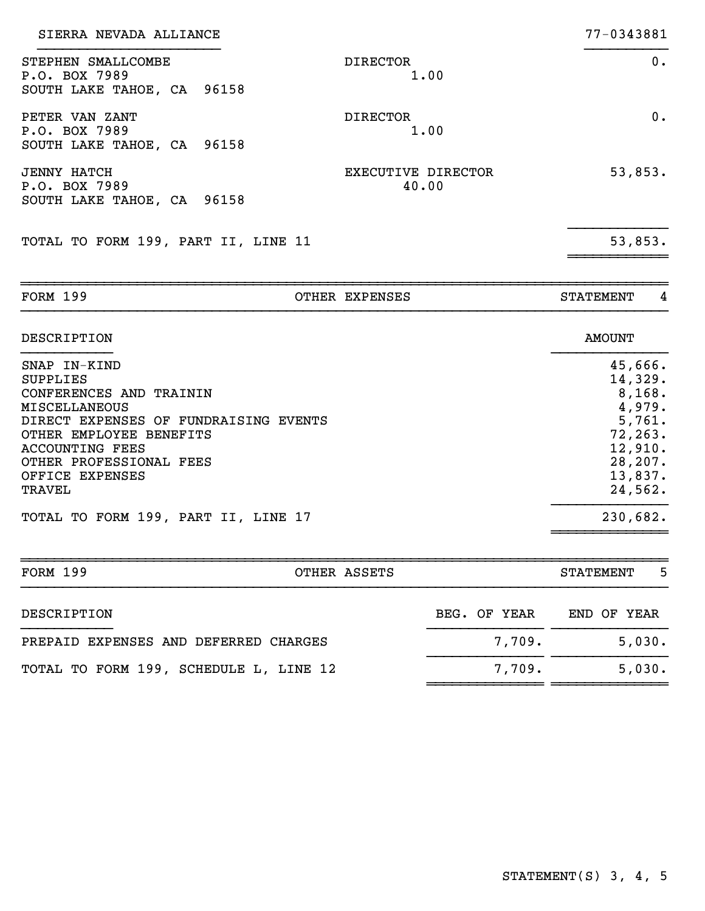SIERRA NEVADA ALLIANCE 77-0343881

| Name and Address | Title and Hours | Compensation |
|---|---|---|
| STEPHEN SMALLCOMBE<br>P.O. BOX 7989<br>SOUTH LAKE TAHOE, CA 96158 | DIRECTOR<br>1.00 | 0. |
| PETER VAN ZANT<br>P.O. BOX 7989<br>SOUTH LAKE TAHOE, CA 96158 | DIRECTOR<br>1.00 | 0. |
| JENNY HATCH<br>P.O. BOX 7989<br>SOUTH LAKE TAHOE, CA 96158 | EXECUTIVE DIRECTOR<br>40.00 | 53,853. |
| TOTAL TO FORM 199, PART II, LINE 11 | | 53,853. |

## FORM 199 OTHER EXPENSES STATEMENT 4

| DESCRIPTION | AMOUNT |
|---|---|
| SNAP IN-KIND | 45,666. |
| SUPPLIES | 14,329. |
| CONFERENCES AND TRAININ | 8,168. |
| MISCELLANEOUS | 4,979. |
| DIRECT EXPENSES OF FUNDRAISING EVENTS | 5,761. |
| OTHER EMPLOYEE BENEFITS | 72,263. |
| ACCOUNTING FEES | 12,910. |
| OTHER PROFESSIONAL FEES | 28,207. |
| OFFICE EXPENSES | 13,837. |
| TRAVEL | 24,562. |
| TOTAL TO FORM 199, PART II, LINE 17 | 230,682. |

## FORM 199 OTHER ASSETS STATEMENT 5

| DESCRIPTION | BEG. OF YEAR | END OF YEAR |
|---|---|---|
| PREPAID EXPENSES AND DEFERRED CHARGES | 7,709. | 5,030. |
| TOTAL TO FORM 199, SCHEDULE L, LINE 12 | 7,709. | 5,030. |

STATEMENT(S) 3, 4, 5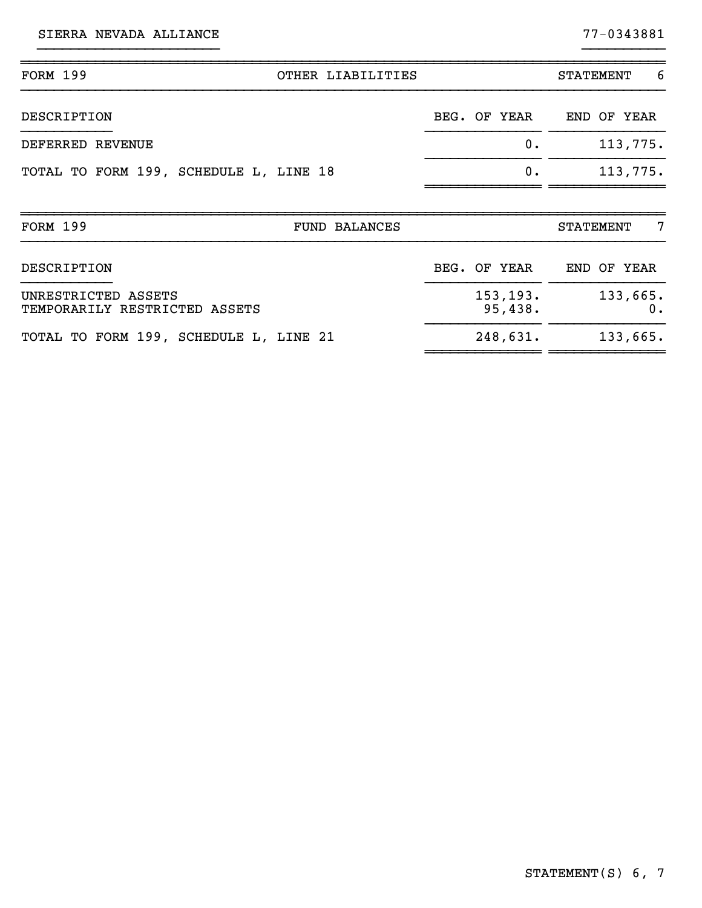SIERRA NEVADA ALLIANCE 77-0343881

| FORM 199 | OTHER LIABILITIES | STATEMENT 6 |
|---|---|---|
| DESCRIPTION | BEG. OF YEAR | END OF YEAR |
| DEFERRED REVENUE | 0. | 113,775. |
| TOTAL TO FORM 199, SCHEDULE L, LINE 18 | 0. | 113,775. |

| FORM 199 | FUND BALANCES | STATEMENT 7 |
|---|---|---|
| DESCRIPTION | BEG. OF YEAR | END OF YEAR |
| UNRESTRICTED ASSETS | 153,193. | 133,665. |
| TEMPORARILY RESTRICTED ASSETS | 95,438. | 0. |
| TOTAL TO FORM 199, SCHEDULE L, LINE 21 | 248,631. | 133,665. |

STATEMENT(S) 6, 7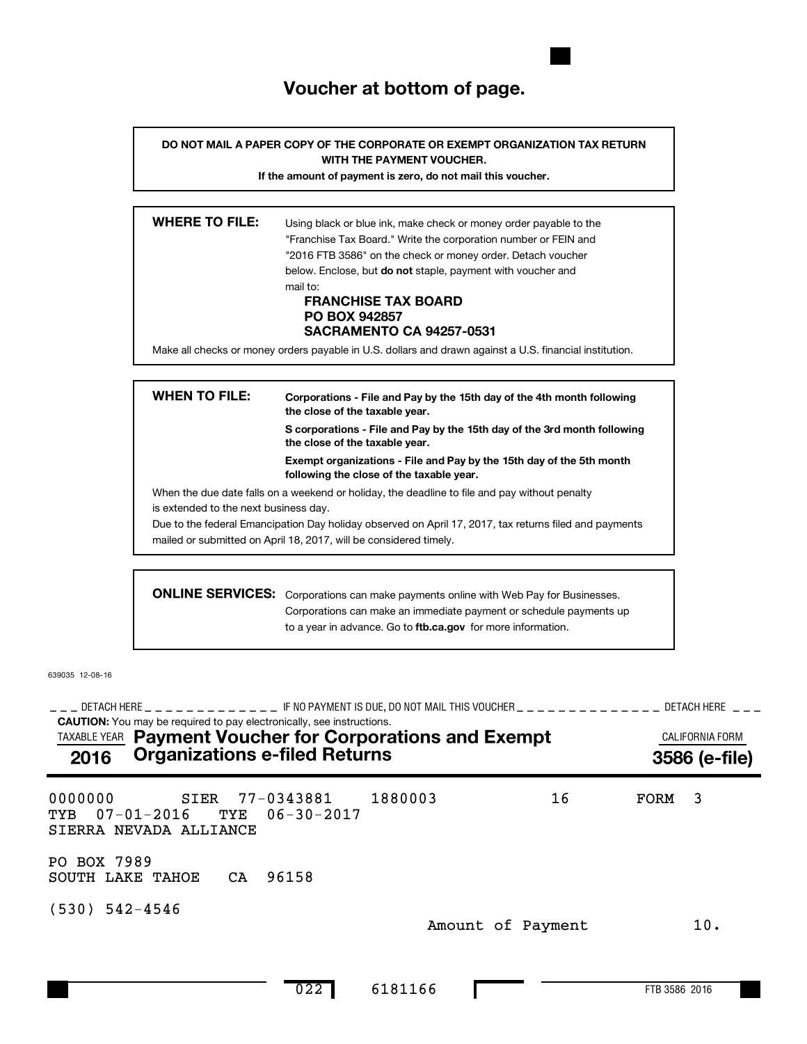# Voucher at bottom of page.

**DO NOT MAIL A PAPER COPY OF THE CORPORATE OR EXEMPT ORGANIZATION TAX RETURN WITH THE PAYMENT VOUCHER.**

**If the amount of payment is zero, do not mail this voucher.**

**WHERE TO FILE:** Using black or blue ink, make check or money order payable to the "Franchise Tax Board." Write the corporation number or FEIN and "2016 FTB 3586" on the check or money order. Detach voucher below. Enclose, but **do not** staple, payment with voucher and mail to:

**FRANCHISE TAX BOARD**
**PO BOX 942857**
**SACRAMENTO CA 94257-0531**

Make all checks or money orders payable in U.S. dollars and drawn against a U.S. financial institution.

**WHEN TO FILE:**

**Corporations - File and Pay by the 15th day of the 4th month following the close of the taxable year.**

**S corporations - File and Pay by the 15th day of the 3rd month following the close of the taxable year.**

**Exempt organizations - File and Pay by the 15th day of the 5th month following the close of the taxable year.**

When the due date falls on a weekend or holiday, the deadline to file and pay without penalty is extended to the next business day.

Due to the federal Emancipation Day holiday observed on April 17, 2017, tax returns filed and payments mailed or submitted on April 18, 2017, will be considered timely.

**ONLINE SERVICES:** Corporations can make payments online with Web Pay for Businesses. Corporations can make an immediate payment or schedule payments up to a year in advance. Go to **ftb.ca.gov** for more information.

639035 12-08-16

DETACH HERE — IF NO PAYMENT IS DUE, DO NOT MAIL THIS VOUCHER — DETACH HERE

**CAUTION:** You may be required to pay electronically, see instructions.

TAXABLE YEAR **2016** **Payment Voucher for Corporations and Exempt Organizations e-filed Returns** CALIFORNIA FORM **3586 (e-file)**

```
0000000       SIER  77-0343881   1880003            16       FORM  3
TYB  07-01-2016   TYE  06-30-2017
SIERRA NEVADA ALLIANCE

PO BOX 7989
SOUTH LAKE TAHOE   CA  96158

(530) 542-4546
                                                Amount of Payment         10.
```

022 6181166

FTB 3586 2016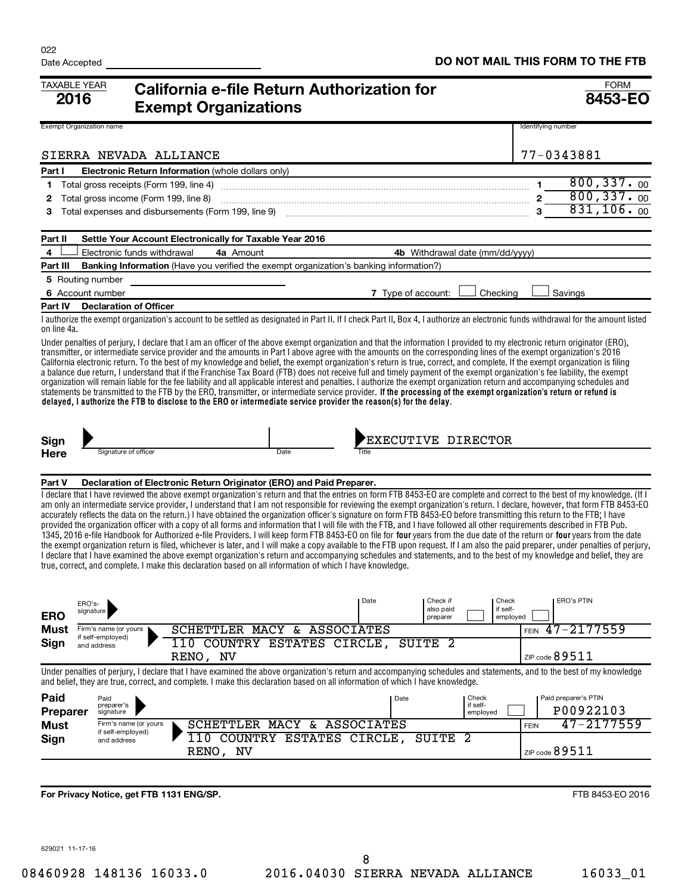022

Date Accepted ______________________

**DO NOT MAIL THIS FORM TO THE FTB**

TAXABLE YEAR **2016**

# California e-file Return Authorization for Exempt Organizations

FORM **8453-EO**

| Exempt Organization name | Identifying number |
|---|---|
| SIERRA NEVADA ALLIANCE | 77-0343881 |

**Part I Electronic Return Information** (whole dollars only)

| | | | |
|---|---|---|---|
| 1 | Total gross receipts (Form 199, line 4) | 1 | 800,337. 00 |
| 2 | Total gross income (Form 199, line 8) | 2 | 800,337. 00 |
| 3 | Total expenses and disbursements (Form 199, line 9) | 3 | 831,106. 00 |

**Part II Settle Your Account Electronically for Taxable Year 2016**

4 ☐ Electronic funds withdrawal 4a Amount ______ 4b Withdrawal date (mm/dd/yyyy) ______

**Part III Banking Information** (Have you verified the exempt organization's banking information?)

5 Routing number ______

6 Account number ______ 7 Type of account: ☐ Checking ☐ Savings

**Part IV Declaration of Officer**

I authorize the exempt organization's account to be settled as designated in Part II. If I check Part II, Box 4, I authorize an electronic funds withdrawal for the amount listed on line 4a.

Under penalties of perjury, I declare that I am an officer of the above exempt organization and that the information I provided to my electronic return originator (ERO), transmitter, or intermediate service provider and the amounts in Part I above agree with the amounts on the corresponding lines of the exempt organization's 2016 California electronic return. To the best of my knowledge and belief, the exempt organization's return is true, correct, and complete. If the exempt organization is filing a balance due return, I understand that if the Franchise Tax Board (FTB) does not receive full and timely payment of the exempt organization's fee liability, the exempt organization will remain liable for the fee liability and all applicable interest and penalties. I authorize the exempt organization return and accompanying schedules and statements be transmitted to the FTB by the ERO, transmitter, or intermediate service provider. **If the processing of the exempt organization's return or refund is delayed, I authorize the FTB to disclose to the ERO or intermediate service provider the reason(s) for the delay.**

**Sign Here** Signature of officer ______ Date ______ Title: EXECUTIVE DIRECTOR

**Part V Declaration of Electronic Return Originator (ERO) and Paid Preparer.**

I declare that I have reviewed the above exempt organization's return and that the entries on form FTB 8453-EO are complete and correct to the best of my knowledge. (If I am only an intermediate service provider, I understand that I am not responsible for reviewing the exempt organization's return. I declare, however, that form FTB 8453-EO accurately reflects the data on the return.) I have obtained the organization officer's signature on form FTB 8453-EO before transmitting this return to the FTB; I have provided the organization officer with a copy of all forms and information that I will file with the FTB, and I have followed all other requirements described in FTB Pub. 1345, 2016 e-file Handbook for Authorized e-file Providers. I will keep form FTB 8453-EO on file for **four** years from the due date of the return or **four** years from the date the exempt organization return is filed, whichever is later, and I will make a copy available to the FTB upon request. If I am also the paid preparer, under penalties of perjury, I declare that I have examined the above exempt organization's return and accompanying schedules and statements, and to the best of my knowledge and belief, they are true, correct, and complete. I make this declaration based on all information of which I have knowledge.

**ERO Must Sign**

ERO's signature ______ Date ______ Check if also paid preparer ☐ Check if self-employed ☐ ERO's PTIN ______

Firm's name (or yours if self-employed) and address: SCHETTLER MACY & ASSOCIATES, 110 COUNTRY ESTATES CIRCLE, SUITE 2, RENO, NV — FEIN 47-2177559 — ZIP code 89511

Under penalties of perjury, I declare that I have examined the above organization's return and accompanying schedules and statements, and to the best of my knowledge and belief, they are true, correct, and complete. I make this declaration based on all information of which I have knowledge.

**Paid Preparer Must Sign**

Paid preparer's signature ______ Date ______ Check if self-employed ☐ Paid preparer's PTIN P00922103

Firm's name (or yours if self-employed) and address: SCHETTLER MACY & ASSOCIATES, 110 COUNTRY ESTATES CIRCLE, SUITE 2, RENO, NV — FEIN 47-2177559 — ZIP code 89511

**For Privacy Notice, get FTB 1131 ENG/SP.**

FTB 8453-EO 2016

629021 11-17-16

08460928 148136 16033.0 2016.04030 SIERRA NEVADA ALLIANCE 16033_01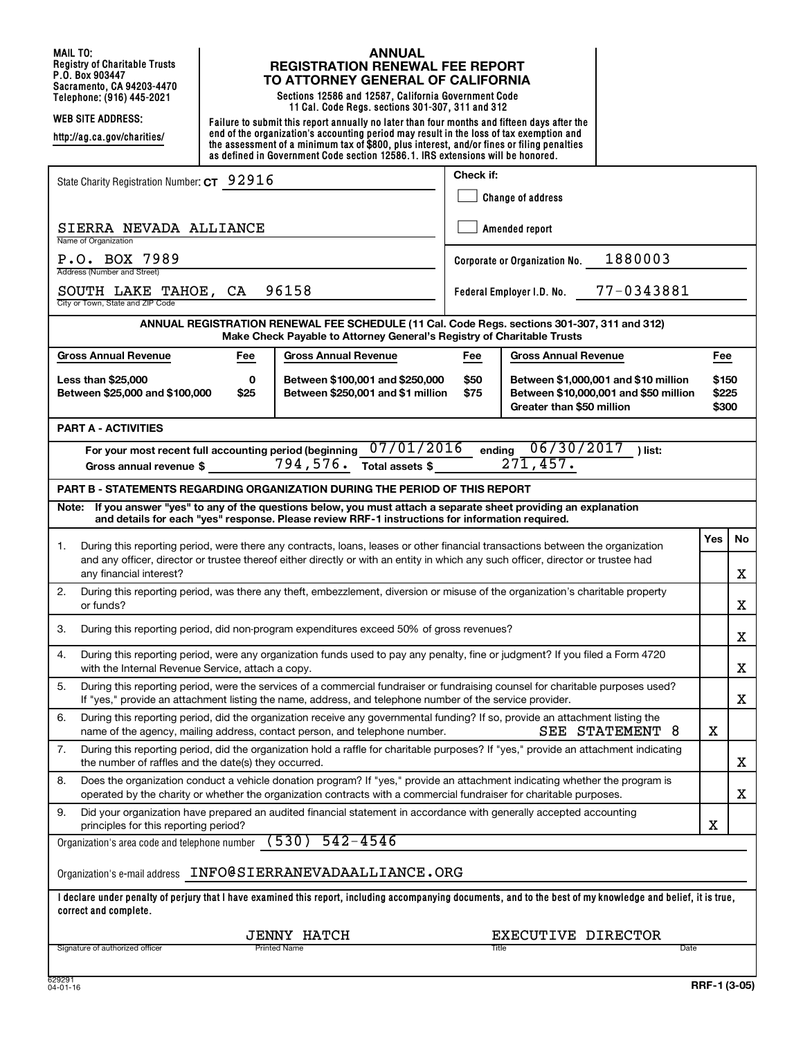**MAIL TO:**
**Registry of Charitable Trusts**
**P.O. Box 903447**
**Sacramento, CA 94203-4470**
**Telephone: (916) 445-2021**

**WEB SITE ADDRESS:**

**http://ag.ca.gov/charities/**

# ANNUAL REGISTRATION RENEWAL FEE REPORT TO ATTORNEY GENERAL OF CALIFORNIA

**Sections 12586 and 12587, California Government Code**
**11 Cal. Code Regs. sections 301-307, 311 and 312**

**Failure to submit this report annually no later than four months and fifteen days after the end of the organization's accounting period may result in the loss of tax exemption and the assessment of a minimum tax of $800, plus interest, and/or fines or filing penalties as defined in Government Code section 12586.1. IRS extensions will be honored.**

State Charity Registration Number: **CT** 92916

SIERRA NEVADA ALLIANCE
Name of Organization

P.O. BOX 7989
Address (Number and Street)

SOUTH LAKE TAHOE, CA 96158
City or Town, State and ZIP Code

**Check if:**
- [ ] **Change of address**
- [ ] **Amended report**

**Corporate or Organization No.** 1880003

**Federal Employer I.D. No.** 77-0343881

**ANNUAL REGISTRATION RENEWAL FEE SCHEDULE (11 Cal. Code Regs. sections 301-307, 311 and 312)**
**Make Check Payable to Attorney General's Registry of Charitable Trusts**

| Gross Annual Revenue | Fee | Gross Annual Revenue | Fee | Gross Annual Revenue | Fee |
|---|---|---|---|---|---|
| Less than $25,000 | 0 | Between $100,001 and $250,000 | $50 | Between $1,000,001 and $10 million | $150 |
| Between $25,000 and $100,000 | $25 | Between $250,001 and $1 million | $75 | Between $10,000,001 and $50 million | $225 |
| | | | | Greater than $50 million | $300 |

## PART A - ACTIVITIES

For your most recent full accounting period (beginning 07/01/2016 ending 06/30/2017 ) list:
Gross annual revenue $ 794,576. Total assets $ 271,457.

## PART B - STATEMENTS REGARDING ORGANIZATION DURING THE PERIOD OF THIS REPORT

**Note: If you answer "yes" to any of the questions below, you must attach a separate sheet providing an explanation and details for each "yes" response. Please review RRF-1 instructions for information required.**

| | | Yes | No |
|---|---|---|---|
| 1. | During this reporting period, were there any contracts, loans, leases or other financial transactions between the organization and any officer, director or trustee thereof either directly or with an entity in which any such officer, director or trustee had any financial interest? | | X |
| 2. | During this reporting period, was there any theft, embezzlement, diversion or misuse of the organization's charitable property or funds? | | X |
| 3. | During this reporting period, did non-program expenditures exceed 50% of gross revenues? | | X |
| 4. | During this reporting period, were any organization funds used to pay any penalty, fine or judgment? If you filed a Form 4720 with the Internal Revenue Service, attach a copy. | | X |
| 5. | During this reporting period, were the services of a commercial fundraiser or fundraising counsel for charitable purposes used? If "yes," provide an attachment listing the name, address, and telephone number of the service provider. | | X |
| 6. | During this reporting period, did the organization receive any governmental funding? If so, provide an attachment listing the name of the agency, mailing address, contact person, and telephone number. SEE STATEMENT 8 | X | |
| 7. | During this reporting period, did the organization hold a raffle for charitable purposes? If "yes," provide an attachment indicating the number of raffles and the date(s) they occurred. | | X |
| 8. | Does the organization conduct a vehicle donation program? If "yes," provide an attachment indicating whether the program is operated by the charity or whether the organization contracts with a commercial fundraiser for charitable purposes. | | X |
| 9. | Did your organization have prepared an audited financial statement in accordance with generally accepted accounting principles for this reporting period? | X | |

Organization's area code and telephone number (530) 542-4546

Organization's e-mail address INFO@SIERRANEVADAALLIANCE.ORG

**I declare under penalty of perjury that I have examined this report, including accompanying documents, and to the best of my knowledge and belief, it is true, correct and complete.**

| Signature of authorized officer | Printed Name | Title | Date |
|---|---|---|---|
| | JENNY HATCH | EXECUTIVE DIRECTOR | |

629291
04-01-16

**RRF-1 (3-05)**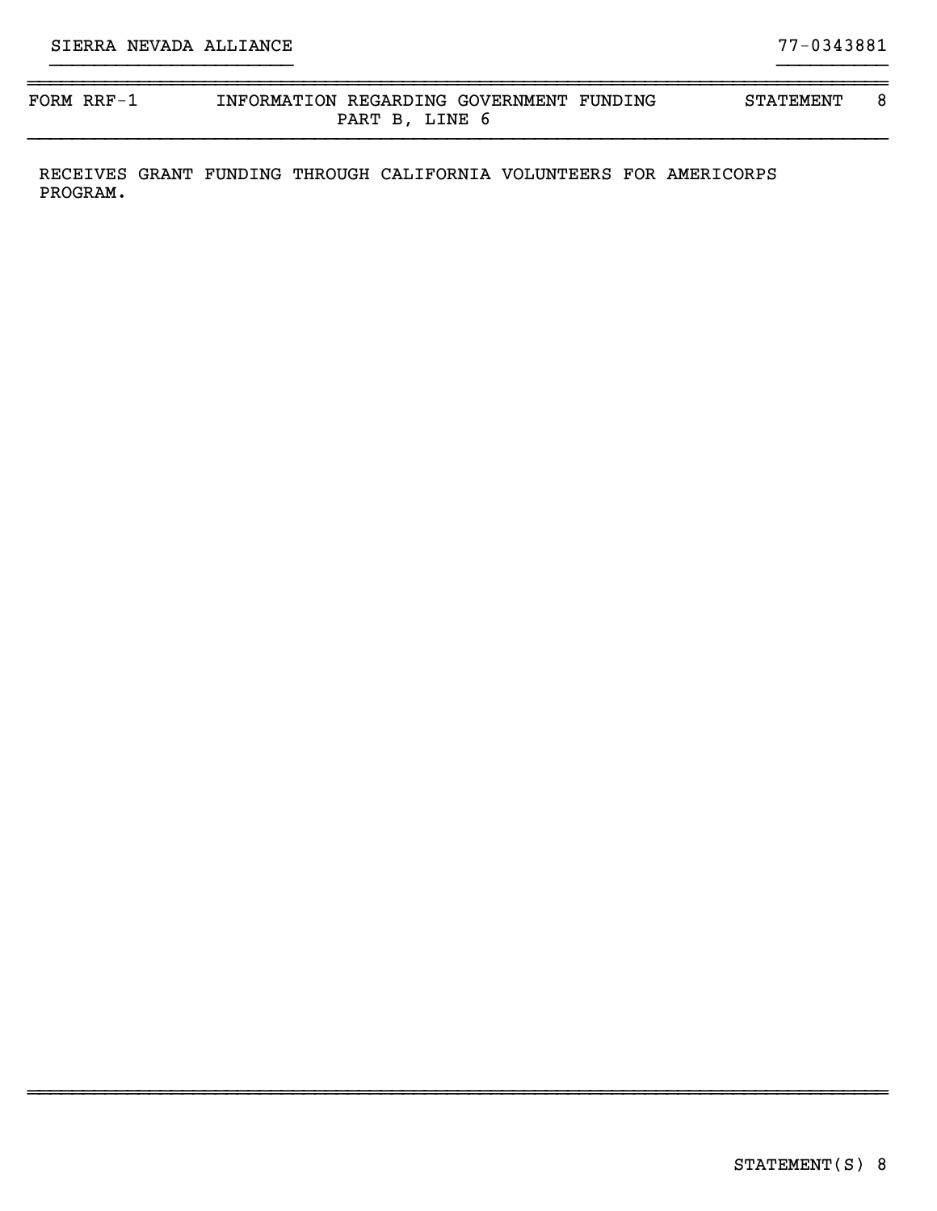SIERRA NEVADA ALLIANCE 77-0343881

FORM RRF-1 INFORMATION REGARDING GOVERNMENT FUNDING PART B, LINE 6 STATEMENT 8

RECEIVES GRANT FUNDING THROUGH CALIFORNIA VOLUNTEERS FOR AMERICORPS PROGRAM.